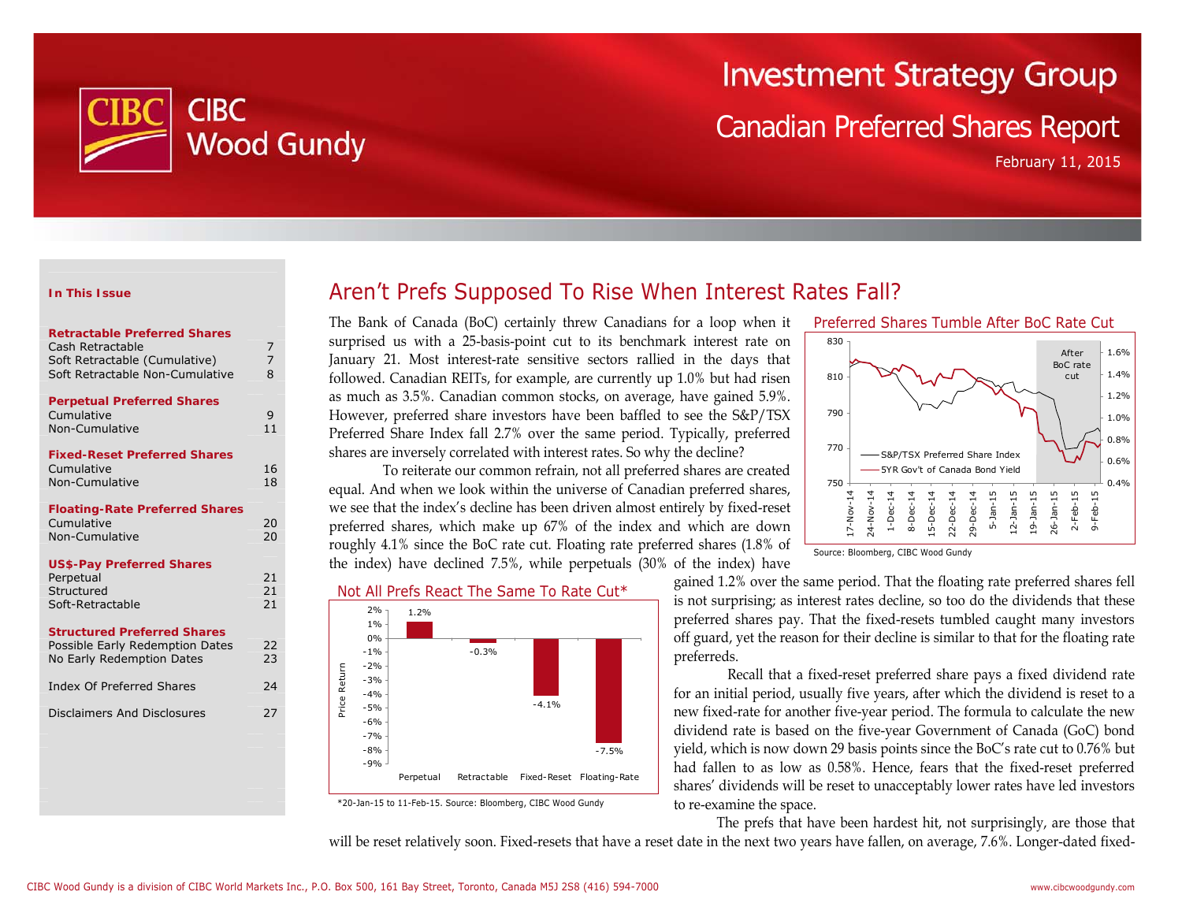# Investment Strategy Group

## Canadian Preferred Shares Report

February 11, 2015

**In This Issue**

| | |
|---|---|
| **Retractable Preferred Shares** | |
| Cash Retractable | 7 |
| Soft Retractable (Cumulative) | 7 |
| Soft Retractable Non-Cumulative | 8 |
| **Perpetual Preferred Shares** | |
| Cumulative | 9 |
| Non-Cumulative | 11 |
| **Fixed-Reset Preferred Shares** | |
| Cumulative | 16 |
| Non-Cumulative | 18 |
| **Floating-Rate Preferred Shares** | |
| Cumulative | 20 |
| Non-Cumulative | 20 |
| **US$-Pay Preferred Shares** | |
| Perpetual | 21 |
| Structured | 21 |
| Soft-Retractable | 21 |
| **Structured Preferred Shares** | |
| Possible Early Redemption Dates | 22 |
| No Early Redemption Dates | 23 |
| Index Of Preferred Shares | 24 |
| Disclaimers And Disclosures | 27 |

## Aren't Prefs Supposed To Rise When Interest Rates Fall?

The Bank of Canada (BoC) certainly threw Canadians for a loop when it surprised us with a 25-basis-point cut to its benchmark interest rate on January 21. Most interest-rate sensitive sectors rallied in the days that followed. Canadian REITs, for example, are currently up 1.0% but had risen as much as 3.5%. Canadian common stocks, on average, have gained 5.9%. However, preferred share investors have been baffled to see the S&P/TSX Preferred Share Index fall 2.7% over the same period. Typically, preferred shares are inversely correlated with interest rates. So why the decline?

To reiterate our common refrain, not all preferred shares are created equal. And when we look within the universe of Canadian preferred shares, we see that the index's decline has been driven almost entirely by fixed-reset preferred shares, which make up 67% of the index and which are down roughly 4.1% since the BoC rate cut. Floating rate preferred shares (1.8% of the index) have declined 7.5%, while perpetuals (30% of the index) have gained 1.2% over the same period. That the floating rate preferred shares fell is not surprising; as interest rates decline, so too do the dividends that these preferred shares pay. That the fixed-resets tumbled caught many investors off guard, yet the reason for their decline is similar to that for the floating rate preferreds.

**Preferred Shares Tumble After BoC Rate Cut**

(Chart: S&P/TSX Preferred Share Index vs. 5YR Gov't of Canada Bond Yield, 17-Nov-14 to 9-Feb-15; shaded region "After BoC rate cut")

Source: Bloomberg, CIBC Wood Gundy

**Not All Prefs React The Same To Rate Cut***

| | Perpetual | Retractable | Fixed-Reset | Floating-Rate |
|---|---|---|---|---|
| Price Return | 1.2% | -0.3% | -4.1% | -7.5% |

*20-Jan-15 to 11-Feb-15. Source: Bloomberg, CIBC Wood Gundy

Recall that a fixed-reset preferred share pays a fixed dividend rate for an initial period, usually five years, after which the dividend is reset to a new fixed-rate for another five-year period. The formula to calculate the new dividend rate is based on the five-year Government of Canada (GoC) bond yield, which is now down 29 basis points since the BoC's rate cut to 0.76% but had fallen to as low as 0.58%. Hence, fears that the fixed-reset preferred shares' dividends will be reset to unacceptably lower rates have led investors to re-examine the space.

The prefs that have been hardest hit, not surprisingly, are those that will be reset relatively soon. Fixed-resets that have a reset date in the next two years have fallen, on average, 7.6%. Longer-dated fixed-

CIBC Wood Gundy is a division of CIBC World Markets Inc., P.O. Box 500, 161 Bay Street, Toronto, Canada M5J 2S8 (416) 594-7000 www.cibcwoodgundy.com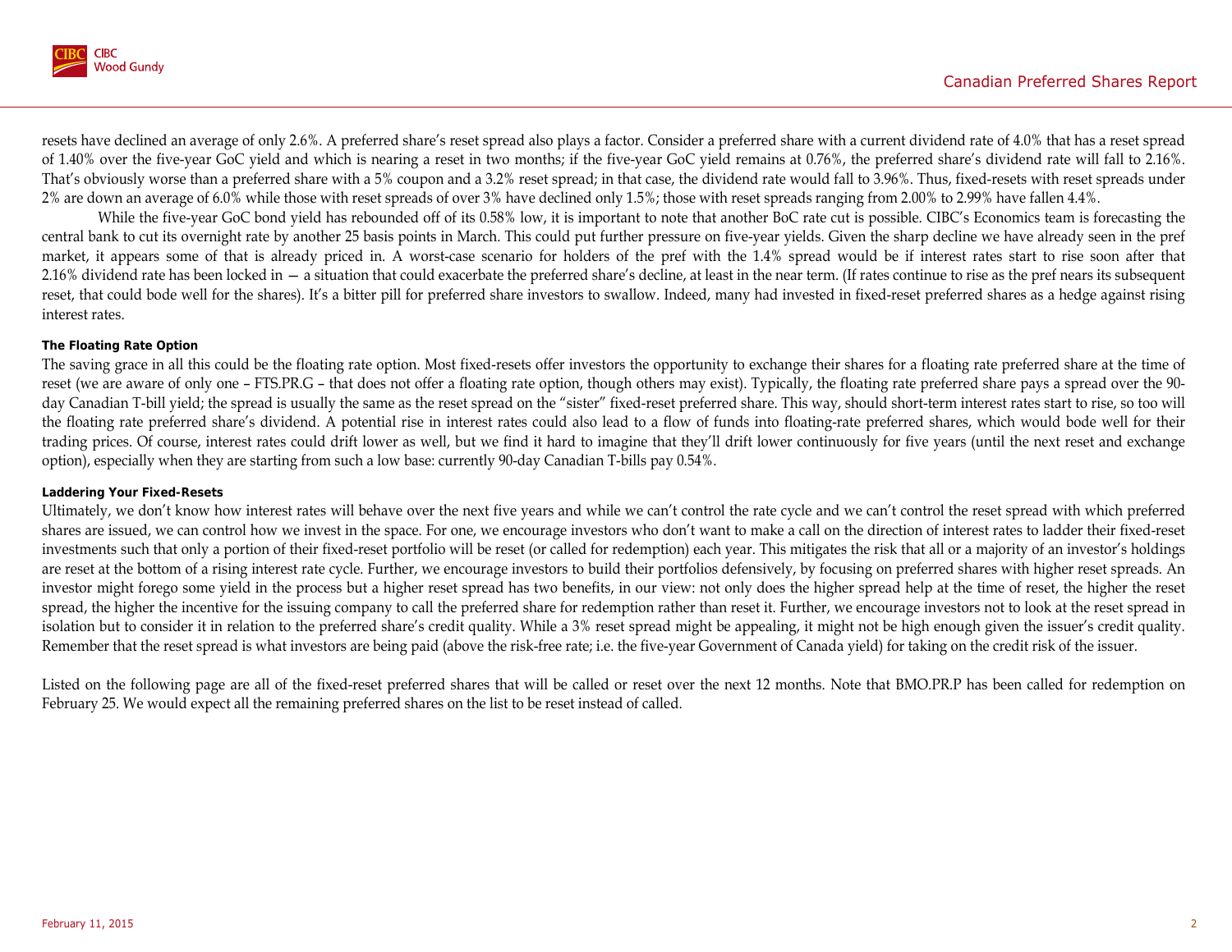resets have declined an average of only 2.6%. A preferred share's reset spread also plays a factor. Consider a preferred share with a current dividend rate of 4.0% that has a reset spread of 1.40% over the five-year GoC yield and which is nearing a reset in two months; if the five-year GoC yield remains at 0.76%, the preferred share's dividend rate will fall to 2.16%. That's obviously worse than a preferred share with a 5% coupon and a 3.2% reset spread; in that case, the dividend rate would fall to 3.96%. Thus, fixed-resets with reset spreads under 2% are down an average of 6.0% while those with reset spreads of over 3% have declined only 1.5%; those with reset spreads ranging from 2.00% to 2.99% have fallen 4.4%.

While the five-year GoC bond yield has rebounded off of its 0.58% low, it is important to note that another BoC rate cut is possible. CIBC's Economics team is forecasting the central bank to cut its overnight rate by another 25 basis points in March. This could put further pressure on five-year yields. Given the sharp decline we have already seen in the pref market, it appears some of that is already priced in. A worst-case scenario for holders of the pref with the 1.4% spread would be if interest rates start to rise soon after that 2.16% dividend rate has been locked in — a situation that could exacerbate the preferred share's decline, at least in the near term. (If rates continue to rise as the pref nears its subsequent reset, that could bode well for the shares). It's a bitter pill for preferred share investors to swallow. Indeed, many had invested in fixed-reset preferred shares as a hedge against rising interest rates.

#### The Floating Rate Option

The saving grace in all this could be the floating rate option. Most fixed-resets offer investors the opportunity to exchange their shares for a floating rate preferred share at the time of reset (we are aware of only one – FTS.PR.G – that does not offer a floating rate option, though others may exist). Typically, the floating rate preferred share pays a spread over the 90-day Canadian T-bill yield; the spread is usually the same as the reset spread on the "sister" fixed-reset preferred share. This way, should short-term interest rates start to rise, so too will the floating rate preferred share's dividend. A potential rise in interest rates could also lead to a flow of funds into floating-rate preferred shares, which would bode well for their trading prices. Of course, interest rates could drift lower as well, but we find it hard to imagine that they'll drift lower continuously for five years (until the next reset and exchange option), especially when they are starting from such a low base: currently 90-day Canadian T-bills pay 0.54%.

#### Laddering Your Fixed-Resets

Ultimately, we don't know how interest rates will behave over the next five years and while we can't control the rate cycle and we can't control the reset spread with which preferred shares are issued, we can control how we invest in the space. For one, we encourage investors who don't want to make a call on the direction of interest rates to ladder their fixed-reset investments such that only a portion of their fixed-reset portfolio will be reset (or called for redemption) each year. This mitigates the risk that all or a majority of an investor's holdings are reset at the bottom of a rising interest rate cycle. Further, we encourage investors to build their portfolios defensively, by focusing on preferred shares with higher reset spreads. An investor might forego some yield in the process but a higher reset spread has two benefits, in our view: not only does the higher spread help at the time of reset, the higher the reset spread, the higher the incentive for the issuing company to call the preferred share for redemption rather than reset it. Further, we encourage investors not to look at the reset spread in isolation but to consider it in relation to the preferred share's credit quality. While a 3% reset spread might be appealing, it might not be high enough given the issuer's credit quality. Remember that the reset spread is what investors are being paid (above the risk-free rate; i.e. the five-year Government of Canada yield) for taking on the credit risk of the issuer.

Listed on the following page are all of the fixed-reset preferred shares that will be called or reset over the next 12 months. Note that BMO.PR.P has been called for redemption on February 25. We would expect all the remaining preferred shares on the list to be reset instead of called.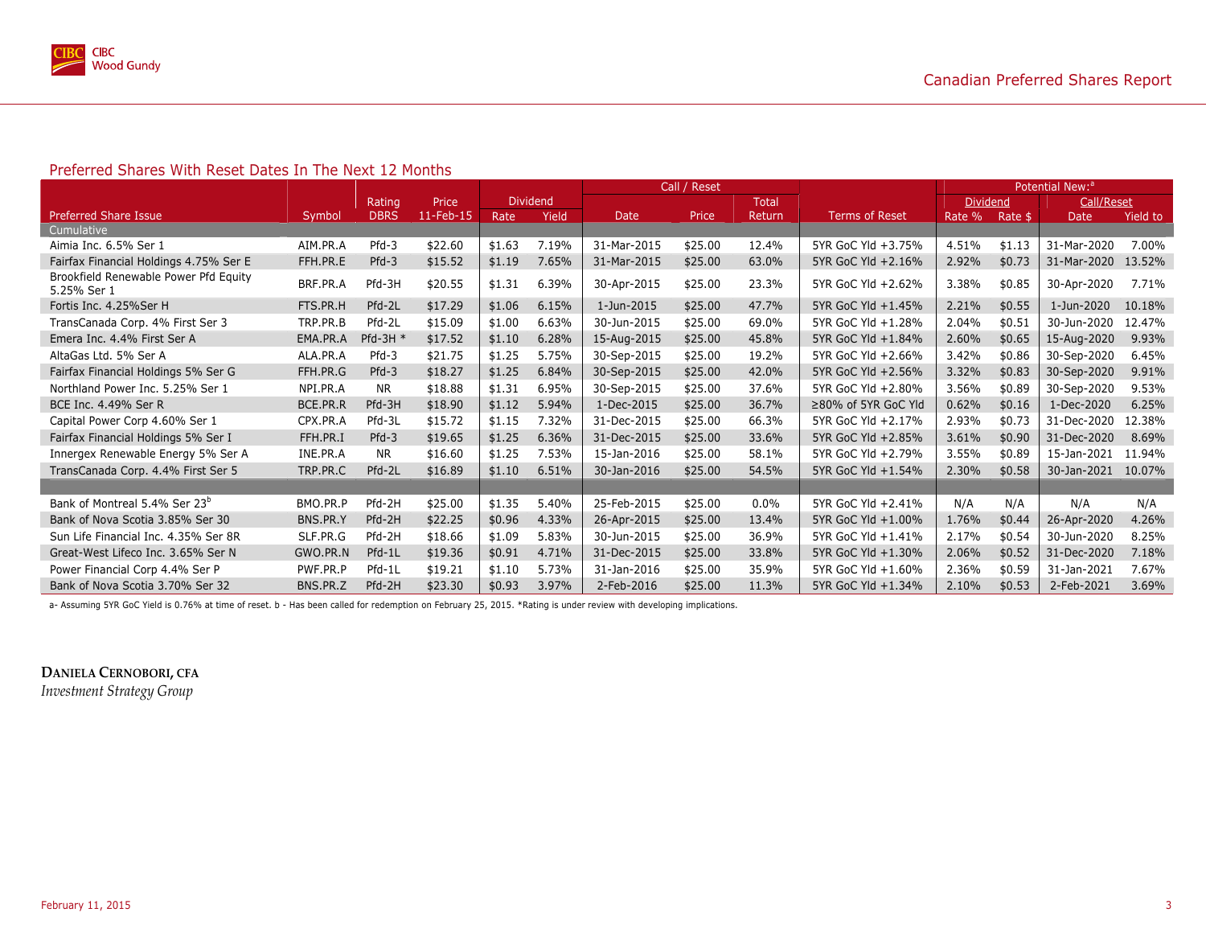## Preferred Shares With Reset Dates In The Next 12 Months

| Preferred Share Issue | Symbol | Rating DBRS | Price 11-Feb-15 | Dividend Rate | Dividend Yield | Call / Reset Date | Call / Reset Price | Call / Reset Total Return | Terms of Reset | Potential New:[a] Dividend Rate % | Potential New:[a] Dividend Rate $ | Potential New:[a] Call/Reset Date | Potential New:[a] Call/Reset Yield to |
|---|---|---|---|---|---|---|---|---|---|---|---|---|---|
| Cumulative | | | | | | | | | | | | | |
| Aimia Inc. 6.5% Ser 1 | AIM.PR.A | Pfd-3 | $22.60 | $1.63 | 7.19% | 31-Mar-2015 | $25.00 | 12.4% | 5YR GoC Yld +3.75% | 4.51% | $1.13 | 31-Mar-2020 | 7.00% |
| Fairfax Financial Holdings 4.75% Ser E | FFH.PR.E | Pfd-3 | $15.52 | $1.19 | 7.65% | 31-Mar-2015 | $25.00 | 63.0% | 5YR GoC Yld +2.16% | 2.92% | $0.73 | 31-Mar-2020 | 13.52% |
| Brookfield Renewable Power Pfd Equity 5.25% Ser 1 | BRF.PR.A | Pfd-3H | $20.55 | $1.31 | 6.39% | 30-Apr-2015 | $25.00 | 23.3% | 5YR GoC Yld +2.62% | 3.38% | $0.85 | 30-Apr-2020 | 7.71% |
| Fortis Inc. 4.25%Ser H | FTS.PR.H | Pfd-2L | $17.29 | $1.06 | 6.15% | 1-Jun-2015 | $25.00 | 47.7% | 5YR GoC Yld +1.45% | 2.21% | $0.55 | 1-Jun-2020 | 10.18% |
| TransCanada Corp. 4% First Ser 3 | TRP.PR.B | Pfd-2L | $15.09 | $1.00 | 6.63% | 30-Jun-2015 | $25.00 | 69.0% | 5YR GoC Yld +1.28% | 2.04% | $0.51 | 30-Jun-2020 | 12.47% |
| Emera Inc. 4.4% First Ser A | EMA.PR.A | Pfd-3H * | $17.52 | $1.10 | 6.28% | 15-Aug-2015 | $25.00 | 45.8% | 5YR GoC Yld +1.84% | 2.60% | $0.65 | 15-Aug-2020 | 9.93% |
| AltaGas Ltd. 5% Ser A | ALA.PR.A | Pfd-3 | $21.75 | $1.25 | 5.75% | 30-Sep-2015 | $25.00 | 19.2% | 5YR GoC Yld +2.66% | 3.42% | $0.86 | 30-Sep-2020 | 6.45% |
| Fairfax Financial Holdings 5% Ser G | FFH.PR.G | Pfd-3 | $18.27 | $1.25 | 6.84% | 30-Sep-2015 | $25.00 | 42.0% | 5YR GoC Yld +2.56% | 3.32% | $0.83 | 30-Sep-2020 | 9.91% |
| Northland Power Inc. 5.25% Ser 1 | NPI.PR.A | NR | $18.88 | $1.31 | 6.95% | 30-Sep-2015 | $25.00 | 37.6% | 5YR GoC Yld +2.80% | 3.56% | $0.89 | 30-Sep-2020 | 9.53% |
| BCE Inc. 4.49% Ser R | BCE.PR.R | Pfd-3H | $18.90 | $1.12 | 5.94% | 1-Dec-2015 | $25.00 | 36.7% | ≥80% of 5YR GoC Yld | 0.62% | $0.16 | 1-Dec-2020 | 6.25% |
| Capital Power Corp 4.60% Ser 1 | CPX.PR.A | Pfd-3L | $15.72 | $1.15 | 7.32% | 31-Dec-2015 | $25.00 | 66.3% | 5YR GoC Yld +2.17% | 2.93% | $0.73 | 31-Dec-2020 | 12.38% |
| Fairfax Financial Holdings 5% Ser I | FFH.PR.I | Pfd-3 | $19.65 | $1.25 | 6.36% | 31-Dec-2015 | $25.00 | 33.6% | 5YR GoC Yld +2.85% | 3.61% | $0.90 | 31-Dec-2020 | 8.69% |
| Innergex Renewable Energy 5% Ser A | INE.PR.A | NR | $16.60 | $1.25 | 7.53% | 15-Jan-2016 | $25.00 | 58.1% | 5YR GoC Yld +2.79% | 3.55% | $0.89 | 15-Jan-2021 | 11.94% |
| TransCanada Corp. 4.4% First Ser 5 | TRP.PR.C | Pfd-2L | $16.89 | $1.10 | 6.51% | 30-Jan-2016 | $25.00 | 54.5% | 5YR GoC Yld +1.54% | 2.30% | $0.58 | 30-Jan-2021 | 10.07% |
| | | | | | | | | | | | | | |
| Bank of Montreal 5.4% Ser 23[b] | BMO.PR.P | Pfd-2H | $25.00 | $1.35 | 5.40% | 25-Feb-2015 | $25.00 | 0.0% | 5YR GoC Yld +2.41% | N/A | N/A | N/A | N/A |
| Bank of Nova Scotia 3.85% Ser 30 | BNS.PR.Y | Pfd-2H | $22.25 | $0.96 | 4.33% | 26-Apr-2015 | $25.00 | 13.4% | 5YR GoC Yld +1.00% | 1.76% | $0.44 | 26-Apr-2020 | 4.26% |
| Sun Life Financial Inc. 4.35% Ser 8R | SLF.PR.G | Pfd-2H | $18.66 | $1.09 | 5.83% | 30-Jun-2015 | $25.00 | 36.9% | 5YR GoC Yld +1.41% | 2.17% | $0.54 | 30-Jun-2020 | 8.25% |
| Great-West Lifeco Inc. 3.65% Ser N | GWO.PR.N | Pfd-1L | $19.36 | $0.91 | 4.71% | 31-Dec-2015 | $25.00 | 33.8% | 5YR GoC Yld +1.30% | 2.06% | $0.52 | 31-Dec-2020 | 7.18% |
| Power Financial Corp 4.4% Ser P | PWF.PR.P | Pfd-1L | $19.21 | $1.10 | 5.73% | 31-Jan-2016 | $25.00 | 35.9% | 5YR GoC Yld +1.60% | 2.36% | $0.59 | 31-Jan-2021 | 7.67% |
| Bank of Nova Scotia 3.70% Ser 32 | BNS.PR.Z | Pfd-2H | $23.30 | $0.93 | 3.97% | 2-Feb-2016 | $25.00 | 11.3% | 5YR GoC Yld +1.34% | 2.10% | $0.53 | 2-Feb-2021 | 3.69% |

a- Assuming 5YR GoC Yield is 0.76% at time of reset. b - Has been called for redemption on February 25, 2015. *Rating is under review with developing implications.

**Daniela Cernobori, CFA**
*Investment Strategy Group*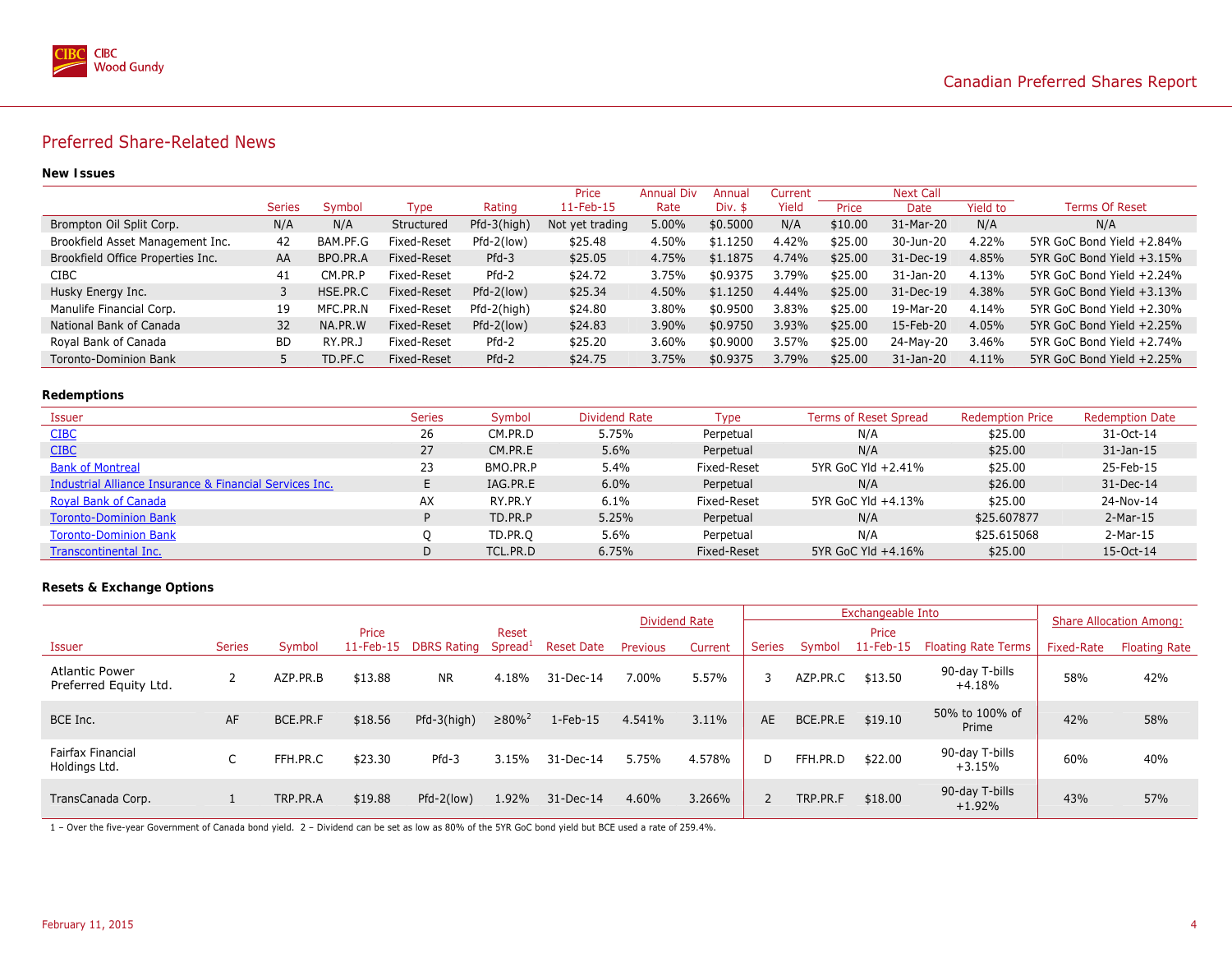## Preferred Share-Related News

### New Issues

| | Series | Symbol | Type | Rating | Price 11-Feb-15 | Annual Div Rate | Annual Div. $ | Current Yield | Next Call Price | Next Call Date | Yield to | Terms Of Reset |
|---|---|---|---|---|---|---|---|---|---|---|---|---|
| Brompton Oil Split Corp. | N/A | N/A | Structured | Pfd-3(high) | Not yet trading | 5.00% | $0.5000 | N/A | $10.00 | 31-Mar-20 | N/A | N/A |
| Brookfield Asset Management Inc. | 42 | BAM.PF.G | Fixed-Reset | Pfd-2(low) | $25.48 | 4.50% | $1.1250 | 4.42% | $25.00 | 30-Jun-20 | 4.22% | 5YR GoC Bond Yield +2.84% |
| Brookfield Office Properties Inc. | AA | BPO.PR.A | Fixed-Reset | Pfd-3 | $25.05 | 4.75% | $1.1875 | 4.74% | $25.00 | 31-Dec-19 | 4.85% | 5YR GoC Bond Yield +3.15% |
| CIBC | 41 | CM.PR.P | Fixed-Reset | Pfd-2 | $24.72 | 3.75% | $0.9375 | 3.79% | $25.00 | 31-Jan-20 | 4.13% | 5YR GoC Bond Yield +2.24% |
| Husky Energy Inc. | 3 | HSE.PR.C | Fixed-Reset | Pfd-2(low) | $25.34 | 4.50% | $1.1250 | 4.44% | $25.00 | 31-Dec-19 | 4.38% | 5YR GoC Bond Yield +3.13% |
| Manulife Financial Corp. | 19 | MFC.PR.N | Fixed-Reset | Pfd-2(high) | $24.80 | 3.80% | $0.9500 | 3.83% | $25.00 | 19-Mar-20 | 4.14% | 5YR GoC Bond Yield +2.30% |
| National Bank of Canada | 32 | NA.PR.W | Fixed-Reset | Pfd-2(low) | $24.83 | 3.90% | $0.9750 | 3.93% | $25.00 | 15-Feb-20 | 4.05% | 5YR GoC Bond Yield +2.25% |
| Royal Bank of Canada | BD | RY.PR.J | Fixed-Reset | Pfd-2 | $25.20 | 3.60% | $0.9000 | 3.57% | $25.00 | 24-May-20 | 3.46% | 5YR GoC Bond Yield +2.74% |
| Toronto-Dominion Bank | 5 | TD.PF.C | Fixed-Reset | Pfd-2 | $24.75 | 3.75% | $0.9375 | 3.79% | $25.00 | 31-Jan-20 | 4.11% | 5YR GoC Bond Yield +2.25% |

### Redemptions

| Issuer | Series | Symbol | Dividend Rate | Type | Terms of Reset Spread | Redemption Price | Redemption Date |
|---|---|---|---|---|---|---|---|
| CIBC | 26 | CM.PR.D | 5.75% | Perpetual | N/A | $25.00 | 31-Oct-14 |
| CIBC | 27 | CM.PR.E | 5.6% | Perpetual | N/A | $25.00 | 31-Jan-15 |
| Bank of Montreal | 23 | BMO.PR.P | 5.4% | Fixed-Reset | 5YR GoC Yld +2.41% | $25.00 | 25-Feb-15 |
| Industrial Alliance Insurance & Financial Services Inc. | E | IAG.PR.E | 6.0% | Perpetual | N/A | $26.00 | 31-Dec-14 |
| Royal Bank of Canada | AX | RY.PR.Y | 6.1% | Fixed-Reset | 5YR GoC Yld +4.13% | $25.00 | 24-Nov-14 |
| Toronto-Dominion Bank | P | TD.PR.P | 5.25% | Perpetual | N/A | $25.607877 | 2-Mar-15 |
| Toronto-Dominion Bank | Q | TD.PR.Q | 5.6% | Perpetual | N/A | $25.615068 | 2-Mar-15 |
| Transcontinental Inc. | D | TCL.PR.D | 6.75% | Fixed-Reset | 5YR GoC Yld +4.16% | $25.00 | 15-Oct-14 |

### Resets & Exchange Options

| | | | | | | | Dividend Rate | | Exchangeable Into | | | | Share Allocation Among: | |
|---|---|---|---|---|---|---|---|---|---|---|---|---|---|---|
| Issuer | Series | Symbol | Price 11-Feb-15 | DBRS Rating | Reset Spread[1] | Reset Date | Previous | Current | Series | Symbol | Price 11-Feb-15 | Floating Rate Terms | Fixed-Rate | Floating Rate |
| Atlantic Power Preferred Equity Ltd. | 2 | AZP.PR.B | $13.88 | NR | 4.18% | 31-Dec-14 | 7.00% | 5.57% | 3 | AZP.PR.C | $13.50 | 90-day T-bills +4.18% | 58% | 42% |
| BCE Inc. | AF | BCE.PR.F | $18.56 | Pfd-3(high) | ≥80%[2] | 1-Feb-15 | 4.541% | 3.11% | AE | BCE.PR.E | $19.10 | 50% to 100% of Prime | 42% | 58% |
| Fairfax Financial Holdings Ltd. | C | FFH.PR.C | $23.30 | Pfd-3 | 3.15% | 31-Dec-14 | 5.75% | 4.578% | D | FFH.PR.D | $22.00 | 90-day T-bills +3.15% | 60% | 40% |
| TransCanada Corp. | 1 | TRP.PR.A | $19.88 | Pfd-2(low) | 1.92% | 31-Dec-14 | 4.60% | 3.266% | 2 | TRP.PR.F | $18.00 | 90-day T-bills +1.92% | 43% | 57% |

1 – Over the five-year Government of Canada bond yield. 2 – Dividend can be set as low as 80% of the 5YR GoC bond yield but BCE used a rate of 259.4%.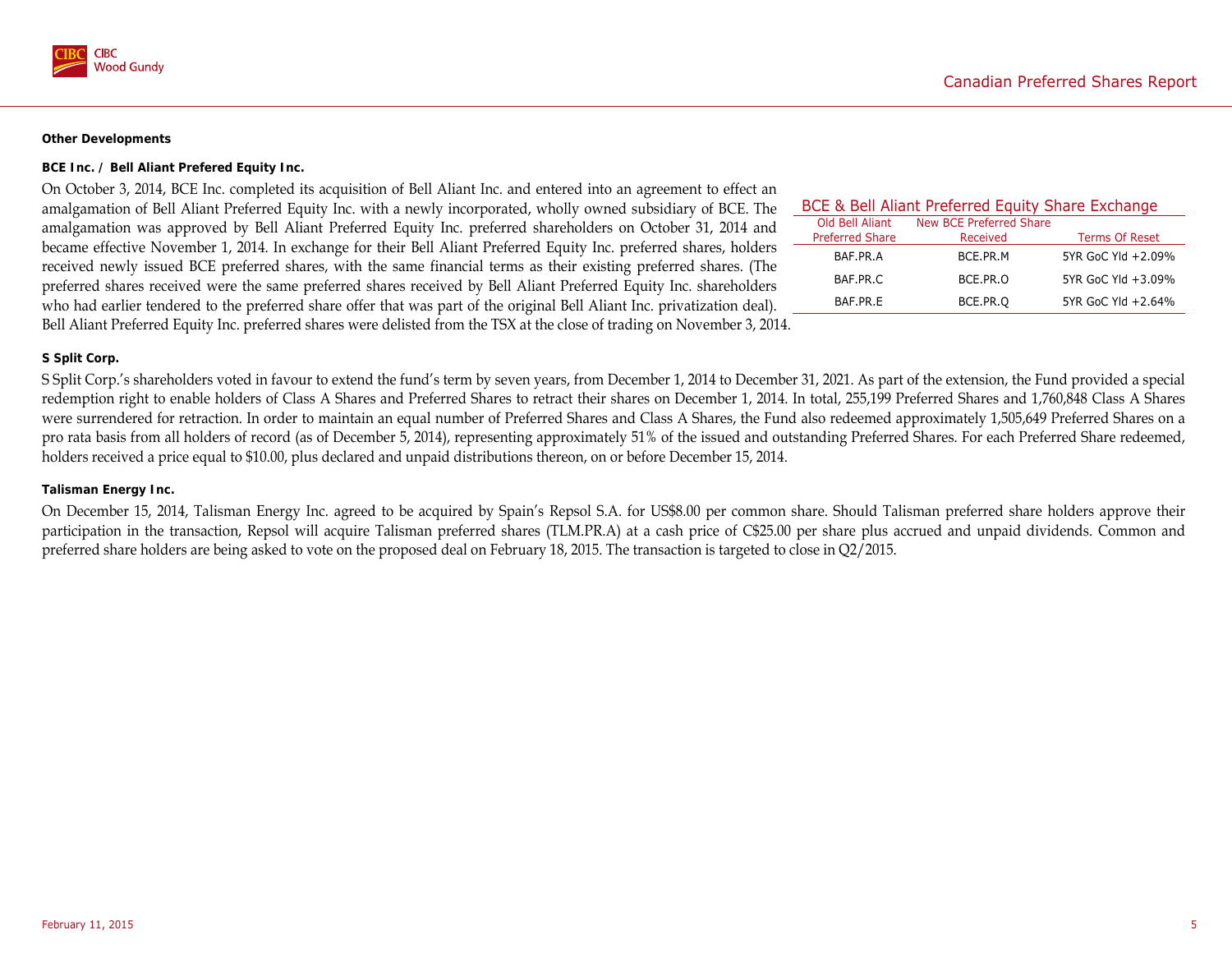## Other Developments

### BCE Inc. / Bell Aliant Prefered Equity Inc.

On October 3, 2014, BCE Inc. completed its acquisition of Bell Aliant Inc. and entered into an agreement to effect an amalgamation of Bell Aliant Preferred Equity Inc. with a newly incorporated, wholly owned subsidiary of BCE. The amalgamation was approved by Bell Aliant Preferred Equity Inc. preferred shareholders on October 31, 2014 and became effective November 1, 2014. In exchange for their Bell Aliant Preferred Equity Inc. preferred shares, holders received newly issued BCE preferred shares, with the same financial terms as their existing preferred shares. (The preferred shares received were the same preferred shares received by Bell Aliant Preferred Equity Inc. shareholders who had earlier tendered to the preferred share offer that was part of the original Bell Aliant Inc. privatization deal). Bell Aliant Preferred Equity Inc. preferred shares were delisted from the TSX at the close of trading on November 3, 2014.

**BCE & Bell Aliant Preferred Equity Share Exchange**

| Old Bell Aliant Preferred Share | New BCE Preferred Share Received | Terms Of Reset |
|---|---|---|
| BAF.PR.A | BCE.PR.M | 5YR GoC Yld +2.09% |
| BAF.PR.C | BCE.PR.O | 5YR GoC Yld +3.09% |
| BAF.PR.E | BCE.PR.Q | 5YR GoC Yld +2.64% |

### S Split Corp.

S Split Corp.'s shareholders voted in favour to extend the fund's term by seven years, from December 1, 2014 to December 31, 2021. As part of the extension, the Fund provided a special redemption right to enable holders of Class A Shares and Preferred Shares to retract their shares on December 1, 2014. In total, 255,199 Preferred Shares and 1,760,848 Class A Shares were surrendered for retraction. In order to maintain an equal number of Preferred Shares and Class A Shares, the Fund also redeemed approximately 1,505,649 Preferred Shares on a pro rata basis from all holders of record (as of December 5, 2014), representing approximately 51% of the issued and outstanding Preferred Shares. For each Preferred Share redeemed, holders received a price equal to $10.00, plus declared and unpaid distributions thereon, on or before December 15, 2014.

### Talisman Energy Inc.

On December 15, 2014, Talisman Energy Inc. agreed to be acquired by Spain's Repsol S.A. for US$8.00 per common share. Should Talisman preferred share holders approve their participation in the transaction, Repsol will acquire Talisman preferred shares (TLM.PR.A) at a cash price of C$25.00 per share plus accrued and unpaid dividends. Common and preferred share holders are being asked to vote on the proposed deal on February 18, 2015. The transaction is targeted to close in Q2/2015.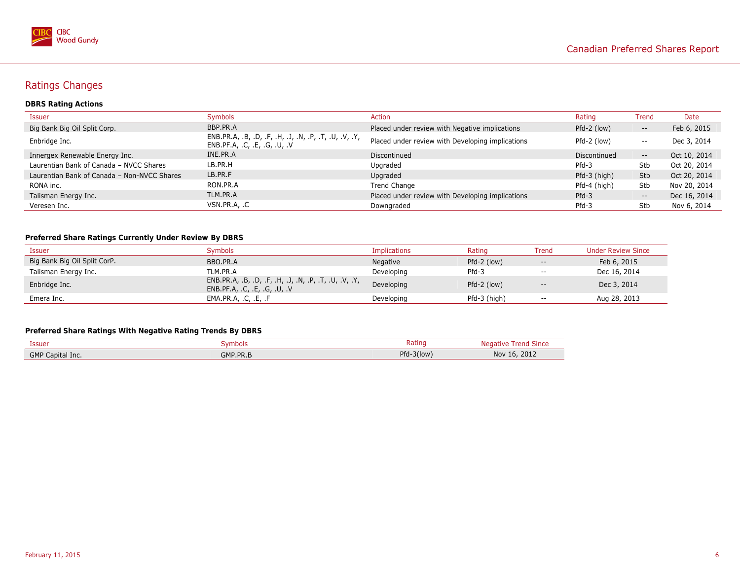## Ratings Changes

### DBRS Rating Actions

| Issuer | Symbols | Action | Rating | Trend | Date |
|---|---|---|---|---|---|
| Big Bank Big Oil Split Corp. | BBP.PR.A | Placed under review with Negative implications | Pfd-2 (low) | -- | Feb 6, 2015 |
| Enbridge Inc. | ENB.PR.A, .B, .D, .F, .H, .J, .N, .P, .T, .U, .V, .Y, ENB.PF.A, .C, .E, .G, .U, .V | Placed under review with Developing implications | Pfd-2 (low) | -- | Dec 3, 2014 |
| Innergex Renewable Energy Inc. | INE.PR.A | Discontinued | Discontinued | -- | Oct 10, 2014 |
| Laurentian Bank of Canada – NVCC Shares | LB.PR.H | Upgraded | Pfd-3 | Stb | Oct 20, 2014 |
| Laurentian Bank of Canada – Non-NVCC Shares | LB.PR.F | Upgraded | Pfd-3 (high) | Stb | Oct 20, 2014 |
| RONA inc. | RON.PR.A | Trend Change | Pfd-4 (high) | Stb | Nov 20, 2014 |
| Talisman Energy Inc. | TLM.PR.A | Placed under review with Developing implications | Pfd-3 | -- | Dec 16, 2014 |
| Veresen Inc. | VSN.PR.A, .C | Downgraded | Pfd-3 | Stb | Nov 6, 2014 |

### Preferred Share Ratings Currently Under Review By DBRS

| Issuer | Symbols | Implications | Rating | Trend | Under Review Since |
|---|---|---|---|---|---|
| Big Bank Big Oil Split CorP. | BBO.PR.A | Negative | Pfd-2 (low) | -- | Feb 6, 2015 |
| Talisman Energy Inc. | TLM.PR.A | Developing | Pfd-3 | -- | Dec 16, 2014 |
| Enbridge Inc. | ENB.PR.A, .B, .D, .F, .H, .J, .N, .P, .T, .U, .V, .Y, ENB.PF.A, .C, .E, .G, .U, .V | Developing | Pfd-2 (low) | -- | Dec 3, 2014 |
| Emera Inc. | EMA.PR.A, .C, .E, .F | Developing | Pfd-3 (high) | -- | Aug 28, 2013 |

### Preferred Share Ratings With Negative Rating Trends By DBRS

| Issuer | Symbols | Rating | Negative Trend Since |
|---|---|---|---|
| GMP Capital Inc. | GMP.PR.B | Pfd-3(low) | Nov 16, 2012 |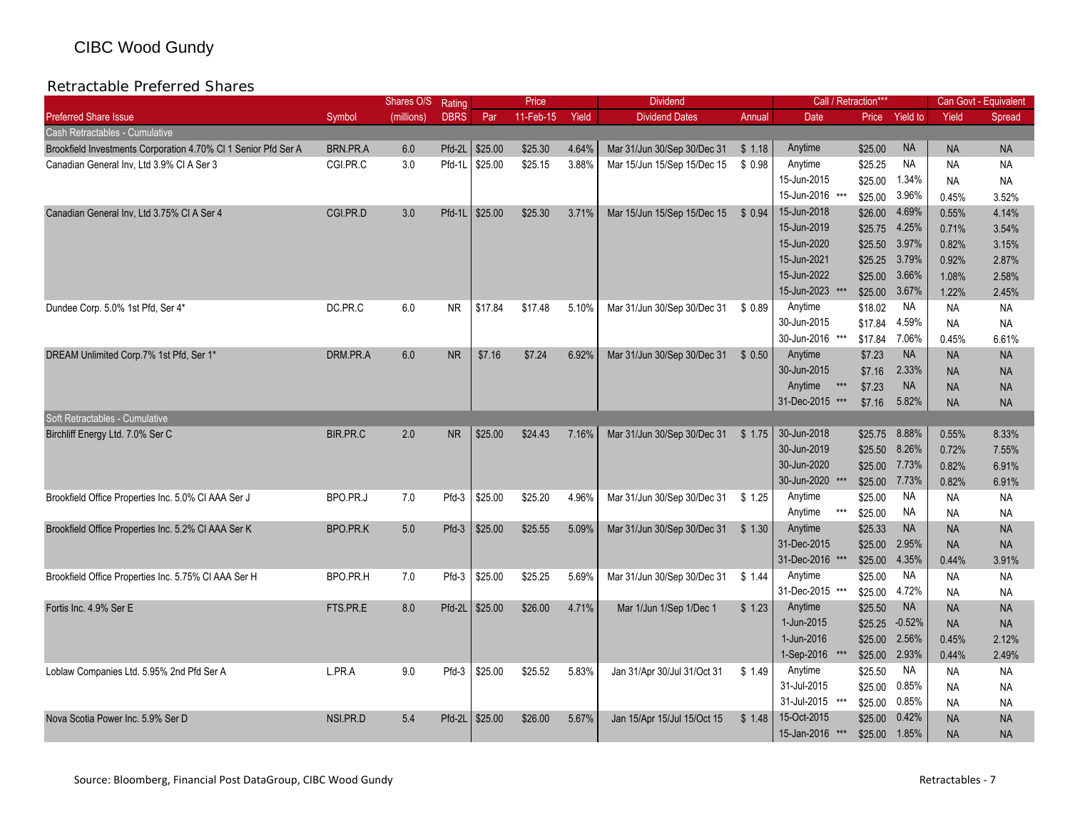CIBC Wood Gundy

## Retractable Preferred Shares

| Preferred Share Issue | Symbol | Shares O/S (millions) | Rating DBRS | Par | Price 11-Feb-15 | Yield | Dividend Dates | Annual | Call / Retraction*** Date | Price | Yield to | Can Govt - Equivalent Yield | Spread |
|---|---|---|---|---|---|---|---|---|---|---|---|---|---|
| Cash Retractables - Cumulative | | | | | | | | | | | | | |
| Brookfield Investments Corporation 4.70% Cl 1 Senior Pfd Ser A | BRN.PR.A | 6.0 | Pfd-2L | $25.00 | $25.30 | 4.64% | Mar 31/Jun 30/Sep 30/Dec 31 | $ 1.18 | Anytime | $25.00 | NA | NA | NA |
| Canadian General Inv, Ltd 3.9% Cl A Ser 3 | CGI.PR.C | 3.0 | Pfd-1L | $25.00 | $25.15 | 3.88% | Mar 15/Jun 15/Sep 15/Dec 15 | $ 0.98 | Anytime | $25.25 | NA | NA | NA |
| | | | | | | | | | 15-Jun-2015 | $25.00 | 1.34% | NA | NA |
| | | | | | | | | | 15-Jun-2016 *** | $25.00 | 3.96% | 0.45% | 3.52% |
| Canadian General Inv, Ltd 3.75% Cl A Ser 4 | CGI.PR.D | 3.0 | Pfd-1L | $25.00 | $25.30 | 3.71% | Mar 15/Jun 15/Sep 15/Dec 15 | $ 0.94 | 15-Jun-2018 | $26.00 | 4.69% | 0.55% | 4.14% |
| | | | | | | | | | 15-Jun-2019 | $25.75 | 4.25% | 0.71% | 3.54% |
| | | | | | | | | | 15-Jun-2020 | $25.50 | 3.97% | 0.82% | 3.15% |
| | | | | | | | | | 15-Jun-2021 | $25.25 | 3.79% | 0.92% | 2.87% |
| | | | | | | | | | 15-Jun-2022 | $25.00 | 3.66% | 1.08% | 2.58% |
| | | | | | | | | | 15-Jun-2023 *** | $25.00 | 3.67% | 1.22% | 2.45% |
| Dundee Corp. 5.0% 1st Pfd, Ser 4* | DC.PR.C | 6.0 | NR | $17.84 | $17.48 | 5.10% | Mar 31/Jun 30/Sep 30/Dec 31 | $ 0.89 | Anytime | $18.02 | NA | NA | NA |
| | | | | | | | | | 30-Jun-2015 | $17.84 | 4.59% | NA | NA |
| | | | | | | | | | 30-Jun-2016 *** | $17.84 | 7.06% | 0.45% | 6.61% |
| DREAM Unlimited Corp.7% 1st Pfd, Ser 1* | DRM.PR.A | 6.0 | NR | $7.16 | $7.24 | 6.92% | Mar 31/Jun 30/Sep 30/Dec 31 | $ 0.50 | Anytime | $7.23 | NA | NA | NA |
| | | | | | | | | | 30-Jun-2015 | $7.16 | 2.33% | NA | NA |
| | | | | | | | | | Anytime *** | $7.23 | NA | NA | NA |
| | | | | | | | | | 31-Dec-2015 *** | $7.16 | 5.82% | NA | NA |
| Soft Retractables - Cumulative | | | | | | | | | | | | | |
| Birchliff Energy Ltd. 7.0% Ser C | BIR.PR.C | 2.0 | NR | $25.00 | $24.43 | 7.16% | Mar 31/Jun 30/Sep 30/Dec 31 | $ 1.75 | 30-Jun-2018 | $25.75 | 8.88% | 0.55% | 8.33% |
| | | | | | | | | | 30-Jun-2019 | $25.50 | 8.26% | 0.72% | 7.55% |
| | | | | | | | | | 30-Jun-2020 | $25.00 | 7.73% | 0.82% | 6.91% |
| | | | | | | | | | 30-Jun-2020 *** | $25.00 | 7.73% | 0.82% | 6.91% |
| Brookfield Office Properties Inc. 5.0% Cl AAA Ser J | BPO.PR.J | 7.0 | Pfd-3 | $25.00 | $25.20 | 4.96% | Mar 31/Jun 30/Sep 30/Dec 31 | $ 1.25 | Anytime | $25.00 | NA | NA | NA |
| | | | | | | | | | Anytime *** | $25.00 | NA | NA | NA |
| Brookfield Office Properties Inc. 5.2% Cl AAA Ser K | BPO.PR.K | 5.0 | Pfd-3 | $25.00 | $25.55 | 5.09% | Mar 31/Jun 30/Sep 30/Dec 31 | $ 1.30 | Anytime | $25.33 | NA | NA | NA |
| | | | | | | | | | 31-Dec-2015 | $25.00 | 2.95% | NA | NA |
| | | | | | | | | | 31-Dec-2016 *** | $25.00 | 4.35% | 0.44% | 3.91% |
| Brookfield Office Properties Inc. 5.75% Cl AAA Ser H | BPO.PR.H | 7.0 | Pfd-3 | $25.00 | $25.25 | 5.69% | Mar 31/Jun 30/Sep 30/Dec 31 | $ 1.44 | Anytime | $25.00 | NA | NA | NA |
| | | | | | | | | | 31-Dec-2015 *** | $25.00 | 4.72% | NA | NA |
| Fortis Inc. 4.9% Ser E | FTS.PR.E | 8.0 | Pfd-2L | $25.00 | $26.00 | 4.71% | Mar 1/Jun 1/Sep 1/Dec 1 | $ 1.23 | Anytime | $25.50 | NA | NA | NA |
| | | | | | | | | | 1-Jun-2015 | $25.25 | -0.52% | NA | NA |
| | | | | | | | | | 1-Jun-2016 | $25.00 | 2.56% | 0.45% | 2.12% |
| | | | | | | | | | 1-Sep-2016 *** | $25.00 | 2.93% | 0.44% | 2.49% |
| Loblaw Companies Ltd. 5.95% 2nd Pfd Ser A | L.PR.A | 9.0 | Pfd-3 | $25.00 | $25.52 | 5.83% | Jan 31/Apr 30/Jul 31/Oct 31 | $ 1.49 | Anytime | $25.50 | NA | NA | NA |
| | | | | | | | | | 31-Jul-2015 | $25.00 | 0.85% | NA | NA |
| | | | | | | | | | 31-Jul-2015 *** | $25.00 | 0.85% | NA | NA |
| Nova Scotia Power Inc. 5.9% Ser D | NSI.PR.D | 5.4 | Pfd-2L | $25.00 | $26.00 | 5.67% | Jan 15/Apr 15/Jul 15/Oct 15 | $ 1.48 | 15-Oct-2015 | $25.00 | 0.42% | NA | NA |
| | | | | | | | | | 15-Jan-2016 *** | $25.00 | 1.85% | NA | NA |

Source: Bloomberg, Financial Post DataGroup, CIBC Wood Gundy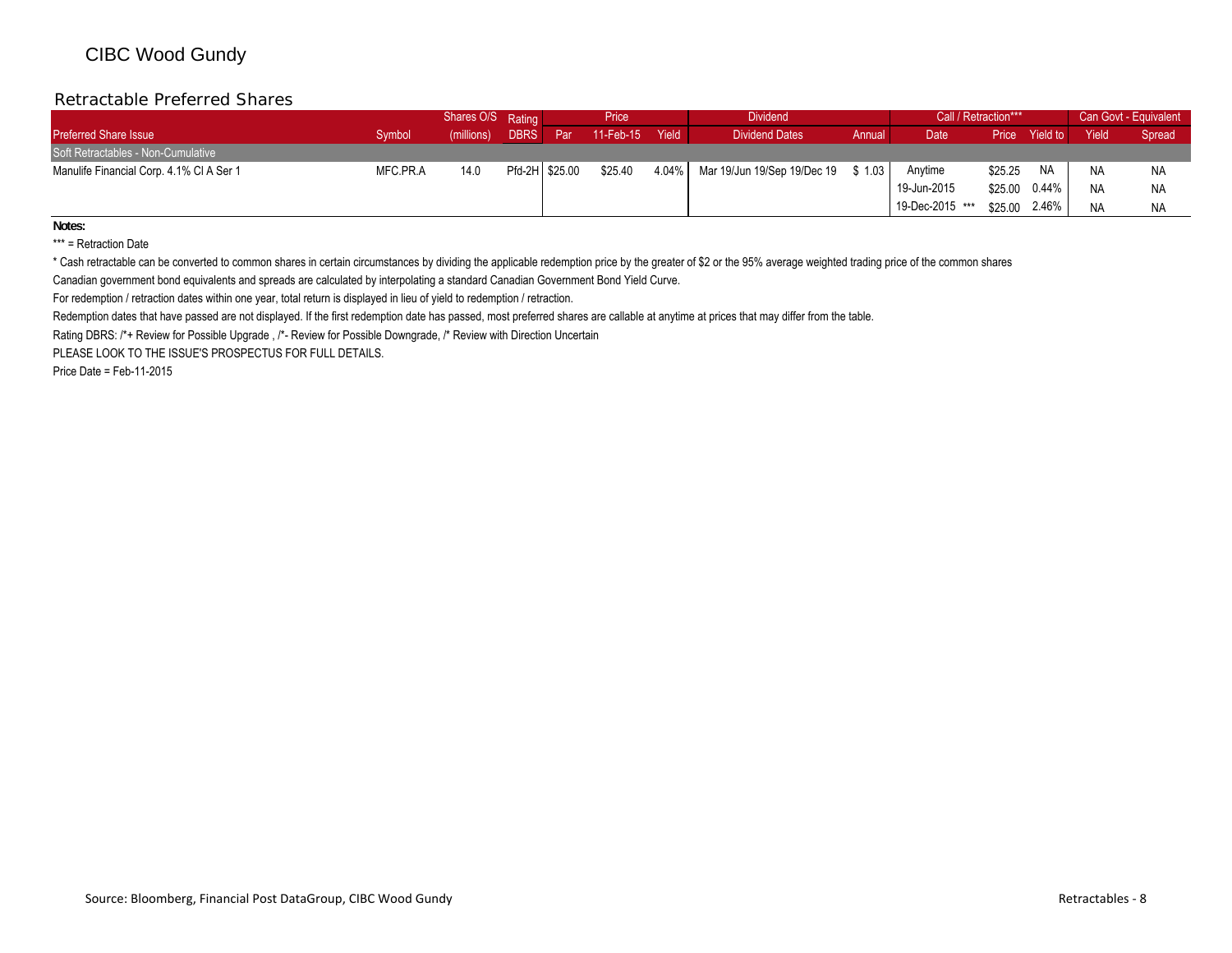CIBC Wood Gundy

## Retractable Preferred Shares

| Preferred Share Issue | Symbol | Shares O/S (millions) | Rating DBRS | Price Par | Price 11-Feb-15 | Price Yield | Dividend Dates | Dividend Annual | Call / Retraction*** Date | Call / Retraction*** Price | Call / Retraction*** Yield to | Can Govt - Equivalent Yield | Can Govt - Equivalent Spread |
|---|---|---|---|---|---|---|---|---|---|---|---|---|---|
| **Soft Retractables - Non-Cumulative** | | | | | | | | | | | | | |
| Manulife Financial Corp. 4.1% Cl A Ser 1 | MFC.PR.A | 14.0 | Pfd-2H | $25.00 | $25.40 | 4.04% | Mar 19/Jun 19/Sep 19/Dec 19 | $ 1.03 | Anytime | $25.25 | NA | NA | NA |
| | | | | | | | | | 19-Jun-2015 | $25.00 | 0.44% | NA | NA |
| | | | | | | | | | 19-Dec-2015 *** | $25.00 | 2.46% | NA | NA |

**Notes:**

*** = Retraction Date

* Cash retractable can be converted to common shares in certain circumstances by dividing the applicable redemption price by the greater of $2 or the 95% average weighted trading price of the common shares

Canadian government bond equivalents and spreads are calculated by interpolating a standard Canadian Government Bond Yield Curve.

For redemption / retraction dates within one year, total return is displayed in lieu of yield to redemption / retraction.

Redemption dates that have passed are not displayed. If the first redemption date has passed, most preferred shares are callable at anytime at prices that may differ from the table.

Rating DBRS: /*+ Review for Possible Upgrade , /*- Review for Possible Downgrade, /* Review with Direction Uncertain

PLEASE LOOK TO THE ISSUE'S PROSPECTUS FOR FULL DETAILS.

Price Date = Feb-11-2015

Source: Bloomberg, Financial Post DataGroup, CIBC Wood Gundy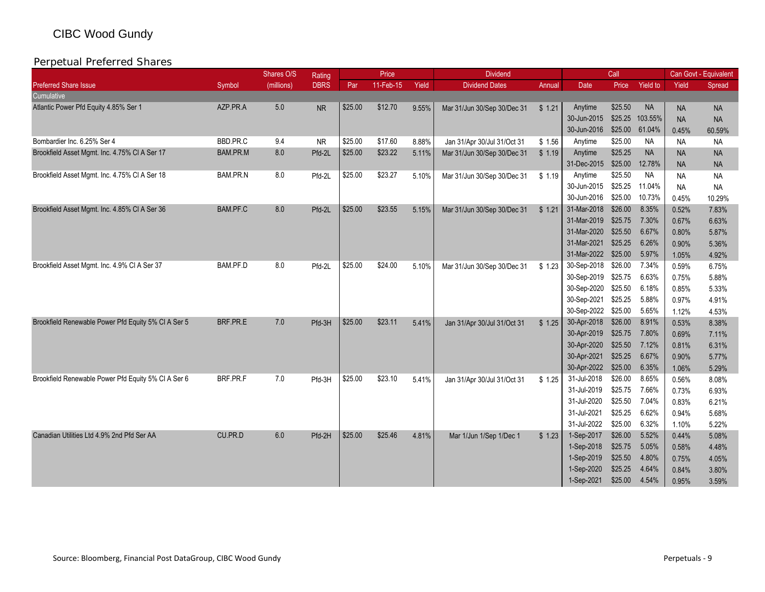CIBC Wood Gundy

## Perpetual Preferred Shares

| | | Shares O/S | Rating | Price | | | Dividend | | Call | | | Can Govt - Equivalent | |
|---|---|---|---|---|---|---|---|---|---|---|---|---|---|
| Preferred Share Issue | Symbol | (millions) | DBRS | Par | 11-Feb-15 | Yield | Dividend Dates | Annual | Date | Price | Yield to | Yield | Spread |
| Cumulative | | | | | | | | | | | | | |
| Atlantic Power Pfd Equity 4.85% Ser 1 | AZP.PR.A | 5.0 | NR | $25.00 | $12.70 | 9.55% | Mar 31/Jun 30/Sep 30/Dec 31 | $ 1.21 | Anytime | $25.50 | NA | NA | NA |
| | | | | | | | | | 30-Jun-2015 | $25.25 | 103.55% | NA | NA |
| | | | | | | | | | 30-Jun-2016 | $25.00 | 61.04% | 0.45% | 60.59% |
| Bombardier Inc. 6.25% Ser 4 | BBD.PR.C | 9.4 | NR | $25.00 | $17.60 | 8.88% | Jan 31/Apr 30/Jul 31/Oct 31 | $ 1.56 | Anytime | $25.00 | NA | NA | NA |
| Brookfield Asset Mgmt. Inc. 4.75% Cl A Ser 17 | BAM.PR.M | 8.0 | Pfd-2L | $25.00 | $23.22 | 5.11% | Mar 31/Jun 30/Sep 30/Dec 31 | $ 1.19 | Anytime | $25.25 | NA | NA | NA |
| | | | | | | | | | 31-Dec-2015 | $25.00 | 12.78% | NA | NA |
| Brookfield Asset Mgmt. Inc. 4.75% Cl A Ser 18 | BAM.PR.N | 8.0 | Pfd-2L | $25.00 | $23.27 | 5.10% | Mar 31/Jun 30/Sep 30/Dec 31 | $ 1.19 | Anytime | $25.50 | NA | NA | NA |
| | | | | | | | | | 30-Jun-2015 | $25.25 | 11.04% | NA | NA |
| | | | | | | | | | 30-Jun-2016 | $25.00 | 10.73% | 0.45% | 10.29% |
| Brookfield Asset Mgmt. Inc. 4.85% Cl A Ser 36 | BAM.PF.C | 8.0 | Pfd-2L | $25.00 | $23.55 | 5.15% | Mar 31/Jun 30/Sep 30/Dec 31 | $ 1.21 | 31-Mar-2018 | $26.00 | 8.35% | 0.52% | 7.83% |
| | | | | | | | | | 31-Mar-2019 | $25.75 | 7.30% | 0.67% | 6.63% |
| | | | | | | | | | 31-Mar-2020 | $25.50 | 6.67% | 0.80% | 5.87% |
| | | | | | | | | | 31-Mar-2021 | $25.25 | 6.26% | 0.90% | 5.36% |
| | | | | | | | | | 31-Mar-2022 | $25.00 | 5.97% | 1.05% | 4.92% |
| Brookfield Asset Mgmt. Inc. 4.9% Cl A Ser 37 | BAM.PF.D | 8.0 | Pfd-2L | $25.00 | $24.00 | 5.10% | Mar 31/Jun 30/Sep 30/Dec 31 | $ 1.23 | 30-Sep-2018 | $26.00 | 7.34% | 0.59% | 6.75% |
| | | | | | | | | | 30-Sep-2019 | $25.75 | 6.63% | 0.75% | 5.88% |
| | | | | | | | | | 30-Sep-2020 | $25.50 | 6.18% | 0.85% | 5.33% |
| | | | | | | | | | 30-Sep-2021 | $25.25 | 5.88% | 0.97% | 4.91% |
| | | | | | | | | | 30-Sep-2022 | $25.00 | 5.65% | 1.12% | 4.53% |
| Brookfield Renewable Power Pfd Equity 5% Cl A Ser 5 | BRF.PR.E | 7.0 | Pfd-3H | $25.00 | $23.11 | 5.41% | Jan 31/Apr 30/Jul 31/Oct 31 | $ 1.25 | 30-Apr-2018 | $26.00 | 8.91% | 0.53% | 8.38% |
| | | | | | | | | | 30-Apr-2019 | $25.75 | 7.80% | 0.69% | 7.11% |
| | | | | | | | | | 30-Apr-2020 | $25.50 | 7.12% | 0.81% | 6.31% |
| | | | | | | | | | 30-Apr-2021 | $25.25 | 6.67% | 0.90% | 5.77% |
| | | | | | | | | | 30-Apr-2022 | $25.00 | 6.35% | 1.06% | 5.29% |
| Brookfield Renewable Power Pfd Equity 5% Cl A Ser 6 | BRF.PR.F | 7.0 | Pfd-3H | $25.00 | $23.10 | 5.41% | Jan 31/Apr 30/Jul 31/Oct 31 | $ 1.25 | 31-Jul-2018 | $26.00 | 8.65% | 0.56% | 8.08% |
| | | | | | | | | | 31-Jul-2019 | $25.75 | 7.66% | 0.73% | 6.93% |
| | | | | | | | | | 31-Jul-2020 | $25.50 | 7.04% | 0.83% | 6.21% |
| | | | | | | | | | 31-Jul-2021 | $25.25 | 6.62% | 0.94% | 5.68% |
| | | | | | | | | | 31-Jul-2022 | $25.00 | 6.32% | 1.10% | 5.22% |
| Canadian Utilities Ltd 4.9% 2nd Pfd Ser AA | CU.PR.D | 6.0 | Pfd-2H | $25.00 | $25.46 | 4.81% | Mar 1/Jun 1/Sep 1/Dec 1 | $ 1.23 | 1-Sep-2017 | $26.00 | 5.52% | 0.44% | 5.08% |
| | | | | | | | | | 1-Sep-2018 | $25.75 | 5.05% | 0.58% | 4.48% |
| | | | | | | | | | 1-Sep-2019 | $25.50 | 4.80% | 0.75% | 4.05% |
| | | | | | | | | | 1-Sep-2020 | $25.25 | 4.64% | 0.84% | 3.80% |
| | | | | | | | | | 1-Sep-2021 | $25.00 | 4.54% | 0.95% | 3.59% |

Source: Bloomberg, Financial Post DataGroup, CIBC Wood Gundy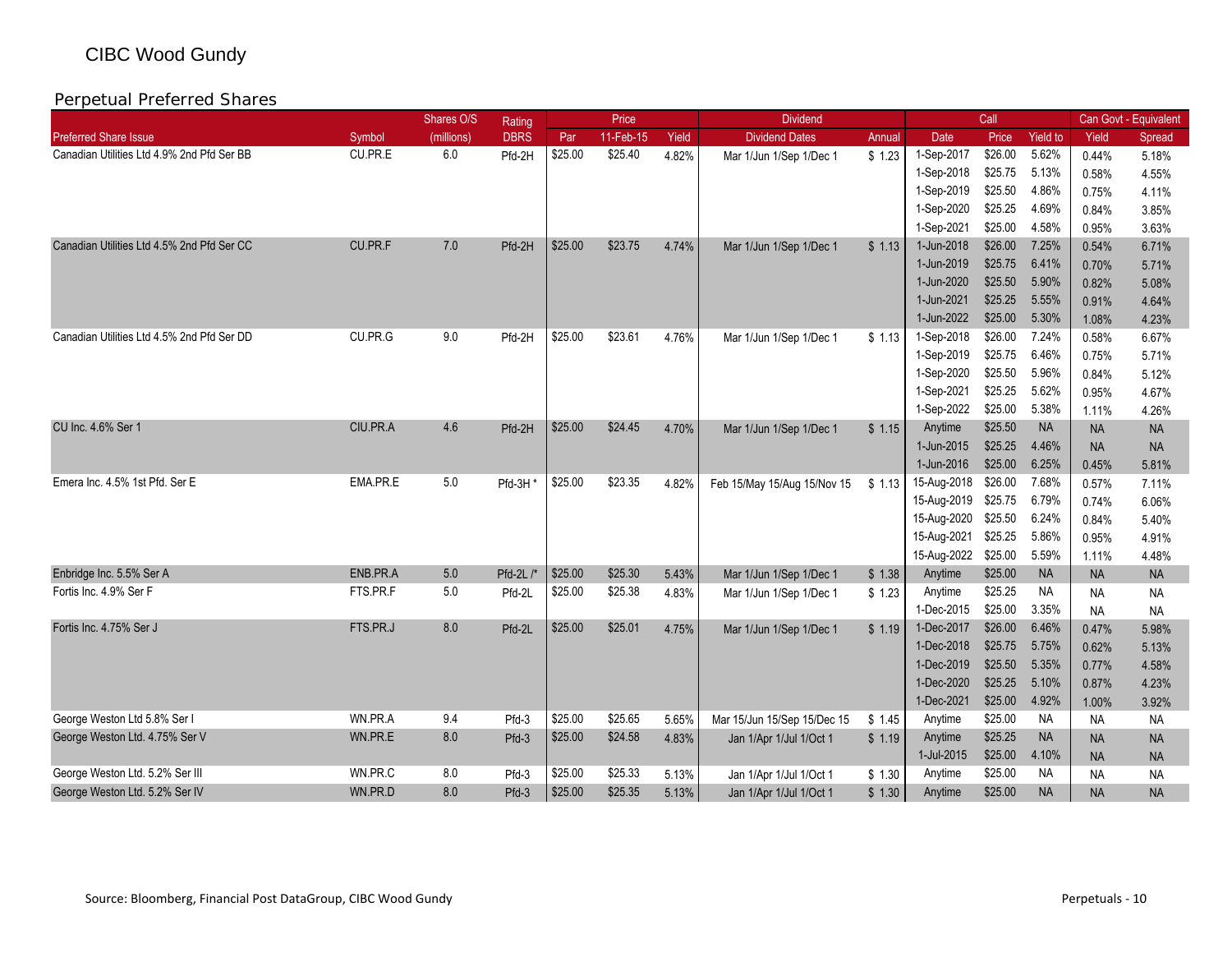CIBC Wood Gundy

## Perpetual Preferred Shares

| | | Shares O/S | Rating | Price | | | Dividend | | Call | | | Can Govt - Equivalent | |
|---|---|---|---|---|---|---|---|---|---|---|---|---|---|
| Preferred Share Issue | Symbol | (millions) | DBRS | Par | 11-Feb-15 | Yield | Dividend Dates | Annual | Date | Price | Yield to | Yield | Spread |
| Canadian Utilities Ltd 4.9% 2nd Pfd Ser BB | CU.PR.E | 6.0 | Pfd-2H | $25.00 | $25.40 | 4.82% | Mar 1/Jun 1/Sep 1/Dec 1 | $ 1.23 | 1-Sep-2017 | $26.00 | 5.62% | 0.44% | 5.18% |
| | | | | | | | | | 1-Sep-2018 | $25.75 | 5.13% | 0.58% | 4.55% |
| | | | | | | | | | 1-Sep-2019 | $25.50 | 4.86% | 0.75% | 4.11% |
| | | | | | | | | | 1-Sep-2020 | $25.25 | 4.69% | 0.84% | 3.85% |
| | | | | | | | | | 1-Sep-2021 | $25.00 | 4.58% | 0.95% | 3.63% |
| Canadian Utilities Ltd 4.5% 2nd Pfd Ser CC | CU.PR.F | 7.0 | Pfd-2H | $25.00 | $23.75 | 4.74% | Mar 1/Jun 1/Sep 1/Dec 1 | $ 1.13 | 1-Jun-2018 | $26.00 | 7.25% | 0.54% | 6.71% |
| | | | | | | | | | 1-Jun-2019 | $25.75 | 6.41% | 0.70% | 5.71% |
| | | | | | | | | | 1-Jun-2020 | $25.50 | 5.90% | 0.82% | 5.08% |
| | | | | | | | | | 1-Jun-2021 | $25.25 | 5.55% | 0.91% | 4.64% |
| | | | | | | | | | 1-Jun-2022 | $25.00 | 5.30% | 1.08% | 4.23% |
| Canadian Utilities Ltd 4.5% 2nd Pfd Ser DD | CU.PR.G | 9.0 | Pfd-2H | $25.00 | $23.61 | 4.76% | Mar 1/Jun 1/Sep 1/Dec 1 | $ 1.13 | 1-Sep-2018 | $26.00 | 7.24% | 0.58% | 6.67% |
| | | | | | | | | | 1-Sep-2019 | $25.75 | 6.46% | 0.75% | 5.71% |
| | | | | | | | | | 1-Sep-2020 | $25.50 | 5.96% | 0.84% | 5.12% |
| | | | | | | | | | 1-Sep-2021 | $25.25 | 5.62% | 0.95% | 4.67% |
| | | | | | | | | | 1-Sep-2022 | $25.00 | 5.38% | 1.11% | 4.26% |
| CU Inc. 4.6% Ser 1 | CIU.PR.A | 4.6 | Pfd-2H | $25.00 | $24.45 | 4.70% | Mar 1/Jun 1/Sep 1/Dec 1 | $ 1.15 | Anytime | $25.50 | NA | NA | NA |
| | | | | | | | | | 1-Jun-2015 | $25.25 | 4.46% | NA | NA |
| | | | | | | | | | 1-Jun-2016 | $25.00 | 6.25% | 0.45% | 5.81% |
| Emera Inc. 4.5% 1st Pfd. Ser E | EMA.PR.E | 5.0 | Pfd-3H * | $25.00 | $23.35 | 4.82% | Feb 15/May 15/Aug 15/Nov 15 | $ 1.13 | 15-Aug-2018 | $26.00 | 7.68% | 0.57% | 7.11% |
| | | | | | | | | | 15-Aug-2019 | $25.75 | 6.79% | 0.74% | 6.06% |
| | | | | | | | | | 15-Aug-2020 | $25.50 | 6.24% | 0.84% | 5.40% |
| | | | | | | | | | 15-Aug-2021 | $25.25 | 5.86% | 0.95% | 4.91% |
| | | | | | | | | | 15-Aug-2022 | $25.00 | 5.59% | 1.11% | 4.48% |
| Enbridge Inc. 5.5% Ser A | ENB.PR.A | 5.0 | Pfd-2L /* | $25.00 | $25.30 | 5.43% | Mar 1/Jun 1/Sep 1/Dec 1 | $ 1.38 | Anytime | $25.00 | NA | NA | NA |
| Fortis Inc. 4.9% Ser F | FTS.PR.F | 5.0 | Pfd-2L | $25.00 | $25.38 | 4.83% | Mar 1/Jun 1/Sep 1/Dec 1 | $ 1.23 | Anytime | $25.25 | NA | NA | NA |
| | | | | | | | | | 1-Dec-2015 | $25.00 | 3.35% | NA | NA |
| Fortis Inc. 4.75% Ser J | FTS.PR.J | 8.0 | Pfd-2L | $25.00 | $25.01 | 4.75% | Mar 1/Jun 1/Sep 1/Dec 1 | $ 1.19 | 1-Dec-2017 | $26.00 | 6.46% | 0.47% | 5.98% |
| | | | | | | | | | 1-Dec-2018 | $25.75 | 5.75% | 0.62% | 5.13% |
| | | | | | | | | | 1-Dec-2019 | $25.50 | 5.35% | 0.77% | 4.58% |
| | | | | | | | | | 1-Dec-2020 | $25.25 | 5.10% | 0.87% | 4.23% |
| | | | | | | | | | 1-Dec-2021 | $25.00 | 4.92% | 1.00% | 3.92% |
| George Weston Ltd 5.8% Ser I | WN.PR.A | 9.4 | Pfd-3 | $25.00 | $25.65 | 5.65% | Mar 15/Jun 15/Sep 15/Dec 15 | $ 1.45 | Anytime | $25.00 | NA | NA | NA |
| George Weston Ltd. 4.75% Ser V | WN.PR.E | 8.0 | Pfd-3 | $25.00 | $24.58 | 4.83% | Jan 1/Apr 1/Jul 1/Oct 1 | $ 1.19 | Anytime | $25.25 | NA | NA | NA |
| | | | | | | | | | 1-Jul-2015 | $25.00 | 4.10% | NA | NA |
| George Weston Ltd. 5.2% Ser III | WN.PR.C | 8.0 | Pfd-3 | $25.00 | $25.33 | 5.13% | Jan 1/Apr 1/Jul 1/Oct 1 | $ 1.30 | Anytime | $25.00 | NA | NA | NA |
| George Weston Ltd. 5.2% Ser IV | WN.PR.D | 8.0 | Pfd-3 | $25.00 | $25.35 | 5.13% | Jan 1/Apr 1/Jul 1/Oct 1 | $ 1.30 | Anytime | $25.00 | NA | NA | NA |

Source: Bloomberg, Financial Post DataGroup, CIBC Wood Gundy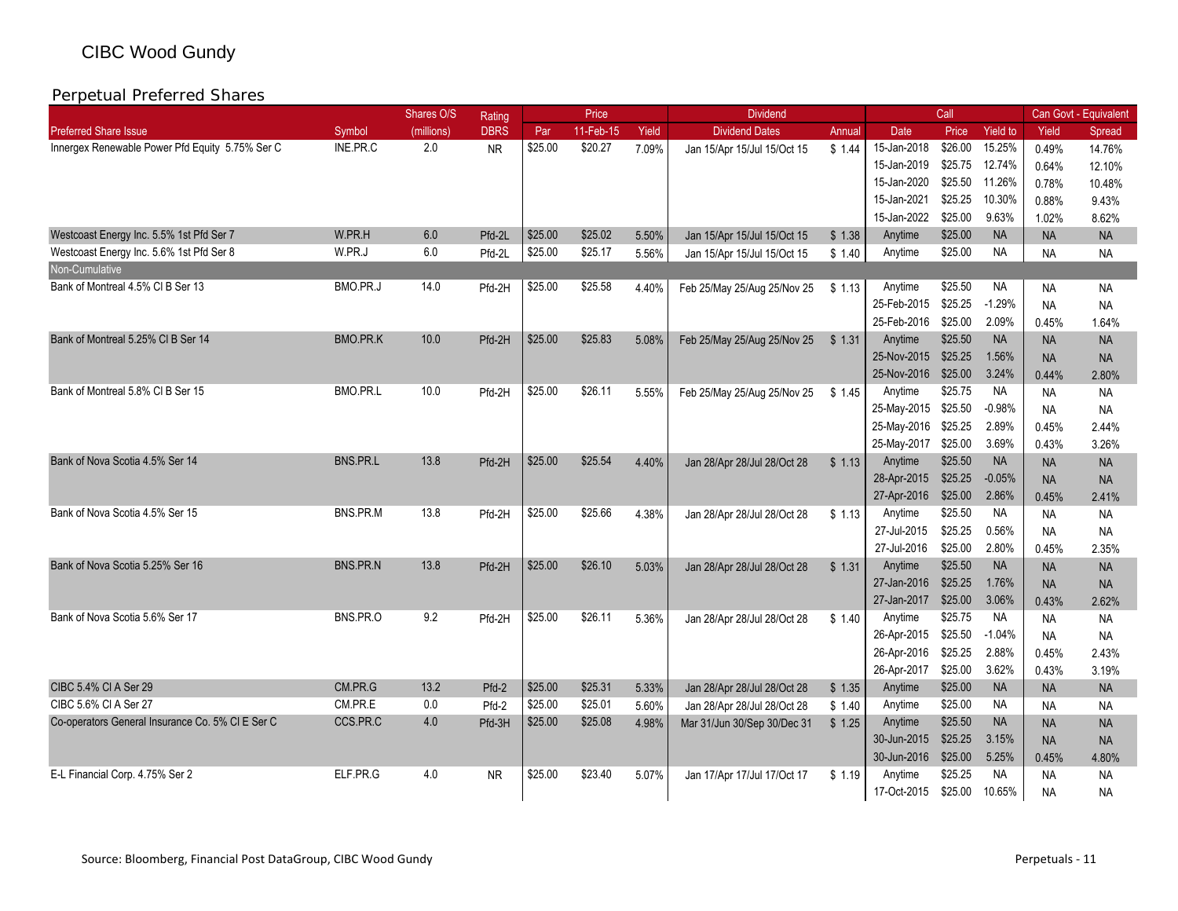CIBC Wood Gundy

## Perpetual Preferred Shares

| | | Shares O/S | Rating | Price | | | Dividend | | Call | | | Can Govt - Equivalent | |
|---|---|---|---|---|---|---|---|---|---|---|---|---|---|
| Preferred Share Issue | Symbol | (millions) | DBRS | Par | 11-Feb-15 | Yield | Dividend Dates | Annual | Date | Price | Yield to | Yield | Spread |
| Innergex Renewable Power Pfd Equity 5.75% Ser C | INE.PR.C | 2.0 | NR | $25.00 | $20.27 | 7.09% | Jan 15/Apr 15/Jul 15/Oct 15 | $ 1.44 | 15-Jan-2018 | $26.00 | 15.25% | 0.49% | 14.76% |
| | | | | | | | | | 15-Jan-2019 | $25.75 | 12.74% | 0.64% | 12.10% |
| | | | | | | | | | 15-Jan-2020 | $25.50 | 11.26% | 0.78% | 10.48% |
| | | | | | | | | | 15-Jan-2021 | $25.25 | 10.30% | 0.88% | 9.43% |
| | | | | | | | | | 15-Jan-2022 | $25.00 | 9.63% | 1.02% | 8.62% |
| Westcoast Energy Inc. 5.5% 1st Pfd Ser 7 | W.PR.H | 6.0 | Pfd-2L | $25.00 | $25.02 | 5.50% | Jan 15/Apr 15/Jul 15/Oct 15 | $ 1.38 | Anytime | $25.00 | NA | NA | NA |
| Westcoast Energy Inc. 5.6% 1st Pfd Ser 8 | W.PR.J | 6.0 | Pfd-2L | $25.00 | $25.17 | 5.56% | Jan 15/Apr 15/Jul 15/Oct 15 | $ 1.40 | Anytime | $25.00 | NA | NA | NA |
| Non-Cumulative | | | | | | | | | | | | | |
| Bank of Montreal 4.5% Cl B Ser 13 | BMO.PR.J | 14.0 | Pfd-2H | $25.00 | $25.58 | 4.40% | Feb 25/May 25/Aug 25/Nov 25 | $ 1.13 | Anytime | $25.50 | NA | NA | NA |
| | | | | | | | | | 25-Feb-2015 | $25.25 | -1.29% | NA | NA |
| | | | | | | | | | 25-Feb-2016 | $25.00 | 2.09% | 0.45% | 1.64% |
| Bank of Montreal 5.25% Cl B Ser 14 | BMO.PR.K | 10.0 | Pfd-2H | $25.00 | $25.83 | 5.08% | Feb 25/May 25/Aug 25/Nov 25 | $ 1.31 | Anytime | $25.50 | NA | NA | NA |
| | | | | | | | | | 25-Nov-2015 | $25.25 | 1.56% | NA | NA |
| | | | | | | | | | 25-Nov-2016 | $25.00 | 3.24% | 0.44% | 2.80% |
| Bank of Montreal 5.8% Cl B Ser 15 | BMO.PR.L | 10.0 | Pfd-2H | $25.00 | $26.11 | 5.55% | Feb 25/May 25/Aug 25/Nov 25 | $ 1.45 | Anytime | $25.75 | NA | NA | NA |
| | | | | | | | | | 25-May-2015 | $25.50 | -0.98% | NA | NA |
| | | | | | | | | | 25-May-2016 | $25.25 | 2.89% | 0.45% | 2.44% |
| | | | | | | | | | 25-May-2017 | $25.00 | 3.69% | 0.43% | 3.26% |
| Bank of Nova Scotia 4.5% Ser 14 | BNS.PR.L | 13.8 | Pfd-2H | $25.00 | $25.54 | 4.40% | Jan 28/Apr 28/Jul 28/Oct 28 | $ 1.13 | Anytime | $25.50 | NA | NA | NA |
| | | | | | | | | | 28-Apr-2015 | $25.25 | -0.05% | NA | NA |
| | | | | | | | | | 27-Apr-2016 | $25.00 | 2.86% | 0.45% | 2.41% |
| Bank of Nova Scotia 4.5% Ser 15 | BNS.PR.M | 13.8 | Pfd-2H | $25.00 | $25.66 | 4.38% | Jan 28/Apr 28/Jul 28/Oct 28 | $ 1.13 | Anytime | $25.50 | NA | NA | NA |
| | | | | | | | | | 27-Jul-2015 | $25.25 | 0.56% | NA | NA |
| | | | | | | | | | 27-Jul-2016 | $25.00 | 2.80% | 0.45% | 2.35% |
| Bank of Nova Scotia 5.25% Ser 16 | BNS.PR.N | 13.8 | Pfd-2H | $25.00 | $26.10 | 5.03% | Jan 28/Apr 28/Jul 28/Oct 28 | $ 1.31 | Anytime | $25.50 | NA | NA | NA |
| | | | | | | | | | 27-Jan-2016 | $25.25 | 1.76% | NA | NA |
| | | | | | | | | | 27-Jan-2017 | $25.00 | 3.06% | 0.43% | 2.62% |
| Bank of Nova Scotia 5.6% Ser 17 | BNS.PR.O | 9.2 | Pfd-2H | $25.00 | $26.11 | 5.36% | Jan 28/Apr 28/Jul 28/Oct 28 | $ 1.40 | Anytime | $25.75 | NA | NA | NA |
| | | | | | | | | | 26-Apr-2015 | $25.50 | -1.04% | NA | NA |
| | | | | | | | | | 26-Apr-2016 | $25.25 | 2.88% | 0.45% | 2.43% |
| | | | | | | | | | 26-Apr-2017 | $25.00 | 3.62% | 0.43% | 3.19% |
| CIBC 5.4% Cl A Ser 29 | CM.PR.G | 13.2 | Pfd-2 | $25.00 | $25.31 | 5.33% | Jan 28/Apr 28/Jul 28/Oct 28 | $ 1.35 | Anytime | $25.00 | NA | NA | NA |
| CIBC 5.6% Cl A Ser 27 | CM.PR.E | 0.0 | Pfd-2 | $25.00 | $25.01 | 5.60% | Jan 28/Apr 28/Jul 28/Oct 28 | $ 1.40 | Anytime | $25.00 | NA | NA | NA |
| Co-operators General Insurance Co. 5% Cl E Ser C | CCS.PR.C | 4.0 | Pfd-3H | $25.00 | $25.08 | 4.98% | Mar 31/Jun 30/Sep 30/Dec 31 | $ 1.25 | Anytime | $25.50 | NA | NA | NA |
| | | | | | | | | | 30-Jun-2015 | $25.25 | 3.15% | NA | NA |
| | | | | | | | | | 30-Jun-2016 | $25.00 | 5.25% | 0.45% | 4.80% |
| E-L Financial Corp. 4.75% Ser 2 | ELF.PR.G | 4.0 | NR | $25.00 | $23.40 | 5.07% | Jan 17/Apr 17/Jul 17/Oct 17 | $ 1.19 | Anytime | $25.25 | NA | NA | NA |
| | | | | | | | | | 17-Oct-2015 | $25.00 | 10.65% | NA | NA |

Source: Bloomberg, Financial Post DataGroup, CIBC Wood Gundy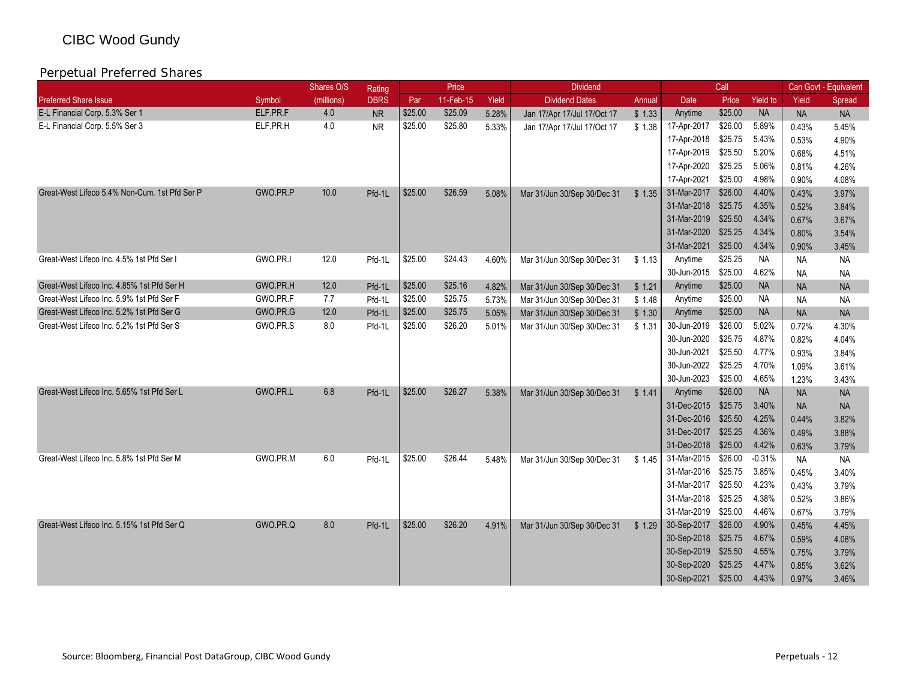CIBC Wood Gundy

## Perpetual Preferred Shares

| | | Shares O/S | Rating | Price | | | Dividend | | Call | | | Can Govt - Equivalent | |
|---|---|---|---|---|---|---|---|---|---|---|---|---|---|
| Preferred Share Issue | Symbol | (millions) | DBRS | Par | 11-Feb-15 | Yield | Dividend Dates | Annual | Date | Price | Yield to | Yield | Spread |
| E-L Financial Corp. 5.3% Ser 1 | ELF.PR.F | 4.0 | NR | $25.00 | $25.09 | 5.28% | Jan 17/Apr 17/Jul 17/Oct 17 | $ 1.33 | Anytime | $25.00 | NA | NA | NA |
| E-L Financial Corp. 5.5% Ser 3 | ELF.PR.H | 4.0 | NR | $25.00 | $25.80 | 5.33% | Jan 17/Apr 17/Jul 17/Oct 17 | $ 1.38 | 17-Apr-2017 | $26.00 | 5.89% | 0.43% | 5.45% |
| | | | | | | | | | 17-Apr-2018 | $25.75 | 5.43% | 0.53% | 4.90% |
| | | | | | | | | | 17-Apr-2019 | $25.50 | 5.20% | 0.68% | 4.51% |
| | | | | | | | | | 17-Apr-2020 | $25.25 | 5.06% | 0.81% | 4.26% |
| | | | | | | | | | 17-Apr-2021 | $25.00 | 4.98% | 0.90% | 4.08% |
| Great-West Lifeco 5.4% Non-Cum. 1st Pfd Ser P | GWO.PR.P | 10.0 | Pfd-1L | $25.00 | $26.59 | 5.08% | Mar 31/Jun 30/Sep 30/Dec 31 | $ 1.35 | 31-Mar-2017 | $26.00 | 4.40% | 0.43% | 3.97% |
| | | | | | | | | | 31-Mar-2018 | $25.75 | 4.35% | 0.52% | 3.84% |
| | | | | | | | | | 31-Mar-2019 | $25.50 | 4.34% | 0.67% | 3.67% |
| | | | | | | | | | 31-Mar-2020 | $25.25 | 4.34% | 0.80% | 3.54% |
| | | | | | | | | | 31-Mar-2021 | $25.00 | 4.34% | 0.90% | 3.45% |
| Great-West Lifeco Inc. 4.5% 1st Pfd Ser I | GWO.PR.I | 12.0 | Pfd-1L | $25.00 | $24.43 | 4.60% | Mar 31/Jun 30/Sep 30/Dec 31 | $ 1.13 | Anytime | $25.25 | NA | NA | NA |
| | | | | | | | | | 30-Jun-2015 | $25.00 | 4.62% | NA | NA |
| Great-West Lifeco Inc. 4.85% 1st Pfd Ser H | GWO.PR.H | 12.0 | Pfd-1L | $25.00 | $25.16 | 4.82% | Mar 31/Jun 30/Sep 30/Dec 31 | $ 1.21 | Anytime | $25.00 | NA | NA | NA |
| Great-West Lifeco Inc. 5.9% 1st Pfd Ser F | GWO.PR.F | 7.7 | Pfd-1L | $25.00 | $25.75 | 5.73% | Mar 31/Jun 30/Sep 30/Dec 31 | $ 1.48 | Anytime | $25.00 | NA | NA | NA |
| Great-West Lifeco Inc. 5.2% 1st Pfd Ser G | GWO.PR.G | 12.0 | Pfd-1L | $25.00 | $25.75 | 5.05% | Mar 31/Jun 30/Sep 30/Dec 31 | $ 1.30 | Anytime | $25.00 | NA | NA | NA |
| Great-West Lifeco Inc. 5.2% 1st Pfd Ser S | GWO.PR.S | 8.0 | Pfd-1L | $25.00 | $26.20 | 5.01% | Mar 31/Jun 30/Sep 30/Dec 31 | $ 1.31 | 30-Jun-2019 | $26.00 | 5.02% | 0.72% | 4.30% |
| | | | | | | | | | 30-Jun-2020 | $25.75 | 4.87% | 0.82% | 4.04% |
| | | | | | | | | | 30-Jun-2021 | $25.50 | 4.77% | 0.93% | 3.84% |
| | | | | | | | | | 30-Jun-2022 | $25.25 | 4.70% | 1.09% | 3.61% |
| | | | | | | | | | 30-Jun-2023 | $25.00 | 4.65% | 1.23% | 3.43% |
| Great-West Lifeco Inc. 5.65% 1st Pfd Ser L | GWO.PR.L | 6.8 | Pfd-1L | $25.00 | $26.27 | 5.38% | Mar 31/Jun 30/Sep 30/Dec 31 | $ 1.41 | Anytime | $26.00 | NA | NA | NA |
| | | | | | | | | | 31-Dec-2015 | $25.75 | 3.40% | NA | NA |
| | | | | | | | | | 31-Dec-2016 | $25.50 | 4.25% | 0.44% | 3.82% |
| | | | | | | | | | 31-Dec-2017 | $25.25 | 4.36% | 0.49% | 3.88% |
| | | | | | | | | | 31-Dec-2018 | $25.00 | 4.42% | 0.63% | 3.79% |
| Great-West Lifeco Inc. 5.8% 1st Pfd Ser M | GWO.PR.M | 6.0 | Pfd-1L | $25.00 | $26.44 | 5.48% | Mar 31/Jun 30/Sep 30/Dec 31 | $ 1.45 | 31-Mar-2015 | $26.00 | -0.31% | NA | NA |
| | | | | | | | | | 31-Mar-2016 | $25.75 | 3.85% | 0.45% | 3.40% |
| | | | | | | | | | 31-Mar-2017 | $25.50 | 4.23% | 0.43% | 3.79% |
| | | | | | | | | | 31-Mar-2018 | $25.25 | 4.38% | 0.52% | 3.86% |
| | | | | | | | | | 31-Mar-2019 | $25.00 | 4.46% | 0.67% | 3.79% |
| Great-West Lifeco Inc. 5.15% 1st Pfd Ser Q | GWO.PR.Q | 8.0 | Pfd-1L | $25.00 | $26.20 | 4.91% | Mar 31/Jun 30/Sep 30/Dec 31 | $ 1.29 | 30-Sep-2017 | $26.00 | 4.90% | 0.45% | 4.45% |
| | | | | | | | | | 30-Sep-2018 | $25.75 | 4.67% | 0.59% | 4.08% |
| | | | | | | | | | 30-Sep-2019 | $25.50 | 4.55% | 0.75% | 3.79% |
| | | | | | | | | | 30-Sep-2020 | $25.25 | 4.47% | 0.85% | 3.62% |
| | | | | | | | | | 30-Sep-2021 | $25.00 | 4.43% | 0.97% | 3.46% |

Source: Bloomberg, Financial Post DataGroup, CIBC Wood Gundy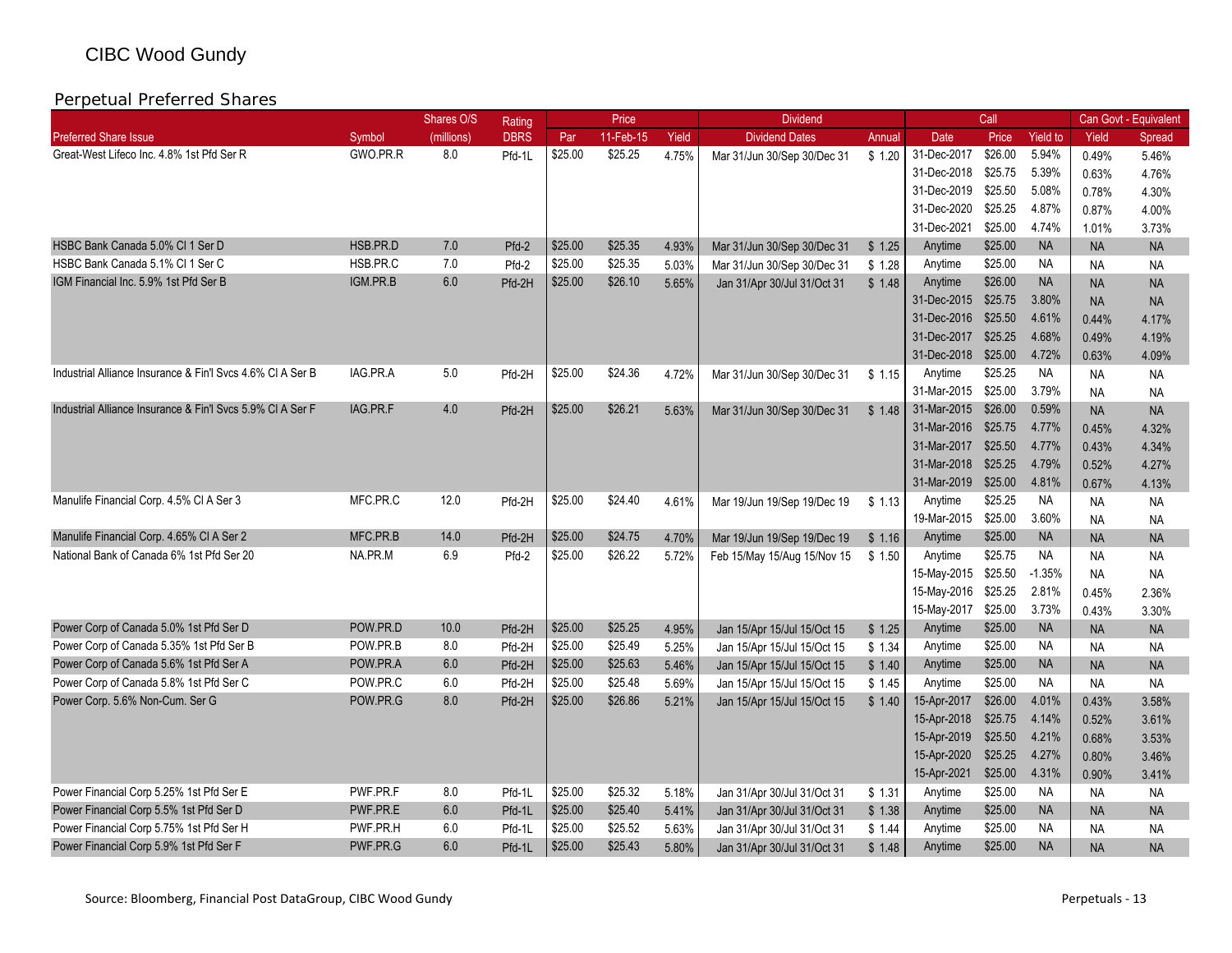CIBC Wood Gundy

## Perpetual Preferred Shares

| | | Shares O/S | Rating | Price | | | Dividend | | Call | | | Can Govt - Equivalent | |
|---|---|---|---|---|---|---|---|---|---|---|---|---|---|
| Preferred Share Issue | Symbol | (millions) | DBRS | Par | 11-Feb-15 | Yield | Dividend Dates | Annual | Date | Price | Yield to | Yield | Spread |
| Great-West Lifeco Inc. 4.8% 1st Pfd Ser R | GWO.PR.R | 8.0 | Pfd-1L | $25.00 | $25.25 | 4.75% | Mar 31/Jun 30/Sep 30/Dec 31 | $ 1.20 | 31-Dec-2017 | $26.00 | 5.94% | 0.49% | 5.46% |
| | | | | | | | | | 31-Dec-2018 | $25.75 | 5.39% | 0.63% | 4.76% |
| | | | | | | | | | 31-Dec-2019 | $25.50 | 5.08% | 0.78% | 4.30% |
| | | | | | | | | | 31-Dec-2020 | $25.25 | 4.87% | 0.87% | 4.00% |
| | | | | | | | | | 31-Dec-2021 | $25.00 | 4.74% | 1.01% | 3.73% |
| HSBC Bank Canada 5.0% Cl 1 Ser D | HSB.PR.D | 7.0 | Pfd-2 | $25.00 | $25.35 | 4.93% | Mar 31/Jun 30/Sep 30/Dec 31 | $ 1.25 | Anytime | $25.00 | NA | NA | NA |
| HSBC Bank Canada 5.1% Cl 1 Ser C | HSB.PR.C | 7.0 | Pfd-2 | $25.00 | $25.35 | 5.03% | Mar 31/Jun 30/Sep 30/Dec 31 | $ 1.28 | Anytime | $25.00 | NA | NA | NA |
| IGM Financial Inc. 5.9% 1st Pfd Ser B | IGM.PR.B | 6.0 | Pfd-2H | $25.00 | $26.10 | 5.65% | Jan 31/Apr 30/Jul 31/Oct 31 | $ 1.48 | Anytime | $26.00 | NA | NA | NA |
| | | | | | | | | | 31-Dec-2015 | $25.75 | 3.80% | NA | NA |
| | | | | | | | | | 31-Dec-2016 | $25.50 | 4.61% | 0.44% | 4.17% |
| | | | | | | | | | 31-Dec-2017 | $25.25 | 4.68% | 0.49% | 4.19% |
| | | | | | | | | | 31-Dec-2018 | $25.00 | 4.72% | 0.63% | 4.09% |
| Industrial Alliance Insurance & Fin'l Svcs 4.6% Cl A Ser B | IAG.PR.A | 5.0 | Pfd-2H | $25.00 | $24.36 | 4.72% | Mar 31/Jun 30/Sep 30/Dec 31 | $ 1.15 | Anytime | $25.25 | NA | NA | NA |
| | | | | | | | | | 31-Mar-2015 | $25.00 | 3.79% | NA | NA |
| Industrial Alliance Insurance & Fin'l Svcs 5.9% Cl A Ser F | IAG.PR.F | 4.0 | Pfd-2H | $25.00 | $26.21 | 5.63% | Mar 31/Jun 30/Sep 30/Dec 31 | $ 1.48 | 31-Mar-2015 | $26.00 | 0.59% | NA | NA |
| | | | | | | | | | 31-Mar-2016 | $25.75 | 4.77% | 0.45% | 4.32% |
| | | | | | | | | | 31-Mar-2017 | $25.50 | 4.77% | 0.43% | 4.34% |
| | | | | | | | | | 31-Mar-2018 | $25.25 | 4.79% | 0.52% | 4.27% |
| | | | | | | | | | 31-Mar-2019 | $25.00 | 4.81% | 0.67% | 4.13% |
| Manulife Financial Corp. 4.5% Cl A Ser 3 | MFC.PR.C | 12.0 | Pfd-2H | $25.00 | $24.40 | 4.61% | Mar 19/Jun 19/Sep 19/Dec 19 | $ 1.13 | Anytime | $25.25 | NA | NA | NA |
| | | | | | | | | | 19-Mar-2015 | $25.00 | 3.60% | NA | NA |
| Manulife Financial Corp. 4.65% Cl A Ser 2 | MFC.PR.B | 14.0 | Pfd-2H | $25.00 | $24.75 | 4.70% | Mar 19/Jun 19/Sep 19/Dec 19 | $ 1.16 | Anytime | $25.00 | NA | NA | NA |
| National Bank of Canada 6% 1st Pfd Ser 20 | NA.PR.M | 6.9 | Pfd-2 | $25.00 | $26.22 | 5.72% | Feb 15/May 15/Aug 15/Nov 15 | $ 1.50 | Anytime | $25.75 | NA | NA | NA |
| | | | | | | | | | 15-May-2015 | $25.50 | -1.35% | NA | NA |
| | | | | | | | | | 15-May-2016 | $25.25 | 2.81% | 0.45% | 2.36% |
| | | | | | | | | | 15-May-2017 | $25.00 | 3.73% | 0.43% | 3.30% |
| Power Corp of Canada 5.0% 1st Pfd Ser D | POW.PR.D | 10.0 | Pfd-2H | $25.00 | $25.25 | 4.95% | Jan 15/Apr 15/Jul 15/Oct 15 | $ 1.25 | Anytime | $25.00 | NA | NA | NA |
| Power Corp of Canada 5.35% 1st Pfd Ser B | POW.PR.B | 8.0 | Pfd-2H | $25.00 | $25.49 | 5.25% | Jan 15/Apr 15/Jul 15/Oct 15 | $ 1.34 | Anytime | $25.00 | NA | NA | NA |
| Power Corp of Canada 5.6% 1st Pfd Ser A | POW.PR.A | 6.0 | Pfd-2H | $25.00 | $25.63 | 5.46% | Jan 15/Apr 15/Jul 15/Oct 15 | $ 1.40 | Anytime | $25.00 | NA | NA | NA |
| Power Corp of Canada 5.8% 1st Pfd Ser C | POW.PR.C | 6.0 | Pfd-2H | $25.00 | $25.48 | 5.69% | Jan 15/Apr 15/Jul 15/Oct 15 | $ 1.45 | Anytime | $25.00 | NA | NA | NA |
| Power Corp. 5.6% Non-Cum. Ser G | POW.PR.G | 8.0 | Pfd-2H | $25.00 | $26.86 | 5.21% | Jan 15/Apr 15/Jul 15/Oct 15 | $ 1.40 | 15-Apr-2017 | $26.00 | 4.01% | 0.43% | 3.58% |
| | | | | | | | | | 15-Apr-2018 | $25.75 | 4.14% | 0.52% | 3.61% |
| | | | | | | | | | 15-Apr-2019 | $25.50 | 4.21% | 0.68% | 3.53% |
| | | | | | | | | | 15-Apr-2020 | $25.25 | 4.27% | 0.80% | 3.46% |
| | | | | | | | | | 15-Apr-2021 | $25.00 | 4.31% | 0.90% | 3.41% |
| Power Financial Corp 5.25% 1st Pfd Ser E | PWF.PR.F | 8.0 | Pfd-1L | $25.00 | $25.32 | 5.18% | Jan 31/Apr 30/Jul 31/Oct 31 | $ 1.31 | Anytime | $25.00 | NA | NA | NA |
| Power Financial Corp 5.5% 1st Pfd Ser D | PWF.PR.E | 6.0 | Pfd-1L | $25.00 | $25.40 | 5.41% | Jan 31/Apr 30/Jul 31/Oct 31 | $ 1.38 | Anytime | $25.00 | NA | NA | NA |
| Power Financial Corp 5.75% 1st Pfd Ser H | PWF.PR.H | 6.0 | Pfd-1L | $25.00 | $25.52 | 5.63% | Jan 31/Apr 30/Jul 31/Oct 31 | $ 1.44 | Anytime | $25.00 | NA | NA | NA |
| Power Financial Corp 5.9% 1st Pfd Ser F | PWF.PR.G | 6.0 | Pfd-1L | $25.00 | $25.43 | 5.80% | Jan 31/Apr 30/Jul 31/Oct 31 | $ 1.48 | Anytime | $25.00 | NA | NA | NA |

Source: Bloomberg, Financial Post DataGroup, CIBC Wood Gundy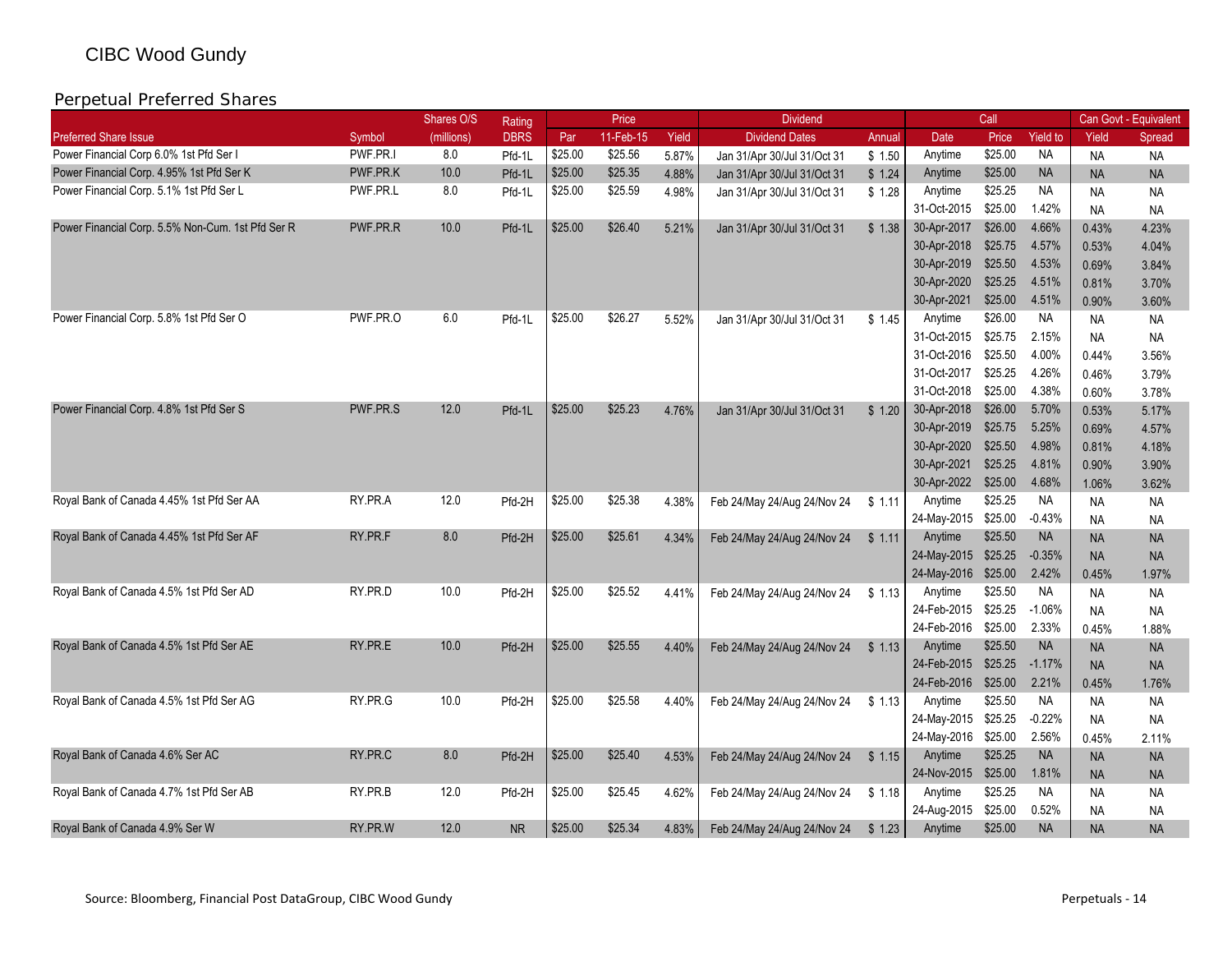CIBC Wood Gundy

## Perpetual Preferred Shares

| | | Shares O/S | Rating | Price | | | Dividend | | Call | | | Can Govt - Equivalent | |
|---|---|---|---|---|---|---|---|---|---|---|---|---|---|
| Preferred Share Issue | Symbol | (millions) | DBRS | Par | 11-Feb-15 | Yield | Dividend Dates | Annual | Date | Price | Yield to | Yield | Spread |
| Power Financial Corp 6.0% 1st Pfd Ser I | PWF.PR.I | 8.0 | Pfd-1L | $25.00 | $25.56 | 5.87% | Jan 31/Apr 30/Jul 31/Oct 31 | $ 1.50 | Anytime | $25.00 | NA | NA | NA |
| Power Financial Corp. 4.95% 1st Pfd Ser K | PWF.PR.K | 10.0 | Pfd-1L | $25.00 | $25.35 | 4.88% | Jan 31/Apr 30/Jul 31/Oct 31 | $ 1.24 | Anytime | $25.00 | NA | NA | NA |
| Power Financial Corp. 5.1% 1st Pfd Ser L | PWF.PR.L | 8.0 | Pfd-1L | $25.00 | $25.59 | 4.98% | Jan 31/Apr 30/Jul 31/Oct 31 | $ 1.28 | Anytime | $25.25 | NA | NA | NA |
| | | | | | | | | | 31-Oct-2015 | $25.00 | 1.42% | NA | NA |
| Power Financial Corp. 5.5% Non-Cum. 1st Pfd Ser R | PWF.PR.R | 10.0 | Pfd-1L | $25.00 | $26.40 | 5.21% | Jan 31/Apr 30/Jul 31/Oct 31 | $ 1.38 | 30-Apr-2017 | $26.00 | 4.66% | 0.43% | 4.23% |
| | | | | | | | | | 30-Apr-2018 | $25.75 | 4.57% | 0.53% | 4.04% |
| | | | | | | | | | 30-Apr-2019 | $25.50 | 4.53% | 0.69% | 3.84% |
| | | | | | | | | | 30-Apr-2020 | $25.25 | 4.51% | 0.81% | 3.70% |
| | | | | | | | | | 30-Apr-2021 | $25.00 | 4.51% | 0.90% | 3.60% |
| Power Financial Corp. 5.8% 1st Pfd Ser O | PWF.PR.O | 6.0 | Pfd-1L | $25.00 | $26.27 | 5.52% | Jan 31/Apr 30/Jul 31/Oct 31 | $ 1.45 | Anytime | $26.00 | NA | NA | NA |
| | | | | | | | | | 31-Oct-2015 | $25.75 | 2.15% | NA | NA |
| | | | | | | | | | 31-Oct-2016 | $25.50 | 4.00% | 0.44% | 3.56% |
| | | | | | | | | | 31-Oct-2017 | $25.25 | 4.26% | 0.46% | 3.79% |
| | | | | | | | | | 31-Oct-2018 | $25.00 | 4.38% | 0.60% | 3.78% |
| Power Financial Corp. 4.8% 1st Pfd Ser S | PWF.PR.S | 12.0 | Pfd-1L | $25.00 | $25.23 | 4.76% | Jan 31/Apr 30/Jul 31/Oct 31 | $ 1.20 | 30-Apr-2018 | $26.00 | 5.70% | 0.53% | 5.17% |
| | | | | | | | | | 30-Apr-2019 | $25.75 | 5.25% | 0.69% | 4.57% |
| | | | | | | | | | 30-Apr-2020 | $25.50 | 4.98% | 0.81% | 4.18% |
| | | | | | | | | | 30-Apr-2021 | $25.25 | 4.81% | 0.90% | 3.90% |
| | | | | | | | | | 30-Apr-2022 | $25.00 | 4.68% | 1.06% | 3.62% |
| Royal Bank of Canada 4.45% 1st Pfd Ser AA | RY.PR.A | 12.0 | Pfd-2H | $25.00 | $25.38 | 4.38% | Feb 24/May 24/Aug 24/Nov 24 | $ 1.11 | Anytime | $25.25 | NA | NA | NA |
| | | | | | | | | | 24-May-2015 | $25.00 | -0.43% | NA | NA |
| Royal Bank of Canada 4.45% 1st Pfd Ser AF | RY.PR.F | 8.0 | Pfd-2H | $25.00 | $25.61 | 4.34% | Feb 24/May 24/Aug 24/Nov 24 | $ 1.11 | Anytime | $25.50 | NA | NA | NA |
| | | | | | | | | | 24-May-2015 | $25.25 | -0.35% | NA | NA |
| | | | | | | | | | 24-May-2016 | $25.00 | 2.42% | 0.45% | 1.97% |
| Royal Bank of Canada 4.5% 1st Pfd Ser AD | RY.PR.D | 10.0 | Pfd-2H | $25.00 | $25.52 | 4.41% | Feb 24/May 24/Aug 24/Nov 24 | $ 1.13 | Anytime | $25.50 | NA | NA | NA |
| | | | | | | | | | 24-Feb-2015 | $25.25 | -1.06% | NA | NA |
| | | | | | | | | | 24-Feb-2016 | $25.00 | 2.33% | 0.45% | 1.88% |
| Royal Bank of Canada 4.5% 1st Pfd Ser AE | RY.PR.E | 10.0 | Pfd-2H | $25.00 | $25.55 | 4.40% | Feb 24/May 24/Aug 24/Nov 24 | $ 1.13 | Anytime | $25.50 | NA | NA | NA |
| | | | | | | | | | 24-Feb-2015 | $25.25 | -1.17% | NA | NA |
| | | | | | | | | | 24-Feb-2016 | $25.00 | 2.21% | 0.45% | 1.76% |
| Royal Bank of Canada 4.5% 1st Pfd Ser AG | RY.PR.G | 10.0 | Pfd-2H | $25.00 | $25.58 | 4.40% | Feb 24/May 24/Aug 24/Nov 24 | $ 1.13 | Anytime | $25.50 | NA | NA | NA |
| | | | | | | | | | 24-May-2015 | $25.25 | -0.22% | NA | NA |
| | | | | | | | | | 24-May-2016 | $25.00 | 2.56% | 0.45% | 2.11% |
| Royal Bank of Canada 4.6% Ser AC | RY.PR.C | 8.0 | Pfd-2H | $25.00 | $25.40 | 4.53% | Feb 24/May 24/Aug 24/Nov 24 | $ 1.15 | Anytime | $25.25 | NA | NA | NA |
| | | | | | | | | | 24-Nov-2015 | $25.00 | 1.81% | NA | NA |
| Royal Bank of Canada 4.7% 1st Pfd Ser AB | RY.PR.B | 12.0 | Pfd-2H | $25.00 | $25.45 | 4.62% | Feb 24/May 24/Aug 24/Nov 24 | $ 1.18 | Anytime | $25.25 | NA | NA | NA |
| | | | | | | | | | 24-Aug-2015 | $25.00 | 0.52% | NA | NA |
| Royal Bank of Canada 4.9% Ser W | RY.PR.W | 12.0 | NR | $25.00 | $25.34 | 4.83% | Feb 24/May 24/Aug 24/Nov 24 | $ 1.23 | Anytime | $25.00 | NA | NA | NA |

Source: Bloomberg, Financial Post DataGroup, CIBC Wood Gundy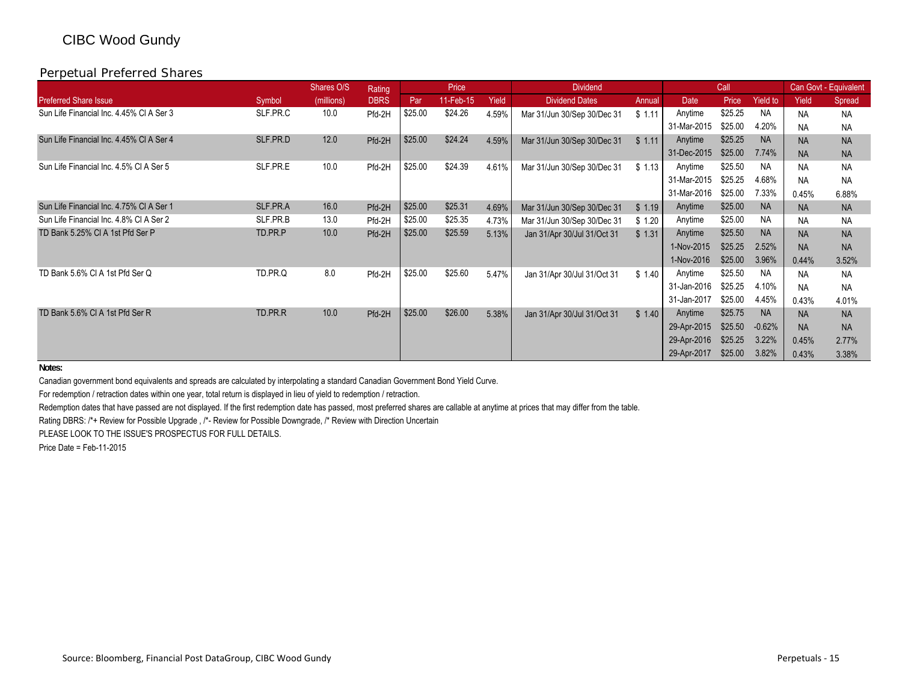CIBC Wood Gundy

## Perpetual Preferred Shares

| | | Shares O/S | Rating | | Price | | Dividend | | | Call | | Can Govt - Equivalent | |
|---|---|---|---|---|---|---|---|---|---|---|---|---|---|
| Preferred Share Issue | Symbol | (millions) | DBRS | Par | 11-Feb-15 | Yield | Dividend Dates | Annual | Date | Price | Yield to | Yield | Spread |
| Sun Life Financial Inc. 4.45% Cl A Ser 3 | SLF.PR.C | 10.0 | Pfd-2H | $25.00 | $24.26 | 4.59% | Mar 31/Jun 30/Sep 30/Dec 31 | $ 1.11 | Anytime | $25.25 | NA | NA | NA |
| | | | | | | | | | 31-Mar-2015 | $25.00 | 4.20% | NA | NA |
| Sun Life Financial Inc. 4.45% Cl A Ser 4 | SLF.PR.D | 12.0 | Pfd-2H | $25.00 | $24.24 | 4.59% | Mar 31/Jun 30/Sep 30/Dec 31 | $ 1.11 | Anytime | $25.25 | NA | NA | NA |
| | | | | | | | | | 31-Dec-2015 | $25.00 | 7.74% | NA | NA |
| Sun Life Financial Inc. 4.5% Cl A Ser 5 | SLF.PR.E | 10.0 | Pfd-2H | $25.00 | $24.39 | 4.61% | Mar 31/Jun 30/Sep 30/Dec 31 | $ 1.13 | Anytime | $25.50 | NA | NA | NA |
| | | | | | | | | | 31-Mar-2015 | $25.25 | 4.68% | NA | NA |
| | | | | | | | | | 31-Mar-2016 | $25.00 | 7.33% | 0.45% | 6.88% |
| Sun Life Financial Inc. 4.75% Cl A Ser 1 | SLF.PR.A | 16.0 | Pfd-2H | $25.00 | $25.31 | 4.69% | Mar 31/Jun 30/Sep 30/Dec 31 | $ 1.19 | Anytime | $25.00 | NA | NA | NA |
| Sun Life Financial Inc. 4.8% Cl A Ser 2 | SLF.PR.B | 13.0 | Pfd-2H | $25.00 | $25.35 | 4.73% | Mar 31/Jun 30/Sep 30/Dec 31 | $ 1.20 | Anytime | $25.00 | NA | NA | NA |
| TD Bank 5.25% Cl A 1st Pfd Ser P | TD.PR.P | 10.0 | Pfd-2H | $25.00 | $25.59 | 5.13% | Jan 31/Apr 30/Jul 31/Oct 31 | $ 1.31 | Anytime | $25.50 | NA | NA | NA |
| | | | | | | | | | 1-Nov-2015 | $25.25 | 2.52% | NA | NA |
| | | | | | | | | | 1-Nov-2016 | $25.00 | 3.96% | 0.44% | 3.52% |
| TD Bank 5.6% Cl A 1st Pfd Ser Q | TD.PR.Q | 8.0 | Pfd-2H | $25.00 | $25.60 | 5.47% | Jan 31/Apr 30/Jul 31/Oct 31 | $ 1.40 | Anytime | $25.50 | NA | NA | NA |
| | | | | | | | | | 31-Jan-2016 | $25.25 | 4.10% | NA | NA |
| | | | | | | | | | 31-Jan-2017 | $25.00 | 4.45% | 0.43% | 4.01% |
| TD Bank 5.6% Cl A 1st Pfd Ser R | TD.PR.R | 10.0 | Pfd-2H | $25.00 | $26.00 | 5.38% | Jan 31/Apr 30/Jul 31/Oct 31 | $ 1.40 | Anytime | $25.75 | NA | NA | NA |
| | | | | | | | | | 29-Apr-2015 | $25.50 | -0.62% | NA | NA |
| | | | | | | | | | 29-Apr-2016 | $25.25 | 3.22% | 0.45% | 2.77% |
| | | | | | | | | | 29-Apr-2017 | $25.00 | 3.82% | 0.43% | 3.38% |

**Notes:**

Canadian government bond equivalents and spreads are calculated by interpolating a standard Canadian Government Bond Yield Curve.

For redemption / retraction dates within one year, total return is displayed in lieu of yield to redemption / retraction.

Redemption dates that have passed are not displayed. If the first redemption date has passed, most preferred shares are callable at anytime at prices that may differ from the table.

Rating DBRS: /*+ Review for Possible Upgrade , /*- Review for Possible Downgrade, /* Review with Direction Uncertain

PLEASE LOOK TO THE ISSUE'S PROSPECTUS FOR FULL DETAILS.

Price Date = Feb-11-2015

Source: Bloomberg, Financial Post DataGroup, CIBC Wood Gundy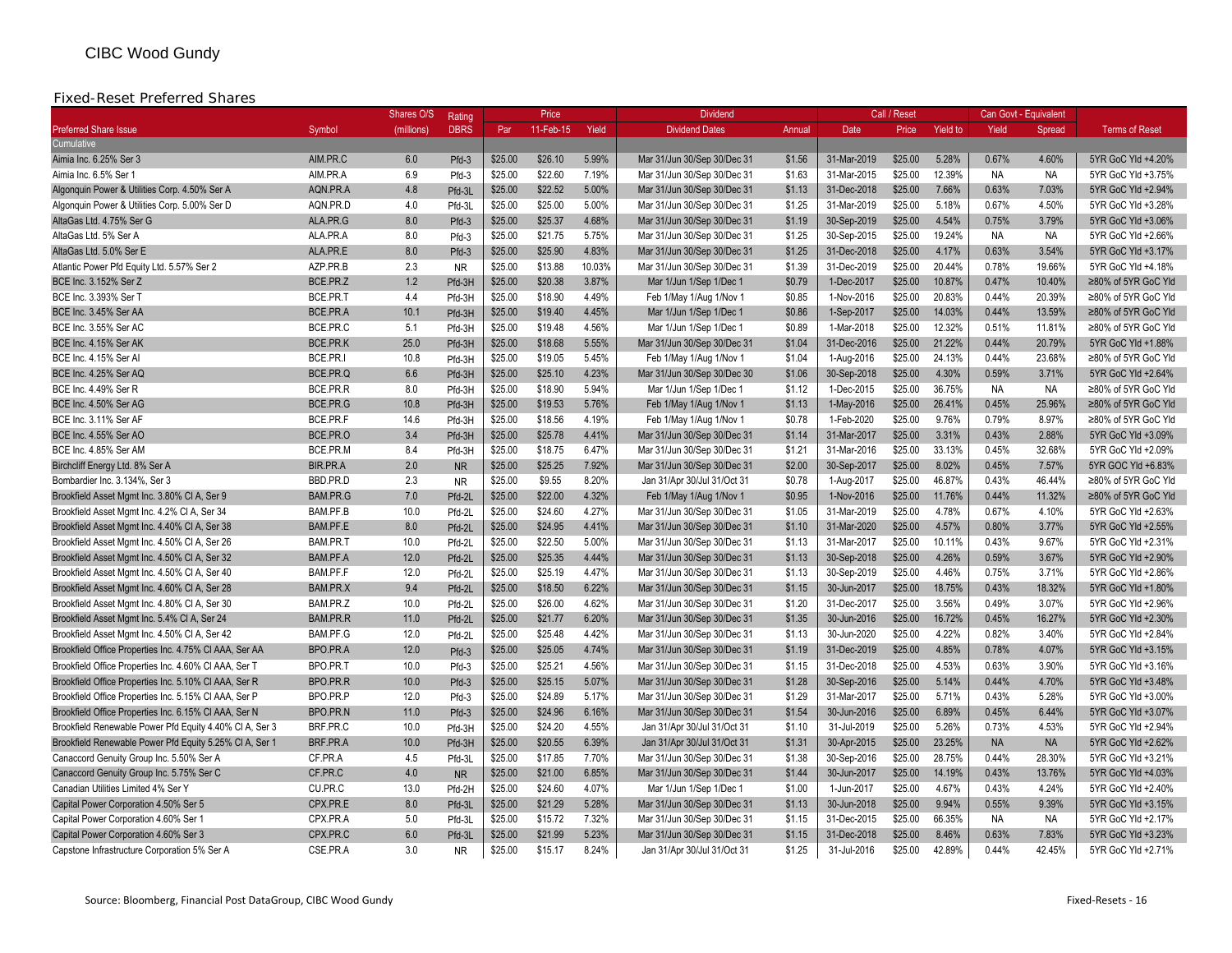CIBC Wood Gundy

## Fixed-Reset Preferred Shares

| Preferred Share Issue | Symbol | Shares O/S (millions) | Rating DBRS | Price | | | Dividend | | Call / Reset | | | Can Govt - Equivalent | | Terms of Reset |
|---|---|---|---|---|---|---|---|---|---|---|---|---|---|---|
| | | | | Par | 11-Feb-15 | Yield | Dividend Dates | Annual | Date | Price | Yield to | Yield | Spread | |
| Cumulative | | | | | | | | | | | | | | |
| Aimia Inc. 6.25% Ser 3 | AIM.PR.C | 6.0 | Pfd-3 | $25.00 | $26.10 | 5.99% | Mar 31/Jun 30/Sep 30/Dec 31 | $1.56 | 31-Mar-2019 | $25.00 | 5.28% | 0.67% | 4.60% | 5YR GoC Yld +4.20% |
| Aimia Inc. 6.5% Ser 1 | AIM.PR.A | 6.9 | Pfd-3 | $25.00 | $22.60 | 7.19% | Mar 31/Jun 30/Sep 30/Dec 31 | $1.63 | 31-Mar-2015 | $25.00 | 12.39% | NA | NA | 5YR GoC Yld +3.75% |
| Algonquin Power & Utilities Corp. 4.50% Ser A | AQN.PR.A | 4.8 | Pfd-3L | $25.00 | $22.52 | 5.00% | Mar 31/Jun 30/Sep 30/Dec 31 | $1.13 | 31-Dec-2018 | $25.00 | 7.66% | 0.63% | 7.03% | 5YR GoC Yld +2.94% |
| Algonquin Power & Utilities Corp. 5.00% Ser D | AQN.PR.D | 4.0 | Pfd-3L | $25.00 | $25.00 | 5.00% | Mar 31/Jun 30/Sep 30/Dec 31 | $1.25 | 31-Mar-2019 | $25.00 | 5.18% | 0.67% | 4.50% | 5YR GoC Yld +3.28% |
| AltaGas Ltd. 4.75% Ser G | ALA.PR.G | 8.0 | Pfd-3 | $25.00 | $25.37 | 4.68% | Mar 31/Jun 30/Sep 30/Dec 31 | $1.19 | 30-Sep-2019 | $25.00 | 4.54% | 0.75% | 3.79% | 5YR GoC Yld +3.06% |
| AltaGas Ltd. 5% Ser A | ALA.PR.A | 8.0 | Pfd-3 | $25.00 | $21.75 | 5.75% | Mar 31/Jun 30/Sep 30/Dec 31 | $1.25 | 30-Sep-2015 | $25.00 | 19.24% | NA | NA | 5YR GoC Yld +2.66% |
| AltaGas Ltd. 5.0% Ser E | ALA.PR.E | 8.0 | Pfd-3 | $25.00 | $25.90 | 4.83% | Mar 31/Jun 30/Sep 30/Dec 31 | $1.25 | 31-Dec-2018 | $25.00 | 4.17% | 0.63% | 3.54% | 5YR GoC Yld +3.17% |
| Atlantic Power Pfd Equity Ltd. 5.57% Ser 2 | AZP.PR.B | 2.3 | NR | $25.00 | $13.88 | 10.03% | Mar 31/Jun 30/Sep 30/Dec 31 | $1.39 | 31-Dec-2019 | $25.00 | 20.44% | 0.78% | 19.66% | 5YR GoC Yld +4.18% |
| BCE Inc. 3.152% Ser Z | BCE.PR.Z | 1.2 | Pfd-3H | $25.00 | $20.38 | 3.87% | Mar 1/Jun 1/Sep 1/Dec 1 | $0.79 | 1-Dec-2017 | $25.00 | 10.87% | 0.47% | 10.40% | ≥80% of 5YR GoC Yld |
| BCE Inc. 3.393% Ser T | BCE.PR.T | 4.4 | Pfd-3H | $25.00 | $18.90 | 4.49% | Feb 1/May 1/Aug 1/Nov 1 | $0.85 | 1-Nov-2016 | $25.00 | 20.83% | 0.44% | 20.39% | ≥80% of 5YR GoC Yld |
| BCE Inc. 3.45% Ser AA | BCE.PR.A | 10.1 | Pfd-3H | $25.00 | $19.40 | 4.45% | Mar 1/Jun 1/Sep 1/Dec 1 | $0.86 | 1-Sep-2017 | $25.00 | 14.03% | 0.44% | 13.59% | ≥80% of 5YR GoC Yld |
| BCE Inc. 3.55% Ser AC | BCE.PR.C | 5.1 | Pfd-3H | $25.00 | $19.48 | 4.56% | Mar 1/Jun 1/Sep 1/Dec 1 | $0.89 | 1-Mar-2018 | $25.00 | 12.32% | 0.51% | 11.81% | ≥80% of 5YR GoC Yld |
| BCE Inc. 4.15% Ser AK | BCE.PR.K | 25.0 | Pfd-3H | $25.00 | $18.68 | 5.55% | Mar 31/Jun 30/Sep 30/Dec 31 | $1.04 | 31-Dec-2016 | $25.00 | 21.22% | 0.44% | 20.79% | 5YR GoC Yld +1.88% |
| BCE Inc. 4.15% Ser AI | BCE.PR.I | 10.8 | Pfd-3H | $25.00 | $19.05 | 5.45% | Feb 1/May 1/Aug 1/Nov 1 | $1.04 | 1-Aug-2016 | $25.00 | 24.13% | 0.44% | 23.68% | ≥80% of 5YR GoC Yld |
| BCE Inc. 4.25% Ser AQ | BCE.PR.Q | 6.6 | Pfd-3H | $25.00 | $25.10 | 4.23% | Mar 31/Jun 30/Sep 30/Dec 30 | $1.06 | 30-Sep-2018 | $25.00 | 4.30% | 0.59% | 3.71% | 5YR GoC Yld +2.64% |
| BCE Inc. 4.49% Ser R | BCE.PR.R | 8.0 | Pfd-3H | $25.00 | $18.90 | 5.94% | Mar 1/Jun 1/Sep 1/Dec 1 | $1.12 | 1-Dec-2015 | $25.00 | 36.75% | NA | NA | ≥80% of 5YR GoC Yld |
| BCE Inc. 4.50% Ser AG | BCE.PR.G | 10.8 | Pfd-3H | $25.00 | $19.53 | 5.76% | Feb 1/May 1/Aug 1/Nov 1 | $1.13 | 1-May-2016 | $25.00 | 26.41% | 0.45% | 25.96% | ≥80% of 5YR GoC Yld |
| BCE Inc. 3.11% Ser AF | BCE.PR.F | 14.6 | Pfd-3H | $25.00 | $18.56 | 4.19% | Feb 1/May 1/Aug 1/Nov 1 | $0.78 | 1-Feb-2020 | $25.00 | 9.76% | 0.79% | 8.97% | ≥80% of 5YR GoC Yld |
| BCE Inc. 4.55% Ser AO | BCE.PR.O | 3.4 | Pfd-3H | $25.00 | $25.78 | 4.41% | Mar 31/Jun 30/Sep 30/Dec 31 | $1.14 | 31-Mar-2017 | $25.00 | 3.31% | 0.43% | 2.88% | 5YR GoC Yld +3.09% |
| BCE Inc. 4.85% Ser AM | BCE.PR.M | 8.4 | Pfd-3H | $25.00 | $18.75 | 6.47% | Mar 31/Jun 30/Sep 30/Dec 31 | $1.21 | 31-Mar-2016 | $25.00 | 33.13% | 0.45% | 32.68% | 5YR GoC Yld +2.09% |
| Birchcliff Energy Ltd. 8% Ser A | BIR.PR.A | 2.0 | NR | $25.00 | $25.25 | 7.92% | Mar 31/Jun 30/Sep 30/Dec 31 | $2.00 | 30-Sep-2017 | $25.00 | 8.02% | 0.45% | 7.57% | 5YR GoC Yld +6.83% |
| Bombardier Inc. 3.134%, Ser 3 | BBD.PR.D | 2.3 | NR | $25.00 | $9.55 | 8.20% | Jan 31/Apr 30/Jul 31/Oct 31 | $0.78 | 1-Aug-2017 | $25.00 | 46.87% | 0.43% | 46.44% | ≥80% of 5YR GoC Yld |
| Brookfield Asset Mgmt Inc. 3.80% Cl A, Ser 9 | BAM.PR.G | 7.0 | Pfd-2L | $25.00 | $22.00 | 4.32% | Feb 1/May 1/Aug 1/Nov 1 | $0.95 | 1-Nov-2016 | $25.00 | 11.76% | 0.44% | 11.32% | ≥80% of 5YR GoC Yld |
| Brookfield Asset Mgmt Inc. 4.2% Cl A, Ser 34 | BAM.PF.B | 10.0 | Pfd-2L | $25.00 | $24.60 | 4.27% | Mar 31/Jun 30/Sep 30/Dec 31 | $1.05 | 31-Mar-2019 | $25.00 | 4.78% | 0.67% | 4.10% | 5YR GoC Yld +2.63% |
| Brookfield Asset Mgmt Inc. 4.40% Cl A, Ser 38 | BAM.PF.E | 8.0 | Pfd-2L | $25.00 | $24.95 | 4.41% | Mar 31/Jun 30/Sep 30/Dec 31 | $1.10 | 31-Mar-2020 | $25.00 | 4.57% | 0.80% | 3.77% | 5YR GoC Yld +2.55% |
| Brookfield Asset Mgmt Inc. 4.50% Cl A, Ser 26 | BAM.PR.T | 10.0 | Pfd-2L | $25.00 | $22.50 | 5.00% | Mar 31/Jun 30/Sep 30/Dec 31 | $1.13 | 31-Mar-2017 | $25.00 | 10.11% | 0.43% | 9.67% | 5YR GoC Yld +2.31% |
| Brookfield Asset Mgmt Inc. 4.50% Cl A, Ser 32 | BAM.PF.A | 12.0 | Pfd-2L | $25.00 | $25.35 | 4.44% | Mar 31/Jun 30/Sep 30/Dec 31 | $1.13 | 30-Sep-2018 | $25.00 | 4.26% | 0.59% | 3.67% | 5YR GoC Yld +2.90% |
| Brookfield Asset Mgmt Inc. 4.50% Cl A, Ser 40 | BAM.PF.F | 12.0 | Pfd-2L | $25.00 | $25.19 | 4.47% | Mar 31/Jun 30/Sep 30/Dec 31 | $1.13 | 30-Sep-2019 | $25.00 | 4.46% | 0.75% | 3.71% | 5YR GoC Yld +2.86% |
| Brookfield Asset Mgmt Inc. 4.60% Cl A, Ser 28 | BAM.PR.X | 9.4 | Pfd-2L | $25.00 | $18.50 | 6.22% | Mar 31/Jun 30/Sep 30/Dec 31 | $1.15 | 30-Jun-2017 | $25.00 | 18.75% | 0.43% | 18.32% | 5YR GoC Yld +1.80% |
| Brookfield Asset Mgmt Inc. 4.80% Cl A, Ser 30 | BAM.PR.Z | 10.0 | Pfd-2L | $25.00 | $26.00 | 4.62% | Mar 31/Jun 30/Sep 30/Dec 31 | $1.20 | 31-Dec-2017 | $25.00 | 3.56% | 0.49% | 3.07% | 5YR GoC Yld +2.96% |
| Brookfield Asset Mgmt Inc. 5.4% Cl A, Ser 24 | BAM.PR.R | 11.0 | Pfd-2L | $25.00 | $21.77 | 6.20% | Mar 31/Jun 30/Sep 30/Dec 31 | $1.35 | 30-Jun-2016 | $25.00 | 16.72% | 0.45% | 16.27% | 5YR GoC Yld +2.30% |
| Brookfield Asset Mgmt Inc. 4.50% Cl A, Ser 42 | BAM.PF.G | 12.0 | Pfd-2L | $25.00 | $25.48 | 4.42% | Mar 31/Jun 30/Sep 30/Dec 31 | $1.13 | 30-Jun-2020 | $25.00 | 4.22% | 0.82% | 3.40% | 5YR GoC Yld +2.84% |
| Brookfield Office Properties Inc. 4.75% Cl AAA, Ser AA | BPO.PR.A | 12.0 | Pfd-3 | $25.00 | $25.05 | 4.74% | Mar 31/Jun 30/Sep 30/Dec 31 | $1.19 | 31-Dec-2019 | $25.00 | 4.85% | 0.78% | 4.07% | 5YR GoC Yld +3.15% |
| Brookfield Office Properties Inc. 4.60% Cl AAA, Ser T | BPO.PR.T | 10.0 | Pfd-3 | $25.00 | $25.21 | 4.56% | Mar 31/Jun 30/Sep 30/Dec 31 | $1.15 | 31-Dec-2018 | $25.00 | 4.53% | 0.63% | 3.90% | 5YR GoC Yld +3.16% |
| Brookfield Office Properties Inc. 5.10% Cl AAA, Ser R | BPO.PR.R | 10.0 | Pfd-3 | $25.00 | $25.15 | 5.07% | Mar 31/Jun 30/Sep 30/Dec 31 | $1.28 | 30-Sep-2016 | $25.00 | 5.14% | 0.44% | 4.70% | 5YR GoC Yld +3.48% |
| Brookfield Office Properties Inc. 5.15% Cl AAA, Ser P | BPO.PR.P | 12.0 | Pfd-3 | $25.00 | $24.89 | 5.17% | Mar 31/Jun 30/Sep 30/Dec 31 | $1.29 | 31-Mar-2017 | $25.00 | 5.71% | 0.43% | 5.28% | 5YR GoC Yld +3.00% |
| Brookfield Office Properties Inc. 6.15% Cl AAA, Ser N | BPO.PR.N | 11.0 | Pfd-3 | $25.00 | $24.96 | 6.16% | Mar 31/Jun 30/Sep 30/Dec 31 | $1.54 | 30-Jun-2016 | $25.00 | 6.89% | 0.45% | 6.44% | 5YR GoC Yld +3.07% |
| Brookfield Renewable Power Pfd Equity 4.40% Cl A, Ser 3 | BRF.PR.C | 10.0 | Pfd-3H | $25.00 | $24.20 | 4.55% | Jan 31/Apr 30/Jul 31/Oct 31 | $1.10 | 31-Jul-2019 | $25.00 | 5.26% | 0.73% | 4.53% | 5YR GoC Yld +2.94% |
| Brookfield Renewable Power Pfd Equity 5.25% Cl A, Ser 1 | BRF.PR.A | 10.0 | Pfd-3H | $25.00 | $20.55 | 6.39% | Jan 31/Apr 30/Jul 31/Oct 31 | $1.31 | 30-Apr-2015 | $25.00 | 23.25% | NA | NA | 5YR GoC Yld +2.62% |
| Canaccord Genuity Group Inc. 5.50% Ser A | CF.PR.A | 4.5 | Pfd-3L | $25.00 | $17.85 | 7.70% | Mar 31/Jun 30/Sep 30/Dec 31 | $1.38 | 30-Sep-2016 | $25.00 | 28.75% | 0.44% | 28.30% | 5YR GoC Yld +3.21% |
| Canaccord Genuity Group Inc. 5.75% Ser C | CF.PR.C | 4.0 | NR | $25.00 | $21.00 | 6.85% | Mar 31/Jun 30/Sep 30/Dec 31 | $1.44 | 30-Jun-2017 | $25.00 | 14.19% | 0.43% | 13.76% | 5YR GoC Yld +4.03% |
| Canadian Utilities Limited 4% Ser Y | CU.PR.C | 13.0 | Pfd-2H | $25.00 | $24.60 | 4.07% | Mar 1/Jun 1/Sep 1/Dec 1 | $1.00 | 1-Jun-2017 | $25.00 | 4.67% | 0.43% | 4.24% | 5YR GoC Yld +2.40% |
| Capital Power Corporation 4.50% Ser 5 | CPX.PR.E | 8.0 | Pfd-3L | $25.00 | $21.29 | 5.28% | Mar 31/Jun 30/Sep 30/Dec 31 | $1.13 | 30-Jun-2018 | $25.00 | 9.94% | 0.55% | 9.39% | 5YR GoC Yld +3.15% |
| Capital Power Corporation 4.60% Ser 1 | CPX.PR.A | 5.0 | Pfd-3L | $25.00 | $15.72 | 7.32% | Mar 31/Jun 30/Sep 30/Dec 31 | $1.15 | 31-Dec-2015 | $25.00 | 66.35% | NA | NA | 5YR GoC Yld +2.17% |
| Capital Power Corporation 4.60% Ser 3 | CPX.PR.C | 6.0 | Pfd-3L | $25.00 | $21.99 | 5.23% | Mar 31/Jun 30/Sep 30/Dec 31 | $1.15 | 31-Dec-2018 | $25.00 | 8.46% | 0.63% | 7.83% | 5YR GoC Yld +3.23% |
| Capstone Infrastructure Corporation 5% Ser A | CSE.PR.A | 3.0 | NR | $25.00 | $15.17 | 8.24% | Jan 31/Apr 30/Jul 31/Oct 31 | $1.25 | 31-Jul-2016 | $25.00 | 42.89% | 0.44% | 42.45% | 5YR GoC Yld +2.71% |

Source: Bloomberg, Financial Post DataGroup, CIBC Wood Gundy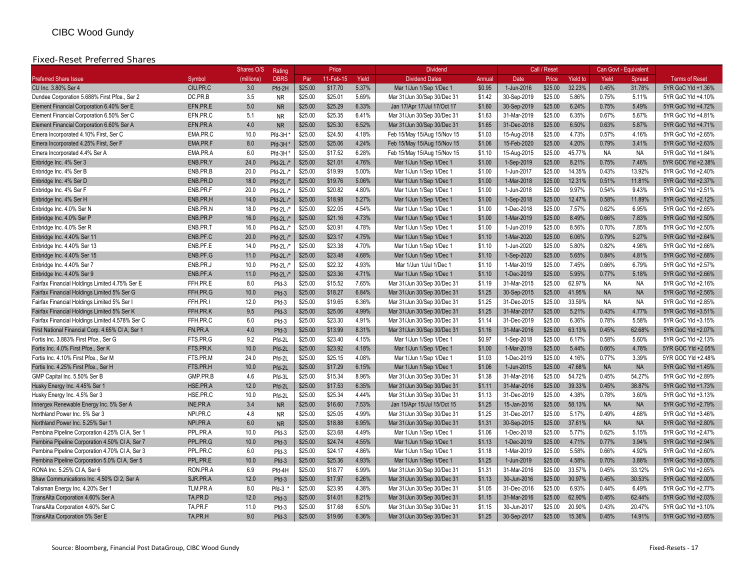CIBC Wood Gundy

## Fixed-Reset Preferred Shares

| | | Shares O/S | Rating | | Price | | | Dividend | | | Call / Reset | | Can Govt - Equivalent | | |
|---|---|---|---|---|---|---|---|---|---|---|---|---|---|---|---|
| Preferred Share Issue | Symbol | (millions) | DBRS | Par | 11-Feb-15 | Yield | Dividend Dates | Annual | Date | Price | Yield to | Yield | Spread | Terms of Reset |
| CU Inc. 3.80% Ser 4 | CIU.PR.C | 3.0 | Pfd-2H | $25.00 | $17.70 | 5.37% | Mar 1/Jun 1/Sep 1/Dec 1 | $0.95 | 1-Jun-2016 | $25.00 | 32.23% | 0.45% | 31.78% | 5YR GoC Yld +1.36% |
| Dundee Corporation 5.688% First Pfce., Ser 2 | DC.PR.B | 3.5 | NR | $25.00 | $25.01 | 5.69% | Mar 31/Jun 30/Sep 30/Dec 31 | $1.42 | 30-Sep-2019 | $25.00 | 5.86% | 0.75% | 5.11% | 5YR GoC Yld +4.10% |
| Element Financial Corporation 6.40% Ser E | EFN.PR.E | 5.0 | NR | $25.00 | $25.29 | 6.33% | Jan 17/Apr 17/Jul 17/Oct 17 | $1.60 | 30-Sep-2019 | $25.00 | 6.24% | 0.75% | 5.49% | 5YR GoC Yld +4.72% |
| Element Financial Corporation 6.50% Ser C | EFN.PR.C | 5.1 | NR | $25.00 | $25.35 | 6.41% | Mar 31/Jun 30/Sep 30/Dec 31 | $1.63 | 31-Mar-2019 | $25.00 | 6.35% | 0.67% | 5.67% | 5YR GoC Yld +4.81% |
| Element Financial Corporation 6.60% Ser A | EFN.PR.A | 4.0 | NR | $25.00 | $25.30 | 6.52% | Mar 31/Jun 30/Sep 30/Dec 31 | $1.65 | 31-Dec-2018 | $25.00 | 6.50% | 0.63% | 5.87% | 5YR GoC Yld +4.71% |
| Emera Incorporated 4.10% First, Ser C | EMA.PR.C | 10.0 | Pfd-3H * | $25.00 | $24.50 | 4.18% | Feb 15/May 15/Aug 15/Nov 15 | $1.03 | 15-Aug-2018 | $25.00 | 4.73% | 0.57% | 4.16% | 5YR GoC Yld +2.65% |
| Emera Incorporated 4.25% First, Ser F | EMA.PR.F | 8.0 | Pfd-3H * | $25.00 | $25.06 | 4.24% | Feb 15/May 15/Aug 15/Nov 15 | $1.06 | 15-Feb-2020 | $25.00 | 4.20% | 0.79% | 3.41% | 5YR GoC Yld +2.63% |
| Emera Incorporated 4.4% Ser A | EMA.PR.A | 6.0 | Pfd-3H * | $25.00 | $17.52 | 6.28% | Feb 15/May 15/Aug 15/Nov 15 | $1.10 | 15-Aug-2015 | $25.00 | 45.77% | NA | NA | 5YR GoC Yld +1.84% |
| Enbridge Inc. 4% Ser 3 | ENB.PR.Y | 24.0 | Pfd-2L /* | $25.00 | $21.01 | 4.76% | Mar 1/Jun 1/Sep 1/Dec 1 | $1.00 | 1-Sep-2019 | $25.00 | 8.21% | 0.75% | 7.46% | 5YR GOC Yld +2.38% |
| Enbridge Inc. 4% Ser B | ENB.PR.B | 20.0 | Pfd-2L /* | $25.00 | $19.99 | 5.00% | Mar 1/Jun 1/Sep 1/Dec 1 | $1.00 | 1-Jun-2017 | $25.00 | 14.35% | 0.43% | 13.92% | 5YR GoC Yld +2.40% |
| Enbridge Inc. 4% Ser D | ENB.PR.D | 18.0 | Pfd-2L /* | $25.00 | $19.76 | 5.06% | Mar 1/Jun 1/Sep 1/Dec 1 | $1.00 | 1-Mar-2018 | $25.00 | 12.31% | 0.51% | 11.81% | 5YR GoC Yld +2.37% |
| Enbridge Inc. 4% Ser F | ENB.PR.F | 20.0 | Pfd-2L /* | $25.00 | $20.82 | 4.80% | Mar 1/Jun 1/Sep 1/Dec 1 | $1.00 | 1-Jun-2018 | $25.00 | 9.97% | 0.54% | 9.43% | 5YR GoC Yld +2.51% |
| Enbridge Inc. 4% Ser H | ENB.PR.H | 14.0 | Pfd-2L /* | $25.00 | $18.98 | 5.27% | Mar 1/Jun 1/Sep 1/Dec 1 | $1.00 | 1-Sep-2018 | $25.00 | 12.47% | 0.58% | 11.89% | 5YR GoC Yld +2.12% |
| Enbridge Inc. 4.0% Ser N | ENB.PR.N | 18.0 | Pfd-2L /* | $25.00 | $22.05 | 4.54% | Mar 1/Jun 1/Sep 1/Dec 1 | $1.00 | 1-Dec-2018 | $25.00 | 7.57% | 0.62% | 6.95% | 5YR GoC Yld +2.65% |
| Enbridge Inc. 4.0% Ser P | ENB.PR.P | 16.0 | Pfd-2L /* | $25.00 | $21.16 | 4.73% | Mar 1/Jun 1/Sep 1/Dec 1 | $1.00 | 1-Mar-2019 | $25.00 | 8.49% | 0.66% | 7.83% | 5YR GoC Yld +2.50% |
| Enbridge Inc. 4.0% Ser R | ENB.PR.T | 16.0 | Pfd-2L /* | $25.00 | $20.91 | 4.78% | Mar 1/Jun 1/Sep 1/Dec 1 | $1.00 | 1-Jun-2019 | $25.00 | 8.56% | 0.70% | 7.85% | 5YR GoC Yld +2.50% |
| Enbridge Inc. 4.40% Ser 11 | ENB.PF.C | 20.0 | Pfd-2L /* | $25.00 | $23.17 | 4.75% | Mar 1/Jun 1/Sep 1/Dec 1 | $1.10 | 1-Mar-2020 | $25.00 | 6.06% | 0.79% | 5.27% | 5YR GoC Yld +2.64% |
| Enbridge Inc. 4.40% Ser 13 | ENB.PF.E | 14.0 | Pfd-2L /* | $25.00 | $23.38 | 4.70% | Mar 1/Jun 1/Sep 1/Dec 1 | $1.10 | 1-Jun-2020 | $25.00 | 5.80% | 0.82% | 4.98% | 5YR GoC Yld +2.66% |
| Enbridge Inc. 4.40% Ser 15 | ENB.PF.G | 11.0 | Pfd-2L /* | $25.00 | $23.48 | 4.68% | Mar 1/Jun 1/Sep 1/Dec 1 | $1.10 | 1-Sep-2020 | $25.00 | 5.65% | 0.84% | 4.81% | 5YR GoC Yld +2.68% |
| Enbridge Inc. 4.40% Ser 7 | ENB.PR.J | 10.0 | Pfd-2L /* | $25.00 | $22.32 | 4.93% | Mar 1/Jun 1/Jul 1/Dec 1 | $1.10 | 1-Mar-2019 | $25.00 | 7.45% | 0.66% | 6.79% | 5YR GoC Yld +2.57% |
| Enbridge Inc. 4.40% Ser 9 | ENB.PF.A | 11.0 | Pfd-2L /* | $25.00 | $23.36 | 4.71% | Mar 1/Jun 1/Sep 1/Dec 1 | $1.10 | 1-Dec-2019 | $25.00 | 5.95% | 0.77% | 5.18% | 5YR GoC Yld +2.66% |
| Fairfax Financial Holdings Limited 4.75% Ser E | FFH.PR.E | 8.0 | Pfd-3 | $25.00 | $15.52 | 7.65% | Mar 31/Jun 30/Sep 30/Dec 31 | $1.19 | 31-Mar-2015 | $25.00 | 62.97% | NA | NA | 5YR GoC Yld +2.16% |
| Fairfax Financial Holdings Limited 5% Ser G | FFH.PR.G | 10.0 | Pfd-3 | $25.00 | $18.27 | 6.84% | Mar 31/Jun 30/Sep 30/Dec 31 | $1.25 | 30-Sep-2015 | $25.00 | 41.95% | NA | NA | 5YR GoC Yld +2.56% |
| Fairfax Financial Holdings Limited 5% Ser I | FFH.PR.I | 12.0 | Pfd-3 | $25.00 | $19.65 | 6.36% | Mar 31/Jun 30/Sep 30/Dec 31 | $1.25 | 31-Dec-2015 | $25.00 | 33.59% | NA | NA | 5YR GoC Yld +2.85% |
| Fairfax Financial Holdings Limited 5% Ser K | FFH.PR.K | 9.5 | Pfd-3 | $25.00 | $25.06 | 4.99% | Mar 31/Jun 30/Sep 30/Dec 31 | $1.25 | 31-Mar-2017 | $25.00 | 5.21% | 0.43% | 4.77% | 5YR GoC Yld +3.51% |
| Fairfax Financial Holdings Limited 4.578% Ser C | FFH.PR.C | 6.0 | Pfd-3 | $25.00 | $23.30 | 4.91% | Mar 31/Jun 30/Sep 30/Dec 31 | $1.14 | 31-Dec-2019 | $25.00 | 6.36% | 0.78% | 5.58% | 5YR GoC Yld +3.15% |
| First National Financial Corp. 4.65% Cl A, Ser 1 | FN.PR.A | 4.0 | Pfd-3 | $25.00 | $13.99 | 8.31% | Mar 31/Jun 30/Sep 30/Dec 31 | $1.16 | 31-Mar-2016 | $25.00 | 63.13% | 0.45% | 62.68% | 5YR GoC Yld +2.07% |
| Fortis Inc. 3.883% First Pfce., Ser G | FTS.PR.G | 9.2 | Pfd-2L | $25.00 | $23.40 | 4.15% | Mar 1/Jun 1/Sep 1/Dec 1 | $0.97 | 1-Sep-2018 | $25.00 | 6.17% | 0.58% | 5.60% | 5YR GoC Yld +2.13% |
| Fortis Inc. 4.0% First Pfce., Ser K | FTS.PR.K | 10.0 | Pfd-2L | $25.00 | $23.92 | 4.18% | Mar 1/Jun 1/Sep 1/Dec 1 | $1.00 | 1-Mar-2019 | $25.00 | 5.44% | 0.66% | 4.78% | 5YR GOC Yld +2.05% |
| Fortis Inc. 4.10% First Pfce., Ser M | FTS.PR.M | 24.0 | Pfd-2L | $25.00 | $25.15 | 4.08% | Mar 1/Jun 1/Sep 1/Dec 1 | $1.03 | 1-Dec-2019 | $25.00 | 4.16% | 0.77% | 3.39% | 5YR GOC Yld +2.48% |
| Fortis Inc. 4.25% First Pfce., Ser H | FTS.PR.H | 10.0 | Pfd-2L | $25.00 | $17.29 | 6.15% | Mar 1/Jun 1/Sep 1/Dec 1 | $1.06 | 1-Jun-2015 | $25.00 | 47.68% | NA | NA | 5YR GoC Yld +1.45% |
| GMP Capital Inc. 5.50% Ser B | GMP.PR.B | 4.6 | Pfd-3L | $25.00 | $15.34 | 8.96% | Mar 31/Jun 30/Sep 30/Dec 31 | $1.38 | 31-Mar-2016 | $25.00 | 54.72% | 0.45% | 54.27% | 5YR GoC Yld +2.89% |
| Husky Energy Inc. 4.45% Ser 1 | HSE.PR.A | 12.0 | Pfd-2L | $25.00 | $17.53 | 6.35% | Mar 31/Jun 30/Sep 30/Dec 31 | $1.11 | 31-Mar-2016 | $25.00 | 39.33% | 0.45% | 38.87% | 5YR GoC Yld +1.73% |
| Husky Energy Inc. 4.5% Ser 3 | HSE.PR.C | 10.0 | Pfd-2L | $25.00 | $25.34 | 4.44% | Mar 31/Jun 30/Sep 30/Dec 31 | $1.13 | 31-Dec-2019 | $25.00 | 4.38% | 0.78% | 3.60% | 5YR GoC Yld +3.13% |
| Innergex Renewable Energy Inc. 5% Ser A | INE.PR.A | 3.4 | NR | $25.00 | $16.60 | 7.53% | Jan 15/Apr 15/Jul 15/Oct 15 | $1.25 | 15-Jan-2016 | $25.00 | 58.13% | NA | NA | 5YR GoC Yld +2.79% |
| Northland Power Inc. 5% Ser 3 | NPI.PR.C | 4.8 | NR | $25.00 | $25.05 | 4.99% | Mar 31/Jun 30/Sep 30/Dec 31 | $1.25 | 31-Dec-2017 | $25.00 | 5.17% | 0.49% | 4.68% | 5YR GoC Yld +3.46% |
| Northland Power Inc. 5.25% Ser 1 | NPI.PR.A | 6.0 | NR | $25.00 | $18.88 | 6.95% | Mar 31/Jun 30/Sep 30/Dec 31 | $1.31 | 30-Sep-2015 | $25.00 | 37.61% | NA | NA | 5YR GoC Yld +2.80% |
| Pembina Pipeline Corporation 4.25% Cl A, Ser 1 | PPL.PR.A | 10.0 | Pfd-3 | $25.00 | $23.68 | 4.49% | Mar 1/Jun 1/Sep 1/Dec 1 | $1.06 | 1-Dec-2018 | $25.00 | 5.77% | 0.62% | 5.15% | 5YR GoC Yld +2.47% |
| Pembina Pipeline Corporation 4.50% Cl A, Ser 7 | PPL.PR.G | 10.0 | Pfd-3 | $25.00 | $24.74 | 4.55% | Mar 1/Jun 1/Sep 1/Dec 1 | $1.13 | 1-Dec-2019 | $25.00 | 4.71% | 0.77% | 3.94% | 5YR GoC Yld +2.94% |
| Pembina Pipeline Corporation 4.70% Cl A, Ser 3 | PPL.PR.C | 6.0 | Pfd-3 | $25.00 | $24.17 | 4.86% | Mar 1/Jun 1/Sep 1/Dec 1 | $1.18 | 1-Mar-2019 | $25.00 | 5.58% | 0.66% | 4.92% | 5YR GoC Yld +2.60% |
| Pembina Pipeline Corporation 5.0% Cl A, Ser 5 | PPL.PR.E | 10.0 | Pfd-3 | $25.00 | $25.36 | 4.93% | Mar 1/Jun 1/Sep 1/Dec 1 | $1.25 | 1-Jun-2019 | $25.00 | 4.58% | 0.70% | 3.88% | 5YR GoC Yld +3.00% |
| RONA Inc. 5.25% Cl A, Ser 6 | RON.PR.A | 6.9 | Pfd-4H | $25.00 | $18.77 | 6.99% | Mar 31/Jun 30/Sep 30/Dec 31 | $1.31 | 31-Mar-2016 | $25.00 | 33.57% | 0.45% | 33.12% | 5YR GoC Yld +2.65% |
| Shaw Communications Inc. 4.50% Cl 2, Ser A | SJR.PR.A | 12.0 | Pfd-3 | $25.00 | $17.97 | 6.26% | Mar 31/Jun 30/Sep 30/Dec 31 | $1.13 | 30-Jun-2016 | $25.00 | 30.97% | 0.45% | 30.53% | 5YR GoC Yld +2.00% |
| Talisman Energy Inc. 4.20% Ser 1 | TLM.PR.A | 8.0 | Pfd-3 * | $25.00 | $23.95 | 4.38% | Mar 31/Jun 30/Sep 30/Dec 31 | $1.05 | 31-Dec-2016 | $25.00 | 6.93% | 0.44% | 6.49% | 5YR GoC Yld +2.77% |
| TransAlta Corporation 4.60% Ser A | TA.PR.D | 12.0 | Pfd-3 | $25.00 | $14.01 | 8.21% | Mar 31/Jun 30/Sep 30/Dec 31 | $1.15 | 31-Mar-2016 | $25.00 | 62.90% | 0.45% | 62.44% | 5YR GoC Yld +2.03% |
| TransAlta Corporation 4.60% Ser C | TA.PR.F | 11.0 | Pfd-3 | $25.00 | $17.68 | 6.50% | Mar 31/Jun 30/Sep 30/Dec 31 | $1.15 | 30-Jun-2017 | $25.00 | 20.90% | 0.43% | 20.47% | 5YR GoC Yld +3.10% |
| TransAlta Corporation 5% Ser E | TA.PR.H | 9.0 | Pfd-3 | $25.00 | $19.66 | 6.36% | Mar 31/Jun 30/Sep 30/Dec 31 | $1.25 | 30-Sep-2017 | $25.00 | 15.36% | 0.45% | 14.91% | 5YR GoC Yld +3.65% |

Source: Bloomberg, Financial Post DataGroup, CIBC Wood Gundy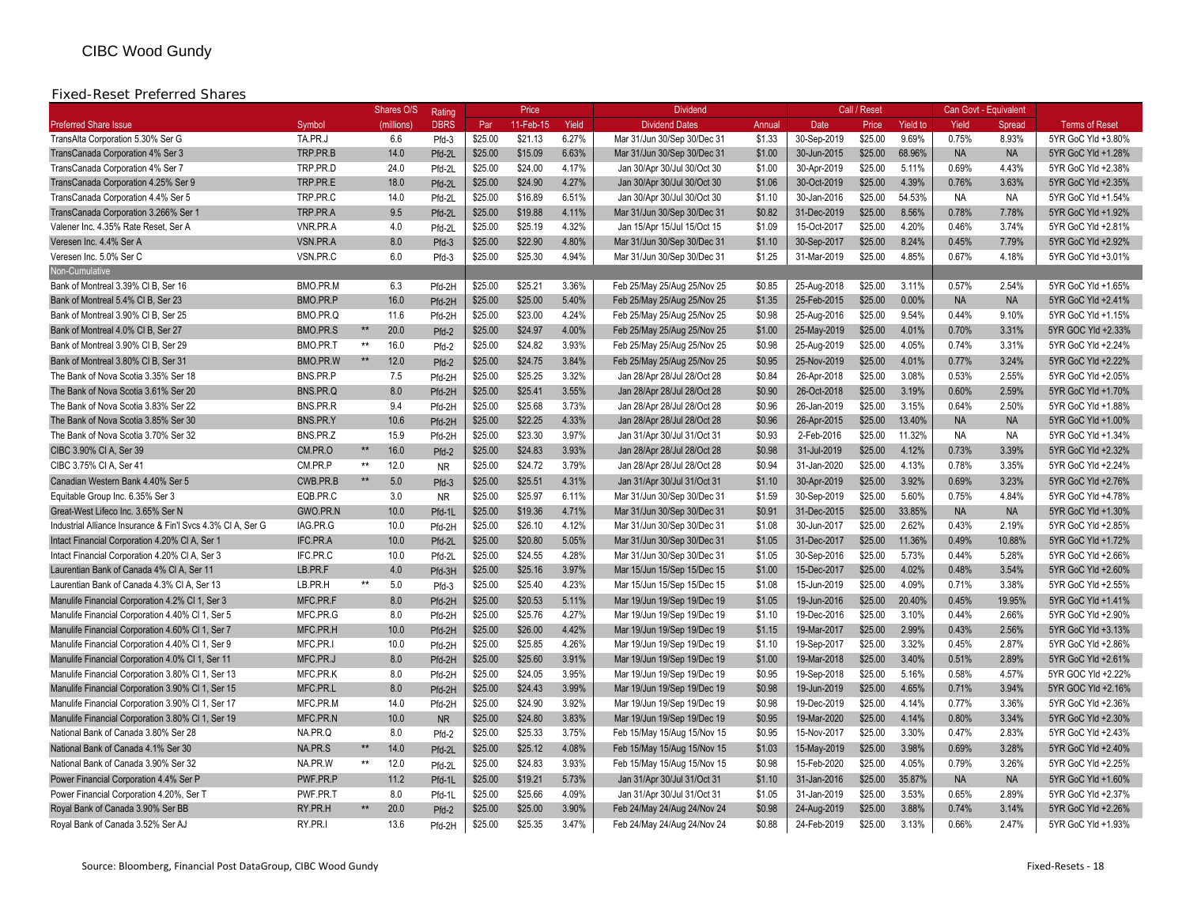CIBC Wood Gundy

## Fixed-Reset Preferred Shares

| Preferred Share Issue | Symbol | | Shares O/S (millions) | Rating DBRS | Price Par | Price 11-Feb-15 | Price Yield | Dividend Dates | Dividend Annual | Call / Reset Date | Call / Reset Price | Call / Reset Yield to | Can Govt - Equivalent Yield | Can Govt - Equivalent Spread | Terms of Reset |
|---|---|---|---|---|---|---|---|---|---|---|---|---|---|---|---|
| TransAlta Corporation 5.30% Ser G | TA.PR.J | | 6.6 | Pfd-3 | $25.00 | $21.13 | 6.27% | Mar 31/Jun 30/Sep 30/Dec 31 | $1.33 | 30-Sep-2019 | $25.00 | 9.69% | 0.75% | 8.93% | 5YR GoC Yld +3.80% |
| TransCanada Corporation 4% Ser 3 | TRP.PR.B | | 14.0 | Pfd-2L | $25.00 | $15.09 | 6.63% | Mar 31/Jun 30/Sep 30/Dec 31 | $1.00 | 30-Jun-2015 | $25.00 | 68.96% | NA | NA | 5YR GoC Yld +1.28% |
| TransCanada Corporation 4% Ser 7 | TRP.PR.D | | 24.0 | Pfd-2L | $25.00 | $24.00 | 4.17% | Jan 30/Apr 30/Jul 30/Oct 30 | $1.00 | 30-Apr-2019 | $25.00 | 5.11% | 0.69% | 4.43% | 5YR GoC Yld +2.38% |
| TransCanada Corporation 4.25% Ser 9 | TRP.PR.E | | 18.0 | Pfd-2L | $25.00 | $24.90 | 4.27% | Jan 30/Apr 30/Jul 30/Oct 30 | $1.06 | 30-Oct-2019 | $25.00 | 4.39% | 0.76% | 3.63% | 5YR GoC Yld +2.35% |
| TransCanada Corporation 4.4% Ser 5 | TRP.PR.C | | 14.0 | Pfd-2L | $25.00 | $16.89 | 6.51% | Jan 30/Apr 30/Jul 30/Oct 30 | $1.10 | 30-Jan-2016 | $25.00 | 54.53% | NA | NA | 5YR GoC Yld +1.54% |
| TransCanada Corporation 3.266% Ser 1 | TRP.PR.A | | 9.5 | Pfd-2L | $25.00 | $19.88 | 4.11% | Mar 31/Jun 30/Sep 30/Dec 31 | $0.82 | 31-Dec-2019 | $25.00 | 8.56% | 0.78% | 7.78% | 5YR GoC Yld +1.92% |
| Valener Inc. 4.35% Rate Reset, Ser A | VNR.PR.A | | 4.0 | Pfd-2L | $25.00 | $25.19 | 4.32% | Jan 15/Apr 15/Jul 15/Oct 15 | $1.09 | 15-Oct-2017 | $25.00 | 4.20% | 0.46% | 3.74% | 5YR GoC Yld +2.81% |
| Veresen Inc. 4.4% Ser A | VSN.PR.A | | 8.0 | Pfd-3 | $25.00 | $22.90 | 4.80% | Mar 31/Jun 30/Sep 30/Dec 31 | $1.10 | 30-Sep-2017 | $25.00 | 8.24% | 0.45% | 7.79% | 5YR GoC Yld +2.92% |
| Veresen Inc. 5.0% Ser C | VSN.PR.C | | 6.0 | Pfd-3 | $25.00 | $25.30 | 4.94% | Mar 31/Jun 30/Sep 30/Dec 31 | $1.25 | 31-Mar-2019 | $25.00 | 4.85% | 0.67% | 4.18% | 5YR GoC Yld +3.01% |
| Non-Cumulative | | | | | | | | | | | | | | | |
| Bank of Montreal 3.39% Cl B, Ser 16 | BMO.PR.M | | 6.3 | Pfd-2H | $25.00 | $25.21 | 3.36% | Feb 25/May 25/Aug 25/Nov 25 | $0.85 | 25-Aug-2018 | $25.00 | 3.11% | 0.57% | 2.54% | 5YR GoC Yld +1.65% |
| Bank of Montreal 5.4% Cl B, Ser 23 | BMO.PR.P | | 16.0 | Pfd-2H | $25.00 | $25.00 | 5.40% | Feb 25/May 25/Aug 25/Nov 25 | $1.35 | 25-Feb-2015 | $25.00 | 0.00% | NA | NA | 5YR GoC Yld +2.41% |
| Bank of Montreal 3.90% Cl B, Ser 25 | BMO.PR.Q | | 11.6 | Pfd-2H | $25.00 | $23.00 | 4.24% | Feb 25/May 25/Aug 25/Nov 25 | $0.98 | 25-Aug-2016 | $25.00 | 9.54% | 0.44% | 9.10% | 5YR GoC Yld +1.15% |
| Bank of Montreal 4.0% Cl B, Ser 27 | BMO.PR.S | ** | 20.0 | Pfd-2 | $25.00 | $24.97 | 4.00% | Feb 25/May 25/Aug 25/Nov 25 | $1.00 | 25-May-2019 | $25.00 | 4.01% | 0.70% | 3.31% | 5YR GOC Yld +2.33% |
| Bank of Montreal 3.90% Cl B, Ser 29 | BMO.PR.T | ** | 16.0 | Pfd-2 | $25.00 | $24.82 | 3.93% | Feb 25/May 25/Aug 25/Nov 25 | $0.98 | 25-Aug-2019 | $25.00 | 4.05% | 0.74% | 3.31% | 5YR GoC Yld +2.24% |
| Bank of Montreal 3.80% Cl B, Ser 31 | BMO.PR.W | ** | 12.0 | Pfd-2 | $25.00 | $24.75 | 3.84% | Feb 25/May 25/Aug 25/Nov 25 | $0.95 | 25-Nov-2019 | $25.00 | 4.01% | 0.77% | 3.24% | 5YR GoC Yld +2.22% |
| The Bank of Nova Scotia 3.35% Ser 18 | BNS.PR.P | | 7.5 | Pfd-2H | $25.00 | $25.25 | 3.32% | Jan 28/Apr 28/Jul 28/Oct 28 | $0.84 | 26-Apr-2018 | $25.00 | 3.08% | 0.53% | 2.55% | 5YR GoC Yld +2.05% |
| The Bank of Nova Scotia 3.61% Ser 20 | BNS.PR.Q | | 8.0 | Pfd-2H | $25.00 | $25.41 | 3.55% | Jan 28/Apr 28/Jul 28/Oct 28 | $0.90 | 26-Oct-2018 | $25.00 | 3.19% | 0.60% | 2.59% | 5YR GoC Yld +1.70% |
| The Bank of Nova Scotia 3.83% Ser 22 | BNS.PR.R | | 9.4 | Pfd-2H | $25.00 | $25.68 | 3.73% | Jan 28/Apr 28/Jul 28/Oct 28 | $0.96 | 26-Jan-2019 | $25.00 | 3.15% | 0.64% | 2.50% | 5YR GoC Yld +1.88% |
| The Bank of Nova Scotia 3.85% Ser 30 | BNS.PR.Y | | 10.6 | Pfd-2H | $25.00 | $22.25 | 4.33% | Jan 28/Apr 28/Jul 28/Oct 28 | $0.96 | 26-Apr-2015 | $25.00 | 13.40% | NA | NA | 5YR GoC Yld +1.00% |
| The Bank of Nova Scotia 3.70% Ser 32 | BNS.PR.Z | | 15.9 | Pfd-2H | $25.00 | $23.30 | 3.97% | Jan 31/Apr 30/Jul 31/Oct 31 | $0.93 | 2-Feb-2016 | $25.00 | 11.32% | NA | NA | 5YR GoC Yld +1.34% |
| CIBC 3.90% Cl A, Ser 39 | CM.PR.O | ** | 16.0 | Pfd-2 | $25.00 | $24.83 | 3.93% | Jan 28/Apr 28/Jul 28/Oct 28 | $0.98 | 31-Jul-2019 | $25.00 | 4.12% | 0.73% | 3.39% | 5YR GoC Yld +2.32% |
| CIBC 3.75% Cl A, Ser 41 | CM.PR.P | ** | 12.0 | NR | $25.00 | $24.72 | 3.79% | Jan 28/Apr 28/Jul 28/Oct 28 | $0.94 | 31-Jan-2020 | $25.00 | 4.13% | 0.78% | 3.35% | 5YR GoC Yld +2.24% |
| Canadian Western Bank 4.40% Ser 5 | CWB.PR.B | ** | 5.0 | Pfd-3 | $25.00 | $25.51 | 4.31% | Jan 31/Apr 30/Jul 31/Oct 31 | $1.10 | 30-Apr-2019 | $25.00 | 3.92% | 0.69% | 3.23% | 5YR GoC Yld +2.76% |
| Equitable Group Inc. 6.35% Ser 3 | EQB.PR.C | | 3.0 | NR | $25.00 | $25.97 | 6.11% | Mar 31/Jun 30/Sep 30/Dec 31 | $1.59 | 30-Sep-2019 | $25.00 | 5.60% | 0.75% | 4.84% | 5YR GoC Yld +4.78% |
| Great-West Lifeco Inc. 3.65% Ser N | GWO.PR.N | | 10.0 | Pfd-1L | $25.00 | $19.36 | 4.71% | Mar 31/Jun 30/Sep 30/Dec 31 | $0.91 | 31-Dec-2015 | $25.00 | 33.85% | NA | NA | 5YR GoC Yld +1.30% |
| Industrial Alliance Insurance & Fin'l Svcs 4.3% Cl A, Ser G | IAG.PR.G | | 10.0 | Pfd-2H | $25.00 | $26.10 | 4.12% | Mar 31/Jun 30/Sep 30/Dec 31 | $1.08 | 30-Jun-2017 | $25.00 | 2.62% | 0.43% | 2.19% | 5YR GoC Yld +2.85% |
| Intact Financial Corporation 4.20% Cl A, Ser 1 | IFC.PR.A | | 10.0 | Pfd-2L | $25.00 | $20.80 | 5.05% | Mar 31/Jun 30/Sep 30/Dec 31 | $1.05 | 31-Dec-2017 | $25.00 | 11.36% | 0.49% | 10.88% | 5YR GoC Yld +1.72% |
| Intact Financial Corporation 4.20% Cl A, Ser 3 | IFC.PR.C | | 10.0 | Pfd-2L | $25.00 | $24.55 | 4.28% | Mar 31/Jun 30/Sep 30/Dec 31 | $1.05 | 30-Sep-2016 | $25.00 | 5.73% | 0.44% | 5.28% | 5YR GoC Yld +2.66% |
| Laurentian Bank of Canada 4% Cl A, Ser 11 | LB.PR.F | | 4.0 | Pfd-3H | $25.00 | $25.16 | 3.97% | Mar 15/Jun 15/Sep 15/Dec 15 | $1.00 | 15-Dec-2017 | $25.00 | 4.02% | 0.48% | 3.54% | 5YR GoC Yld +2.60% |
| Laurentian Bank of Canada 4.3% Cl A, Ser 13 | LB.PR.H | ** | 5.0 | Pfd-3 | $25.00 | $25.40 | 4.23% | Mar 15/Jun 15/Sep 15/Dec 15 | $1.08 | 15-Jun-2019 | $25.00 | 4.09% | 0.71% | 3.38% | 5YR GoC Yld +2.55% |
| Manulife Financial Corporation 4.2% Cl 1, Ser 3 | MFC.PR.F | | 8.0 | Pfd-2H | $25.00 | $20.53 | 5.11% | Mar 19/Jun 19/Sep 19/Dec 19 | $1.05 | 19-Jun-2016 | $25.00 | 20.40% | 0.45% | 19.95% | 5YR GoC Yld +1.41% |
| Manulife Financial Corporation 4.40% Cl 1, Ser 5 | MFC.PR.G | | 8.0 | Pfd-2H | $25.00 | $25.76 | 4.27% | Mar 19/Jun 19/Sep 19/Dec 19 | $1.10 | 19-Dec-2016 | $25.00 | 3.10% | 0.44% | 2.66% | 5YR GoC Yld +2.90% |
| Manulife Financial Corporation 4.60% Cl 1, Ser 7 | MFC.PR.H | | 10.0 | Pfd-2H | $25.00 | $26.00 | 4.42% | Mar 19/Jun 19/Sep 19/Dec 19 | $1.15 | 19-Mar-2017 | $25.00 | 2.99% | 0.43% | 2.56% | 5YR GoC Yld +3.13% |
| Manulife Financial Corporation 4.40% Cl 1, Ser 9 | MFC.PR.I | | 10.0 | Pfd-2H | $25.00 | $25.85 | 4.26% | Mar 19/Jun 19/Sep 19/Dec 19 | $1.10 | 19-Sep-2017 | $25.00 | 3.32% | 0.45% | 2.87% | 5YR GoC Yld +2.86% |
| Manulife Financial Corporation 4.0% Cl 1, Ser 11 | MFC.PR.J | | 8.0 | Pfd-2H | $25.00 | $25.60 | 3.91% | Mar 19/Jun 19/Sep 19/Dec 19 | $1.00 | 19-Mar-2018 | $25.00 | 3.40% | 0.51% | 2.89% | 5YR GoC Yld +2.61% |
| Manulife Financial Corporation 3.80% Cl 1, Ser 13 | MFC.PR.K | | 8.0 | Pfd-2H | $25.00 | $24.05 | 3.95% | Mar 19/Jun 19/Sep 19/Dec 19 | $0.95 | 19-Sep-2018 | $25.00 | 5.16% | 0.58% | 4.57% | 5YR GOC Yld +2.22% |
| Manulife Financial Corporation 3.90% Cl 1, Ser 15 | MFC.PR.L | | 8.0 | Pfd-2H | $25.00 | $24.43 | 3.99% | Mar 19/Jun 19/Sep 19/Dec 19 | $0.98 | 19-Jun-2019 | $25.00 | 4.65% | 0.71% | 3.94% | 5YR GOC Yld +2.16% |
| Manulife Financial Corporation 3.90% Cl 1, Ser 17 | MFC.PR.M | | 14.0 | Pfd-2H | $25.00 | $24.90 | 3.92% | Mar 19/Jun 19/Sep 19/Dec 19 | $0.98 | 19-Dec-2019 | $25.00 | 4.14% | 0.77% | 3.36% | 5YR GoC Yld +2.36% |
| Manulife Financial Corporation 3.80% Cl 1, Ser 19 | MFC.PR.N | | 10.0 | NR | $25.00 | $24.80 | 3.83% | Mar 19/Jun 19/Sep 19/Dec 19 | $0.95 | 19-Mar-2020 | $25.00 | 4.14% | 0.80% | 3.34% | 5YR GoC Yld +2.30% |
| National Bank of Canada 3.80% Ser 28 | NA.PR.Q | | 8.0 | Pfd-2 | $25.00 | $25.33 | 3.75% | Feb 15/May 15/Aug 15/Nov 15 | $0.95 | 15-Nov-2017 | $25.00 | 3.30% | 0.47% | 2.83% | 5YR GoC Yld +2.43% |
| National Bank of Canada 4.1% Ser 30 | NA.PR.S | ** | 14.0 | Pfd-2L | $25.00 | $25.12 | 4.08% | Feb 15/May 15/Aug 15/Nov 15 | $1.03 | 15-May-2019 | $25.00 | 3.98% | 0.69% | 3.28% | 5YR GoC Yld +2.40% |
| National Bank of Canada 3.90% Ser 32 | NA.PR.W | ** | 12.0 | Pfd-2L | $25.00 | $24.83 | 3.93% | Feb 15/May 15/Aug 15/Nov 15 | $0.98 | 15-Feb-2020 | $25.00 | 4.05% | 0.79% | 3.26% | 5YR GoC Yld +2.25% |
| Power Financial Corporation 4.4% Ser P | PWF.PR.P | | 11.2 | Pfd-1L | $25.00 | $19.21 | 5.73% | Jan 31/Apr 30/Jul 31/Oct 31 | $1.10 | 31-Jan-2016 | $25.00 | 35.87% | NA | NA | 5YR GoC Yld +1.60% |
| Power Financial Corporation 4.20%, Ser T | PWF.PR.T | | 8.0 | Pfd-1L | $25.00 | $25.66 | 4.09% | Jan 31/Apr 30/Jul 31/Oct 31 | $1.05 | 31-Jan-2019 | $25.00 | 3.53% | 0.65% | 2.89% | 5YR GoC Yld +2.37% |
| Royal Bank of Canada 3.90% Ser BB | RY.PR.H | ** | 20.0 | Pfd-2 | $25.00 | $25.00 | 3.90% | Feb 24/May 24/Aug 24/Nov 24 | $0.98 | 24-Aug-2019 | $25.00 | 3.88% | 0.74% | 3.14% | 5YR GoC Yld +2.26% |
| Royal Bank of Canada 3.52% Ser AJ | RY.PR.I | | 13.6 | Pfd-2H | $25.00 | $25.35 | 3.47% | Feb 24/May 24/Aug 24/Nov 24 | $0.88 | 24-Feb-2019 | $25.00 | 3.13% | 0.66% | 2.47% | 5YR GoC Yld +1.93% |

Source: Bloomberg, Financial Post DataGroup, CIBC Wood Gundy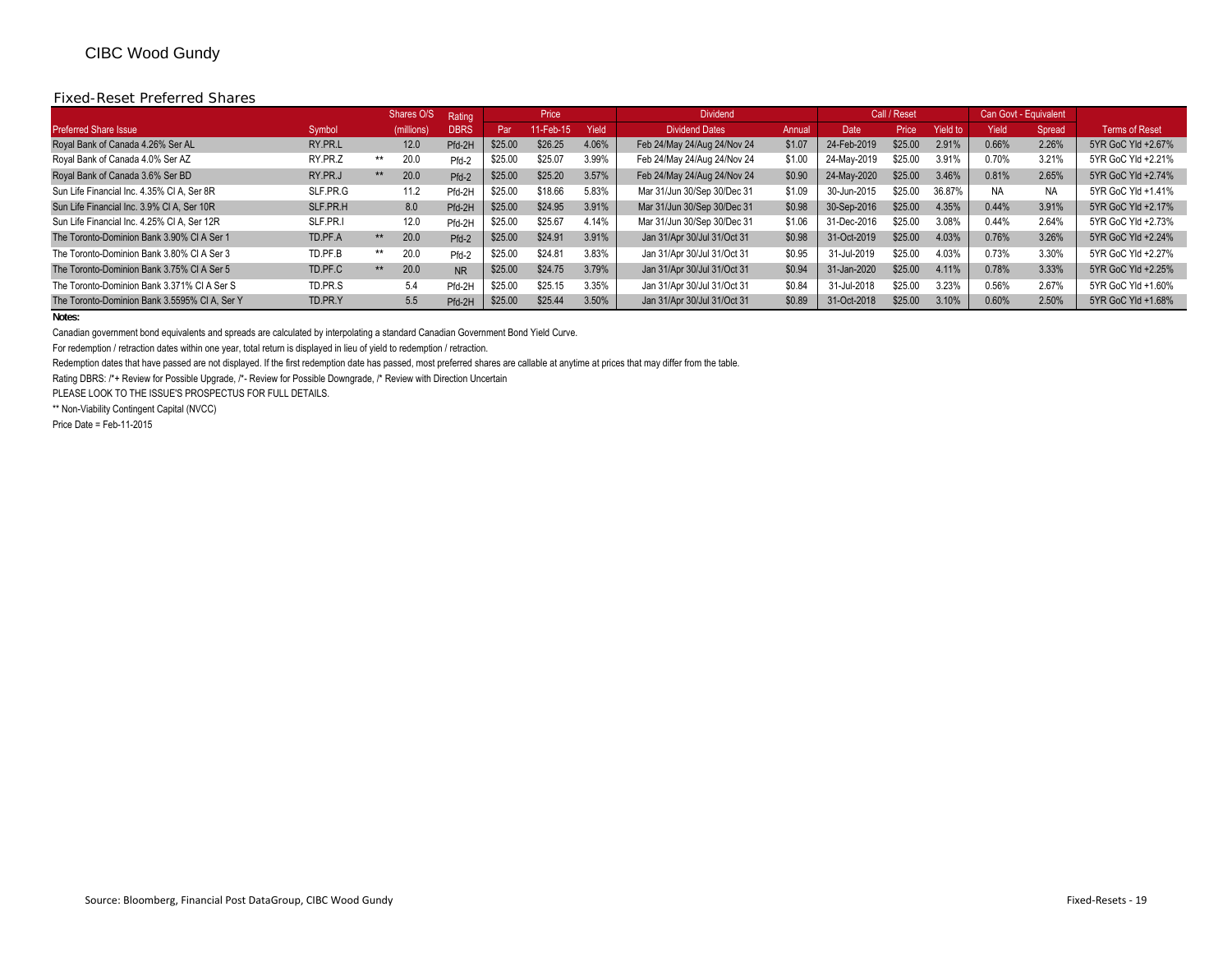CIBC Wood Gundy

## Fixed-Reset Preferred Shares

| Preferred Share Issue | Symbol | | Shares O/S (millions) | Rating DBRS | Par | Price 11-Feb-15 | Yield | Dividend Dates | Annual | Call / Reset Date | Price | Yield to | Can Govt - Equivalent Yield | Spread | Terms of Reset |
|---|---|---|---|---|---|---|---|---|---|---|---|---|---|---|---|
| Royal Bank of Canada 4.26% Ser AL | RY.PR.L | | 12.0 | Pfd-2H | $25.00 | $26.25 | 4.06% | Feb 24/May 24/Aug 24/Nov 24 | $1.07 | 24-Feb-2019 | $25.00 | 2.91% | 0.66% | 2.26% | 5YR GoC Yld +2.67% |
| Royal Bank of Canada 4.0% Ser AZ | RY.PR.Z | ** | 20.0 | Pfd-2 | $25.00 | $25.07 | 3.99% | Feb 24/May 24/Aug 24/Nov 24 | $1.00 | 24-May-2019 | $25.00 | 3.91% | 0.70% | 3.21% | 5YR GoC Yld +2.21% |
| Royal Bank of Canada 3.6% Ser BD | RY.PR.J | ** | 20.0 | Pfd-2 | $25.00 | $25.20 | 3.57% | Feb 24/May 24/Aug 24/Nov 24 | $0.90 | 24-May-2020 | $25.00 | 3.46% | 0.81% | 2.65% | 5YR GoC Yld +2.74% |
| Sun Life Financial Inc. 4.35% Cl A, Ser 8R | SLF.PR.G | | 11.2 | Pfd-2H | $25.00 | $18.66 | 5.83% | Mar 31/Jun 30/Sep 30/Dec 31 | $1.09 | 30-Jun-2015 | $25.00 | 36.87% | NA | NA | 5YR GoC Yld +1.41% |
| Sun Life Financial Inc. 3.9% Cl A, Ser 10R | SLF.PR.H | | 8.0 | Pfd-2H | $25.00 | $24.95 | 3.91% | Mar 31/Jun 30/Sep 30/Dec 31 | $0.98 | 30-Sep-2016 | $25.00 | 4.35% | 0.44% | 3.91% | 5YR GoC Yld +2.17% |
| Sun Life Financial Inc. 4.25% Cl A, Ser 12R | SLF.PR.I | | 12.0 | Pfd-2H | $25.00 | $25.67 | 4.14% | Mar 31/Jun 30/Sep 30/Dec 31 | $1.06 | 31-Dec-2016 | $25.00 | 3.08% | 0.44% | 2.64% | 5YR GoC Yld +2.73% |
| The Toronto-Dominion Bank 3.90% Cl A Ser 1 | TD.PF.A | ** | 20.0 | Pfd-2 | $25.00 | $24.91 | 3.91% | Jan 31/Apr 30/Jul 31/Oct 31 | $0.98 | 31-Oct-2019 | $25.00 | 4.03% | 0.76% | 3.26% | 5YR GoC Yld +2.24% |
| The Toronto-Dominion Bank 3.80% Cl A Ser 3 | TD.PF.B | ** | 20.0 | Pfd-2 | $25.00 | $24.81 | 3.83% | Jan 31/Apr 30/Jul 31/Oct 31 | $0.95 | 31-Jul-2019 | $25.00 | 4.03% | 0.73% | 3.30% | 5YR GoC Yld +2.27% |
| The Toronto-Dominion Bank 3.75% Cl A Ser 5 | TD.PF.C | ** | 20.0 | NR | $25.00 | $24.75 | 3.79% | Jan 31/Apr 30/Jul 31/Oct 31 | $0.94 | 31-Jan-2020 | $25.00 | 4.11% | 0.78% | 3.33% | 5YR GoC Yld +2.25% |
| The Toronto-Dominion Bank 3.371% Cl A Ser S | TD.PR.S | | 5.4 | Pfd-2H | $25.00 | $25.15 | 3.35% | Jan 31/Apr 30/Jul 31/Oct 31 | $0.84 | 31-Jul-2018 | $25.00 | 3.23% | 0.56% | 2.67% | 5YR GoC Yld +1.60% |
| The Toronto-Dominion Bank 3.5595% Cl A, Ser Y | TD.PR.Y | | 5.5 | Pfd-2H | $25.00 | $25.44 | 3.50% | Jan 31/Apr 30/Jul 31/Oct 31 | $0.89 | 31-Oct-2018 | $25.00 | 3.10% | 0.60% | 2.50% | 5YR GoC Yld +1.68% |

**Notes:**

Canadian government bond equivalents and spreads are calculated by interpolating a standard Canadian Government Bond Yield Curve.

For redemption / retraction dates within one year, total return is displayed in lieu of yield to redemption / retraction.

Redemption dates that have passed are not displayed. If the first redemption date has passed, most preferred shares are callable at anytime at prices that may differ from the table.

Rating DBRS: /*+ Review for Possible Upgrade, /*- Review for Possible Downgrade, /* Review with Direction Uncertain

PLEASE LOOK TO THE ISSUE'S PROSPECTUS FOR FULL DETAILS.

** Non-Viability Contingent Capital (NVCC)

Price Date = Feb-11-2015

Source: Bloomberg, Financial Post DataGroup, CIBC Wood Gundy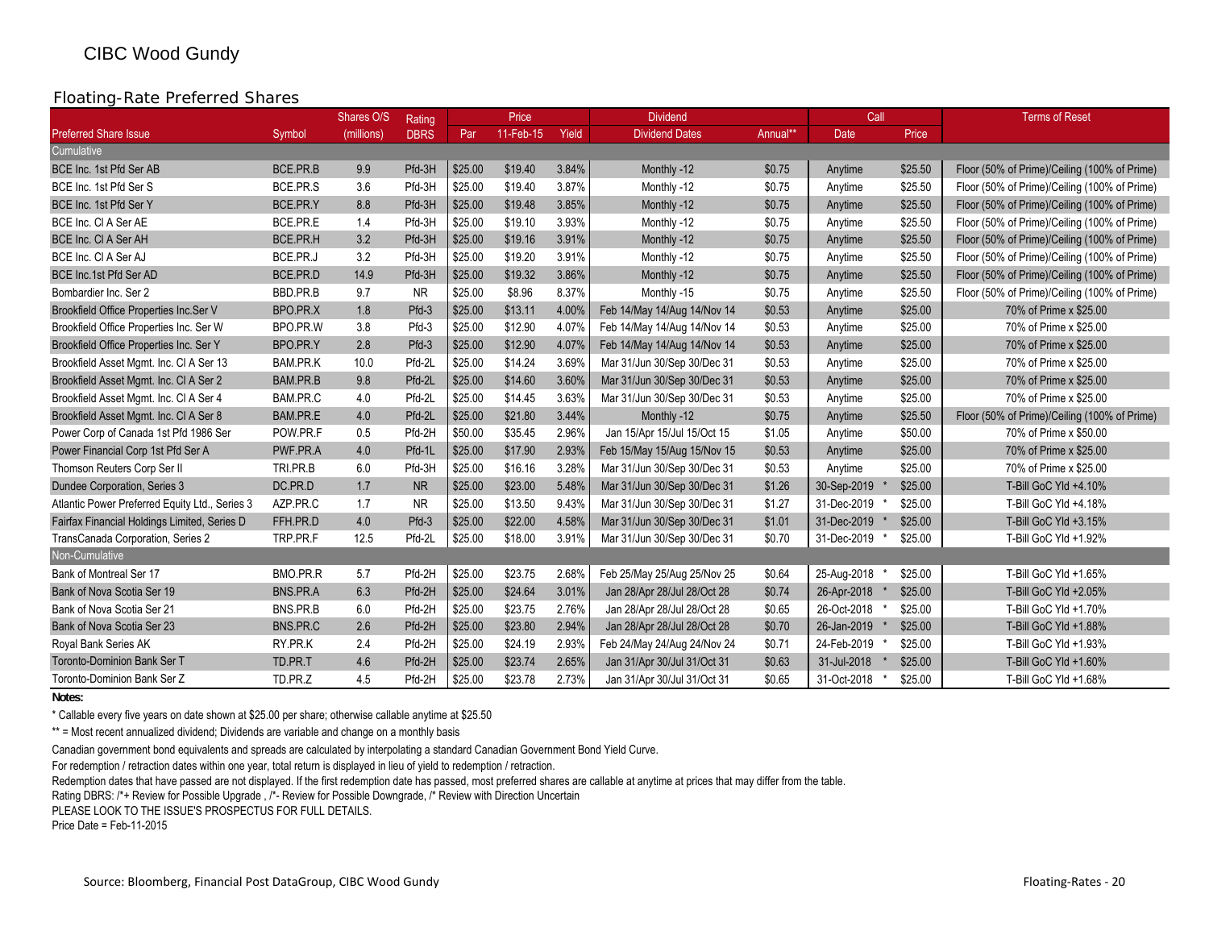CIBC Wood Gundy

## Floating-Rate Preferred Shares

| Preferred Share Issue | Symbol | Shares O/S (millions) | Rating DBRS | Price Par | Price 11-Feb-15 | Price Yield | Dividend Dates | Dividend Annual** | Call Date | Call Price | Terms of Reset |
|---|---|---|---|---|---|---|---|---|---|---|---|
| **Cumulative** | | | | | | | | | | | |
| BCE Inc. 1st Pfd Ser AB | BCE.PR.B | 9.9 | Pfd-3H | $25.00 | $19.40 | 3.84% | Monthly -12 | $0.75 | Anytime | $25.50 | Floor (50% of Prime)/Ceiling (100% of Prime) |
| BCE Inc. 1st Pfd Ser S | BCE.PR.S | 3.6 | Pfd-3H | $25.00 | $19.40 | 3.87% | Monthly -12 | $0.75 | Anytime | $25.50 | Floor (50% of Prime)/Ceiling (100% of Prime) |
| BCE Inc. 1st Pfd Ser Y | BCE.PR.Y | 8.8 | Pfd-3H | $25.00 | $19.48 | 3.85% | Monthly -12 | $0.75 | Anytime | $25.50 | Floor (50% of Prime)/Ceiling (100% of Prime) |
| BCE Inc. Cl A Ser AE | BCE.PR.E | 1.4 | Pfd-3H | $25.00 | $19.10 | 3.93% | Monthly -12 | $0.75 | Anytime | $25.50 | Floor (50% of Prime)/Ceiling (100% of Prime) |
| BCE Inc. Cl A Ser AH | BCE.PR.H | 3.2 | Pfd-3H | $25.00 | $19.16 | 3.91% | Monthly -12 | $0.75 | Anytime | $25.50 | Floor (50% of Prime)/Ceiling (100% of Prime) |
| BCE Inc. Cl A Ser AJ | BCE.PR.J | 3.2 | Pfd-3H | $25.00 | $19.20 | 3.91% | Monthly -12 | $0.75 | Anytime | $25.50 | Floor (50% of Prime)/Ceiling (100% of Prime) |
| BCE Inc.1st Pfd Ser AD | BCE.PR.D | 14.9 | Pfd-3H | $25.00 | $19.32 | 3.86% | Monthly -12 | $0.75 | Anytime | $25.50 | Floor (50% of Prime)/Ceiling (100% of Prime) |
| Bombardier Inc. Ser 2 | BBD.PR.B | 9.7 | NR | $25.00 | $8.96 | 8.37% | Monthly -15 | $0.75 | Anytime | $25.50 | Floor (50% of Prime)/Ceiling (100% of Prime) |
| Brookfield Office Properties Inc.Ser V | BPO.PR.X | 1.8 | Pfd-3 | $25.00 | $13.11 | 4.00% | Feb 14/May 14/Aug 14/Nov 14 | $0.53 | Anytime | $25.00 | 70% of Prime x $25.00 |
| Brookfield Office Properties Inc. Ser W | BPO.PR.W | 3.8 | Pfd-3 | $25.00 | $12.90 | 4.07% | Feb 14/May 14/Aug 14/Nov 14 | $0.53 | Anytime | $25.00 | 70% of Prime x $25.00 |
| Brookfield Office Properties Inc. Ser Y | BPO.PR.Y | 2.8 | Pfd-3 | $25.00 | $12.90 | 4.07% | Feb 14/May 14/Aug 14/Nov 14 | $0.53 | Anytime | $25.00 | 70% of Prime x $25.00 |
| Brookfield Asset Mgmt. Inc. Cl A Ser 13 | BAM.PR.K | 10.0 | Pfd-2L | $25.00 | $14.24 | 3.69% | Mar 31/Jun 30/Sep 30/Dec 31 | $0.53 | Anytime | $25.00 | 70% of Prime x $25.00 |
| Brookfield Asset Mgmt. Inc. Cl A Ser 2 | BAM.PR.B | 9.8 | Pfd-2L | $25.00 | $14.60 | 3.60% | Mar 31/Jun 30/Sep 30/Dec 31 | $0.53 | Anytime | $25.00 | 70% of Prime x $25.00 |
| Brookfield Asset Mgmt. Inc. Cl A Ser 4 | BAM.PR.C | 4.0 | Pfd-2L | $25.00 | $14.45 | 3.63% | Mar 31/Jun 30/Sep 30/Dec 31 | $0.53 | Anytime | $25.00 | 70% of Prime x $25.00 |
| Brookfield Asset Mgmt. Inc. Cl A Ser 8 | BAM.PR.E | 4.0 | Pfd-2L | $25.00 | $21.80 | 3.44% | Monthly -12 | $0.75 | Anytime | $25.50 | Floor (50% of Prime)/Ceiling (100% of Prime) |
| Power Corp of Canada 1st Pfd 1986 Ser | POW.PR.F | 0.5 | Pfd-2H | $50.00 | $35.45 | 2.96% | Jan 15/Apr 15/Jul 15/Oct 15 | $1.05 | Anytime | $50.00 | 70% of Prime x $50.00 |
| Power Financial Corp 1st Pfd Ser A | PWF.PR.A | 4.0 | Pfd-1L | $25.00 | $17.90 | 2.93% | Feb 15/May 15/Aug 15/Nov 15 | $0.53 | Anytime | $25.00 | 70% of Prime x $25.00 |
| Thomson Reuters Corp Ser II | TRI.PR.B | 6.0 | Pfd-3H | $25.00 | $16.16 | 3.28% | Mar 31/Jun 30/Sep 30/Dec 31 | $0.53 | Anytime | $25.00 | 70% of Prime x $25.00 |
| Dundee Corporation, Series 3 | DC.PR.D | 1.7 | NR | $25.00 | $23.00 | 5.48% | Mar 31/Jun 30/Sep 30/Dec 31 | $1.26 | 30-Sep-2019 * | $25.00 | T-Bill GoC Yld +4.10% |
| Atlantic Power Preferred Equity Ltd., Series 3 | AZP.PR.C | 1.7 | NR | $25.00 | $13.50 | 9.43% | Mar 31/Jun 30/Sep 30/Dec 31 | $1.27 | 31-Dec-2019 * | $25.00 | T-Bill GoC Yld +4.18% |
| Fairfax Financial Holdings Limited, Series D | FFH.PR.D | 4.0 | Pfd-3 | $25.00 | $22.00 | 4.58% | Mar 31/Jun 30/Sep 30/Dec 31 | $1.01 | 31-Dec-2019 * | $25.00 | T-Bill GoC Yld +3.15% |
| TransCanada Corporation, Series 2 | TRP.PR.F | 12.5 | Pfd-2L | $25.00 | $18.00 | 3.91% | Mar 31/Jun 30/Sep 30/Dec 31 | $0.70 | 31-Dec-2019 * | $25.00 | T-Bill GoC Yld +1.92% |
| **Non-Cumulative** | | | | | | | | | | | |
| Bank of Montreal Ser 17 | BMO.PR.R | 5.7 | Pfd-2H | $25.00 | $23.75 | 2.68% | Feb 25/May 25/Aug 25/Nov 25 | $0.64 | 25-Aug-2018 * | $25.00 | T-Bill GoC Yld +1.65% |
| Bank of Nova Scotia Ser 19 | BNS.PR.A | 6.3 | Pfd-2H | $25.00 | $24.64 | 3.01% | Jan 28/Apr 28/Jul 28/Oct 28 | $0.74 | 26-Apr-2018 * | $25.00 | T-Bill GoC Yld +2.05% |
| Bank of Nova Scotia Ser 21 | BNS.PR.B | 6.0 | Pfd-2H | $25.00 | $23.75 | 2.76% | Jan 28/Apr 28/Jul 28/Oct 28 | $0.65 | 26-Oct-2018 * | $25.00 | T-Bill GoC Yld +1.70% |
| Bank of Nova Scotia Ser 23 | BNS.PR.C | 2.6 | Pfd-2H | $25.00 | $23.80 | 2.94% | Jan 28/Apr 28/Jul 28/Oct 28 | $0.70 | 26-Jan-2019 * | $25.00 | T-Bill GoC Yld +1.88% |
| Royal Bank Series AK | RY.PR.K | 2.4 | Pfd-2H | $25.00 | $24.19 | 2.93% | Feb 24/May 24/Aug 24/Nov 24 | $0.71 | 24-Feb-2019 * | $25.00 | T-Bill GoC Yld +1.93% |
| Toronto-Dominion Bank Ser T | TD.PR.T | 4.6 | Pfd-2H | $25.00 | $23.74 | 2.65% | Jan 31/Apr 30/Jul 31/Oct 31 | $0.63 | 31-Jul-2018 * | $25.00 | T-Bill GoC Yld +1.60% |
| Toronto-Dominion Bank Ser Z | TD.PR.Z | 4.5 | Pfd-2H | $25.00 | $23.78 | 2.73% | Jan 31/Apr 30/Jul 31/Oct 31 | $0.65 | 31-Oct-2018 * | $25.00 | T-Bill GoC Yld +1.68% |

**Notes:**

* Callable every five years on date shown at $25.00 per share; otherwise callable anytime at $25.50

** = Most recent annualized dividend; Dividends are variable and change on a monthly basis

Canadian government bond equivalents and spreads are calculated by interpolating a standard Canadian Government Bond Yield Curve.

For redemption / retraction dates within one year, total return is displayed in lieu of yield to redemption / retraction.

Redemption dates that have passed are not displayed. If the first redemption date has passed, most preferred shares are callable at anytime at prices that may differ from the table.

Rating DBRS: /*+ Review for Possible Upgrade , /*- Review for Possible Downgrade, /* Review with Direction Uncertain

PLEASE LOOK TO THE ISSUE'S PROSPECTUS FOR FULL DETAILS.

Price Date = Feb-11-2015

Source: Bloomberg, Financial Post DataGroup, CIBC Wood Gundy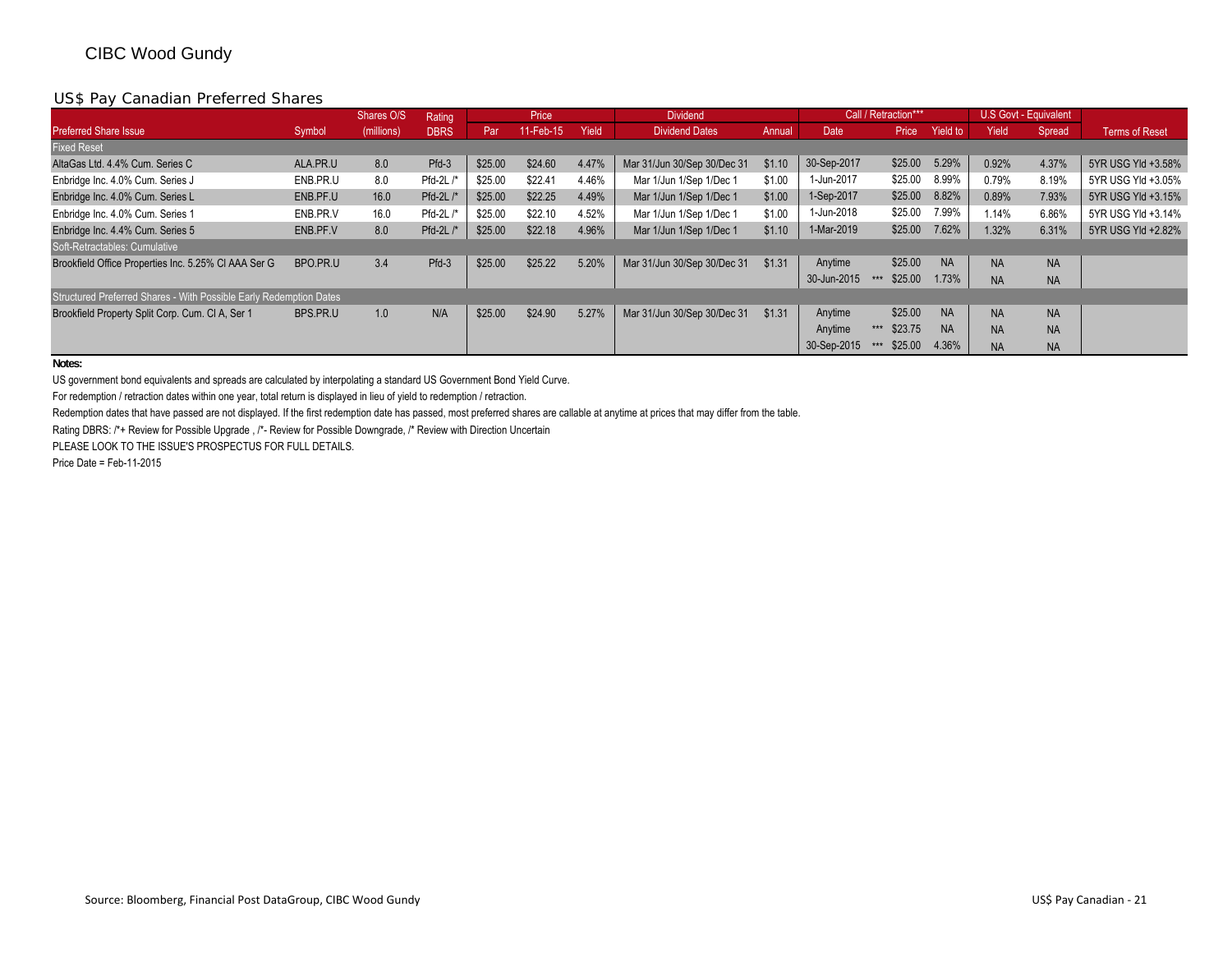CIBC Wood Gundy

## US$ Pay Canadian Preferred Shares

| Preferred Share Issue | Symbol | Shares O/S (millions) | Rating DBRS | Price Par | Price 11-Feb-15 | Price Yield | Dividend Dates | Dividend Annual | Call / Retraction*** Date | | Call / Retraction*** Price | Call / Retraction*** Yield to | U.S Govt - Equivalent Yield | U.S Govt - Equivalent Spread | Terms of Reset |
|---|---|---|---|---|---|---|---|---|---|---|---|---|---|---|---|
| **Fixed Reset** | | | | | | | | | | | | | | | |
| AltaGas Ltd. 4.4% Cum. Series C | ALA.PR.U | 8.0 | Pfd-3 | $25.00 | $24.60 | 4.47% | Mar 31/Jun 30/Sep 30/Dec 31 | $1.10 | 30-Sep-2017 | | $25.00 | 5.29% | 0.92% | 4.37% | 5YR USG Yld +3.58% |
| Enbridge Inc. 4.0% Cum. Series J | ENB.PR.U | 8.0 | Pfd-2L /* | $25.00 | $22.41 | 4.46% | Mar 1/Jun 1/Sep 1/Dec 1 | $1.00 | 1-Jun-2017 | | $25.00 | 8.99% | 0.79% | 8.19% | 5YR USG Yld +3.05% |
| Enbridge Inc. 4.0% Cum. Series L | ENB.PF.U | 16.0 | Pfd-2L /* | $25.00 | $22.25 | 4.49% | Mar 1/Jun 1/Sep 1/Dec 1 | $1.00 | 1-Sep-2017 | | $25.00 | 8.82% | 0.89% | 7.93% | 5YR USG Yld +3.15% |
| Enbridge Inc. 4.0% Cum. Series 1 | ENB.PR.V | 16.0 | Pfd-2L /* | $25.00 | $22.10 | 4.52% | Mar 1/Jun 1/Sep 1/Dec 1 | $1.00 | 1-Jun-2018 | | $25.00 | 7.99% | 1.14% | 6.86% | 5YR USG Yld +3.14% |
| Enbridge Inc. 4.4% Cum. Series 5 | ENB.PF.V | 8.0 | Pfd-2L /* | $25.00 | $22.18 | 4.96% | Mar 1/Jun 1/Sep 1/Dec 1 | $1.10 | 1-Mar-2019 | | $25.00 | 7.62% | 1.32% | 6.31% | 5YR USG Yld +2.82% |
| **Soft-Retractables: Cumulative** | | | | | | | | | | | | | | | |
| Brookfield Office Properties Inc. 5.25% Cl AAA Ser G | BPO.PR.U | 3.4 | Pfd-3 | $25.00 | $25.22 | 5.20% | Mar 31/Jun 30/Sep 30/Dec 31 | $1.31 | Anytime | | $25.00 | NA | NA | NA | |
| | | | | | | | | | 30-Jun-2015 | *** | $25.00 | 1.73% | NA | NA | |
| **Structured Preferred Shares - With Possible Early Redemption Dates** | | | | | | | | | | | | | | | |
| Brookfield Property Split Corp. Cum. Cl A, Ser 1 | BPS.PR.U | 1.0 | N/A | $25.00 | $24.90 | 5.27% | Mar 31/Jun 30/Sep 30/Dec 31 | $1.31 | Anytime | | $25.00 | NA | NA | NA | |
| | | | | | | | | | Anytime | *** | $23.75 | NA | NA | NA | |
| | | | | | | | | | 30-Sep-2015 | *** | $25.00 | 4.36% | NA | NA | |

**Notes:**

US government bond equivalents and spreads are calculated by interpolating a standard US Government Bond Yield Curve.

For redemption / retraction dates within one year, total return is displayed in lieu of yield to redemption / retraction.

Redemption dates that have passed are not displayed. If the first redemption date has passed, most preferred shares are callable at anytime at prices that may differ from the table.

Rating DBRS: /*+ Review for Possible Upgrade , /*- Review for Possible Downgrade, /* Review with Direction Uncertain

PLEASE LOOK TO THE ISSUE'S PROSPECTUS FOR FULL DETAILS.

Price Date = Feb-11-2015

Source: Bloomberg, Financial Post DataGroup, CIBC Wood Gundy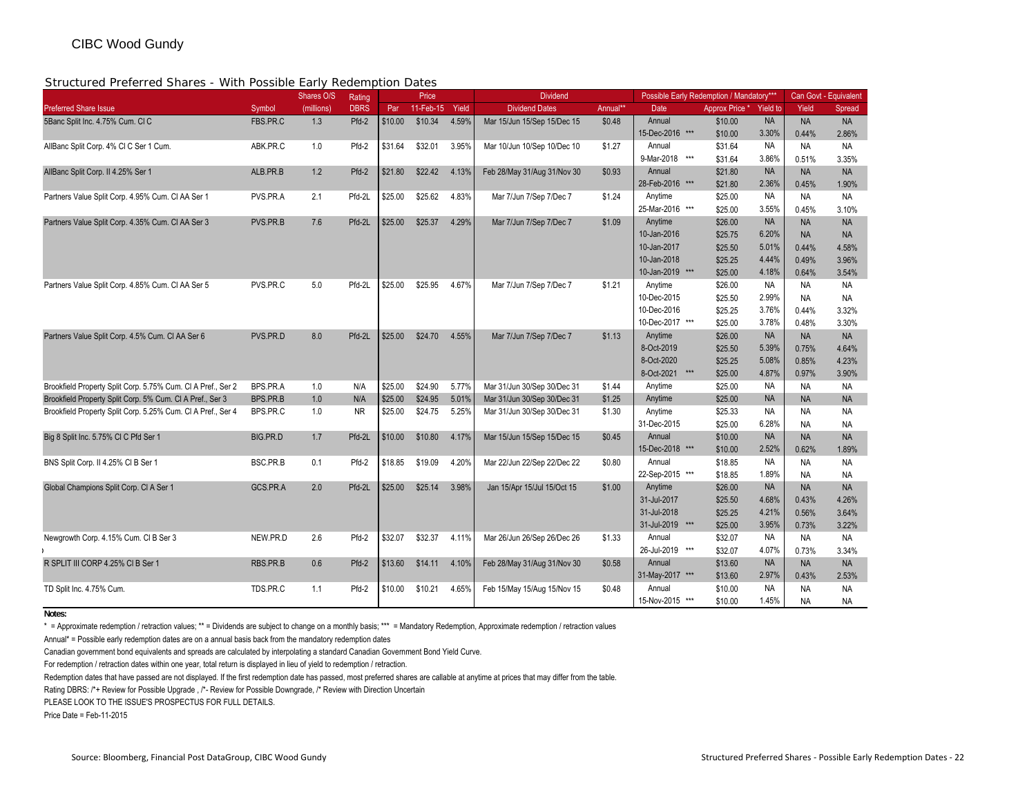CIBC Wood Gundy

## Structured Preferred Shares - With Possible Early Redemption Dates

| Preferred Share Issue | Symbol | Shares O/S (millions) | Rating DBRS | Price Par | Price 11-Feb-15 | Price Yield | Dividend Dates | Annual** | Possible Early Redemption / Mandatory*** Date | Approx Price * | Yield to | Can Govt - Equivalent Yield | Spread |
|---|---|---|---|---|---|---|---|---|---|---|---|---|---|
| 5Banc Split Inc. 4.75% Cum. Cl C | FBS.PR.C | 1.3 | Pfd-2 | $10.00 | $10.34 | 4.59% | Mar 15/Jun 15/Sep 15/Dec 15 | $0.48 | Annual | $10.00 | NA | NA | NA |
| | | | | | | | | | 15-Dec-2016 *** | $10.00 | 3.30% | 0.44% | 2.86% |
| AllBanc Split Corp. 4% Cl C Ser 1 Cum. | ABK.PR.C | 1.0 | Pfd-2 | $31.64 | $32.01 | 3.95% | Mar 10/Jun 10/Sep 10/Dec 10 | $1.27 | Annual | $31.64 | NA | NA | NA |
| | | | | | | | | | 9-Mar-2018 *** | $31.64 | 3.86% | 0.51% | 3.35% |
| AllBanc Split Corp. II 4.25% Ser 1 | ALB.PR.B | 1.2 | Pfd-2 | $21.80 | $22.42 | 4.13% | Feb 28/May 31/Aug 31/Nov 30 | $0.93 | Annual | $21.80 | NA | NA | NA |
| | | | | | | | | | 28-Feb-2016 *** | $21.80 | 2.36% | 0.45% | 1.90% |
| Partners Value Split Corp. 4.95% Cum. Cl AA Ser 1 | PVS.PR.A | 2.1 | Pfd-2L | $25.00 | $25.62 | 4.83% | Mar 7/Jun 7/Sep 7/Dec 7 | $1.24 | Anytime | $25.00 | NA | NA | NA |
| | | | | | | | | | 25-Mar-2016 *** | $25.00 | 3.55% | 0.45% | 3.10% |
| Partners Value Split Corp. 4.35% Cum. Cl AA Ser 3 | PVS.PR.B | 7.6 | Pfd-2L | $25.00 | $25.37 | 4.29% | Mar 7/Jun 7/Sep 7/Dec 7 | $1.09 | Anytime | $26.00 | NA | NA | NA |
| | | | | | | | | | 10-Jan-2016 | $25.75 | 6.20% | NA | NA |
| | | | | | | | | | 10-Jan-2017 | $25.50 | 5.01% | 0.44% | 4.58% |
| | | | | | | | | | 10-Jan-2018 | $25.25 | 4.44% | 0.49% | 3.96% |
| | | | | | | | | | 10-Jan-2019 *** | $25.00 | 4.18% | 0.64% | 3.54% |
| Partners Value Split Corp. 4.85% Cum. Cl AA Ser 5 | PVS.PR.C | 5.0 | Pfd-2L | $25.00 | $25.95 | 4.67% | Mar 7/Jun 7/Sep 7/Dec 7 | $1.21 | Anytime | $26.00 | NA | NA | NA |
| | | | | | | | | | 10-Dec-2015 | $25.50 | 2.99% | NA | NA |
| | | | | | | | | | 10-Dec-2016 | $25.25 | 3.76% | 0.44% | 3.32% |
| | | | | | | | | | 10-Dec-2017 *** | $25.00 | 3.78% | 0.48% | 3.30% |
| Partners Value Split Corp. 4.5% Cum. Cl AA Ser 6 | PVS.PR.D | 8.0 | Pfd-2L | $25.00 | $24.70 | 4.55% | Mar 7/Jun 7/Sep 7/Dec 7 | $1.13 | Anytime | $26.00 | NA | NA | NA |
| | | | | | | | | | 8-Oct-2019 | $25.50 | 5.39% | 0.75% | 4.64% |
| | | | | | | | | | 8-Oct-2020 | $25.25 | 5.08% | 0.85% | 4.23% |
| | | | | | | | | | 8-Oct-2021 *** | $25.00 | 4.87% | 0.97% | 3.90% |
| Brookfield Property Split Corp. 5.75% Cum. Cl A Pref., Ser 2 | BPS.PR.A | 1.0 | N/A | $25.00 | $24.90 | 5.77% | Mar 31/Jun 30/Sep 30/Dec 31 | $1.44 | Anytime | $25.00 | NA | NA | NA |
| Brookfield Property Split Corp. 5% Cum. Cl A Pref., Ser 3 | BPS.PR.B | 1.0 | N/A | $25.00 | $24.95 | 5.01% | Mar 31/Jun 30/Sep 30/Dec 31 | $1.25 | Anytime | $25.00 | NA | NA | NA |
| Brookfield Property Split Corp. 5.25% Cum. Cl A Pref., Ser 4 | BPS.PR.C | 1.0 | NR | $25.00 | $24.75 | 5.25% | Mar 31/Jun 30/Sep 30/Dec 31 | $1.30 | Anytime | $25.33 | NA | NA | NA |
| | | | | | | | | | 31-Dec-2015 | $25.00 | 6.28% | NA | NA |
| Big 8 Split Inc. 5.75% Cl C Pfd Ser 1 | BIG.PR.D | 1.7 | Pfd-2L | $10.00 | $10.80 | 4.17% | Mar 15/Jun 15/Sep 15/Dec 15 | $0.45 | Annual | $10.00 | NA | NA | NA |
| | | | | | | | | | 15-Dec-2018 *** | $10.00 | 2.52% | 0.62% | 1.89% |
| BNS Split Corp. II 4.25% Cl B Ser 1 | BSC.PR.B | 0.1 | Pfd-2 | $18.85 | $19.09 | 4.20% | Mar 22/Jun 22/Sep 22/Dec 22 | $0.80 | Annual | $18.85 | NA | NA | NA |
| | | | | | | | | | 22-Sep-2015 *** | $18.85 | 1.89% | NA | NA |
| Global Champions Split Corp. Cl A Ser 1 | GCS.PR.A | 2.0 | Pfd-2L | $25.00 | $25.14 | 3.98% | Jan 15/Apr 15/Jul 15/Oct 15 | $1.00 | Anytime | $26.00 | NA | NA | NA |
| | | | | | | | | | 31-Jul-2017 | $25.50 | 4.68% | 0.43% | 4.26% |
| | | | | | | | | | 31-Jul-2018 | $25.25 | 4.21% | 0.56% | 3.64% |
| | | | | | | | | | 31-Jul-2019 *** | $25.00 | 3.95% | 0.73% | 3.22% |
| Newgrowth Corp. 4.15% Cum. Cl B Ser 3 | NEW.PR.D | 2.6 | Pfd-2 | $32.07 | $32.37 | 4.11% | Mar 26/Jun 26/Sep 26/Dec 26 | $1.33 | Annual | $32.07 | NA | NA | NA |
| | | | | | | | | | 26-Jul-2019 *** | $32.07 | 4.07% | 0.73% | 3.34% |
| R SPLIT III CORP 4.25% Cl B Ser 1 | RBS.PR.B | 0.6 | Pfd-2 | $13.60 | $14.11 | 4.10% | Feb 28/May 31/Aug 31/Nov 30 | $0.58 | Annual | $13.60 | NA | NA | NA |
| | | | | | | | | | 31-May-2017 *** | $13.60 | 2.97% | 0.43% | 2.53% |
| TD Split Inc. 4.75% Cum. | TDS.PR.C | 1.1 | Pfd-2 | $10.00 | $10.21 | 4.65% | Feb 15/May 15/Aug 15/Nov 15 | $0.48 | Annual | $10.00 | NA | NA | NA |
| | | | | | | | | | 15-Nov-2015 *** | $10.00 | 1.45% | NA | NA |

**Notes:**

* = Approximate redemption / retraction values; ** = Dividends are subject to change on a monthly basis; *** = Mandatory Redemption, Approximate redemption / retraction values

Annual* = Possible early redemption dates are on a annual basis back from the mandatory redemption dates

Canadian government bond equivalents and spreads are calculated by interpolating a standard Canadian Government Bond Yield Curve.

For redemption / retraction dates within one year, total return is displayed in lieu of yield to redemption / retraction.

Redemption dates that have passed are not displayed. If the first redemption date has passed, most preferred shares are callable at anytime at prices that may differ from the table.

Rating DBRS: /*+ Review for Possible Upgrade , /*- Review for Possible Downgrade, /* Review with Direction Uncertain

PLEASE LOOK TO THE ISSUE'S PROSPECTUS FOR FULL DETAILS.

Price Date = Feb-11-2015

Source: Bloomberg, Financial Post DataGroup, CIBC Wood Gundy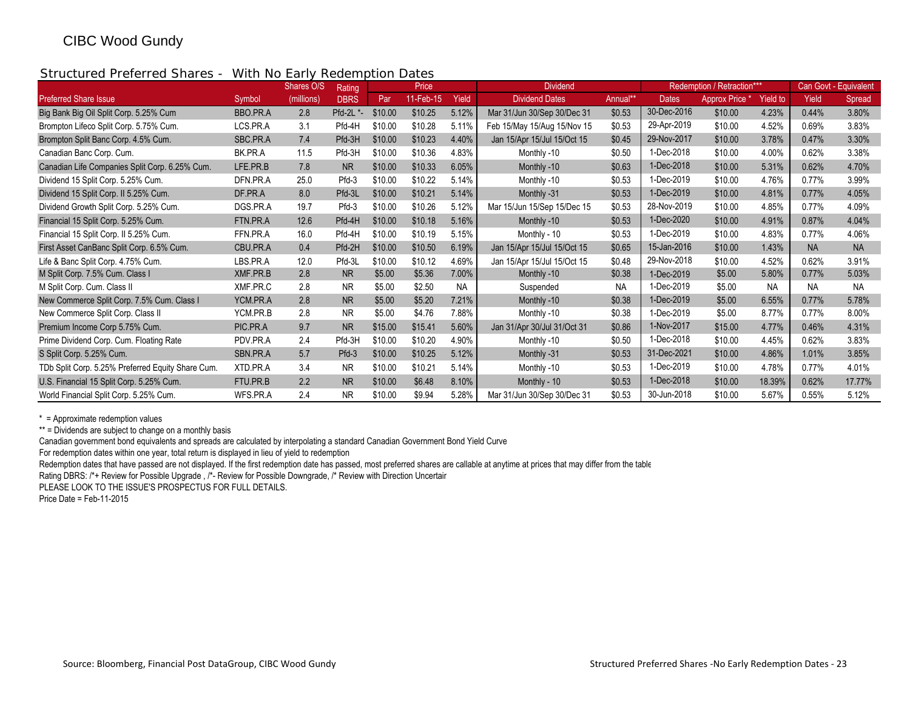CIBC Wood Gundy

## Structured Preferred Shares - With No Early Redemption Dates

| | | Shares O/S | Rating | Price | | | Dividend | | Redemption / Retraction*** | | | Can Govt - Equivalent | |
|---|---|---|---|---|---|---|---|---|---|---|---|---|---|
| Preferred Share Issue | Symbol | (millions) | DBRS | Par | 11-Feb-15 | Yield | Dividend Dates | Annual** | Dates | Approx Price * | Yield to | Yield | Spread |
| Big Bank Big Oil Split Corp. 5.25% Cum | BBO.PR.A | 2.8 | Pfd-2L *- | $10.00 | $10.25 | 5.12% | Mar 31/Jun 30/Sep 30/Dec 31 | $0.53 | 30-Dec-2016 | $10.00 | 4.23% | 0.44% | 3.80% |
| Brompton Lifeco Split Corp. 5.75% Cum. | LCS.PR.A | 3.1 | Pfd-4H | $10.00 | $10.28 | 5.11% | Feb 15/May 15/Aug 15/Nov 15 | $0.53 | 29-Apr-2019 | $10.00 | 4.52% | 0.69% | 3.83% |
| Brompton Split Banc Corp. 4.5% Cum. | SBC.PR.A | 7.4 | Pfd-3H | $10.00 | $10.23 | 4.40% | Jan 15/Apr 15/Jul 15/Oct 15 | $0.45 | 29-Nov-2017 | $10.00 | 3.78% | 0.47% | 3.30% |
| Canadian Banc Corp. Cum. | BK.PR.A | 11.5 | Pfd-3H | $10.00 | $10.36 | 4.83% | Monthly -10 | $0.50 | 1-Dec-2018 | $10.00 | 4.00% | 0.62% | 3.38% |
| Canadian Life Companies Split Corp. 6.25% Cum. | LFE.PR.B | 7.8 | NR | $10.00 | $10.33 | 6.05% | Monthly -10 | $0.63 | 1-Dec-2018 | $10.00 | 5.31% | 0.62% | 4.70% |
| Dividend 15 Split Corp. 5.25% Cum. | DFN.PR.A | 25.0 | Pfd-3 | $10.00 | $10.22 | 5.14% | Monthly -10 | $0.53 | 1-Dec-2019 | $10.00 | 4.76% | 0.77% | 3.99% |
| Dividend 15 Split Corp. II 5.25% Cum. | DF.PR.A | 8.0 | Pfd-3L | $10.00 | $10.21 | 5.14% | Monthly -31 | $0.53 | 1-Dec-2019 | $10.00 | 4.81% | 0.77% | 4.05% |
| Dividend Growth Split Corp. 5.25% Cum. | DGS.PR.A | 19.7 | Pfd-3 | $10.00 | $10.26 | 5.12% | Mar 15/Jun 15/Sep 15/Dec 15 | $0.53 | 28-Nov-2019 | $10.00 | 4.85% | 0.77% | 4.09% |
| Financial 15 Split Corp. 5.25% Cum. | FTN.PR.A | 12.6 | Pfd-4H | $10.00 | $10.18 | 5.16% | Monthly -10 | $0.53 | 1-Dec-2020 | $10.00 | 4.91% | 0.87% | 4.04% |
| Financial 15 Split Corp. II 5.25% Cum. | FFN.PR.A | 16.0 | Pfd-4H | $10.00 | $10.19 | 5.15% | Monthly - 10 | $0.53 | 1-Dec-2019 | $10.00 | 4.83% | 0.77% | 4.06% |
| First Asset CanBanc Split Corp. 6.5% Cum. | CBU.PR.A | 0.4 | Pfd-2H | $10.00 | $10.50 | 6.19% | Jan 15/Apr 15/Jul 15/Oct 15 | $0.65 | 15-Jan-2016 | $10.00 | 1.43% | NA | NA |
| Life & Banc Split Corp. 4.75% Cum. | LBS.PR.A | 12.0 | Pfd-3L | $10.00 | $10.12 | 4.69% | Jan 15/Apr 15/Jul 15/Oct 15 | $0.48 | 29-Nov-2018 | $10.00 | 4.52% | 0.62% | 3.91% |
| M Split Corp. 7.5% Cum. Class I | XMF.PR.B | 2.8 | NR | $5.00 | $5.36 | 7.00% | Monthly -10 | $0.38 | 1-Dec-2019 | $5.00 | 5.80% | 0.77% | 5.03% |
| M Split Corp. Cum. Class II | XMF.PR.C | 2.8 | NR | $5.00 | $2.50 | NA | Suspended | NA | 1-Dec-2019 | $5.00 | NA | NA | NA |
| New Commerce Split Corp. 7.5% Cum. Class I | YCM.PR.A | 2.8 | NR | $5.00 | $5.20 | 7.21% | Monthly -10 | $0.38 | 1-Dec-2019 | $5.00 | 6.55% | 0.77% | 5.78% |
| New Commerce Split Corp. Class II | YCM.PR.B | 2.8 | NR | $5.00 | $4.76 | 7.88% | Monthly -10 | $0.38 | 1-Dec-2019 | $5.00 | 8.77% | 0.77% | 8.00% |
| Premium Income Corp 5.75% Cum. | PIC.PR.A | 9.7 | NR | $15.00 | $15.41 | 5.60% | Jan 31/Apr 30/Jul 31/Oct 31 | $0.86 | 1-Nov-2017 | $15.00 | 4.77% | 0.46% | 4.31% |
| Prime Dividend Corp. Cum. Floating Rate | PDV.PR.A | 2.4 | Pfd-3H | $10.00 | $10.20 | 4.90% | Monthly -10 | $0.50 | 1-Dec-2018 | $10.00 | 4.45% | 0.62% | 3.83% |
| S Split Corp. 5.25% Cum. | SBN.PR.A | 5.7 | Pfd-3 | $10.00 | $10.25 | 5.12% | Monthly -31 | $0.53 | 31-Dec-2021 | $10.00 | 4.86% | 1.01% | 3.85% |
| TDb Split Corp. 5.25% Preferred Equity Share Cum. | XTD.PR.A | 3.4 | NR | $10.00 | $10.21 | 5.14% | Monthly -10 | $0.53 | 1-Dec-2019 | $10.00 | 4.78% | 0.77% | 4.01% |
| U.S. Financial 15 Split Corp. 5.25% Cum. | FTU.PR.B | 2.2 | NR | $10.00 | $6.48 | 8.10% | Monthly - 10 | $0.53 | 1-Dec-2018 | $10.00 | 18.39% | 0.62% | 17.77% |
| World Financial Split Corp. 5.25% Cum. | WFS.PR.A | 2.4 | NR | $10.00 | $9.94 | 5.28% | Mar 31/Jun 30/Sep 30/Dec 31 | $0.53 | 30-Jun-2018 | $10.00 | 5.67% | 0.55% | 5.12% |

\* = Approximate redemption values

** = Dividends are subject to change on a monthly basis

Canadian government bond equivalents and spreads are calculated by interpolating a standard Canadian Government Bond Yield Curve

For redemption dates within one year, total return is displayed in lieu of yield to redemption

Redemption dates that have passed are not displayed. If the first redemption date has passed, most preferred shares are callable at anytime at prices that may differ from the table

Rating DBRS: /*+ Review for Possible Upgrade , /*- Review for Possible Downgrade, /* Review with Direction Uncertair

PLEASE LOOK TO THE ISSUE'S PROSPECTUS FOR FULL DETAILS.

Price Date = Feb-11-2015

Source: Bloomberg, Financial Post DataGroup, CIBC Wood Gundy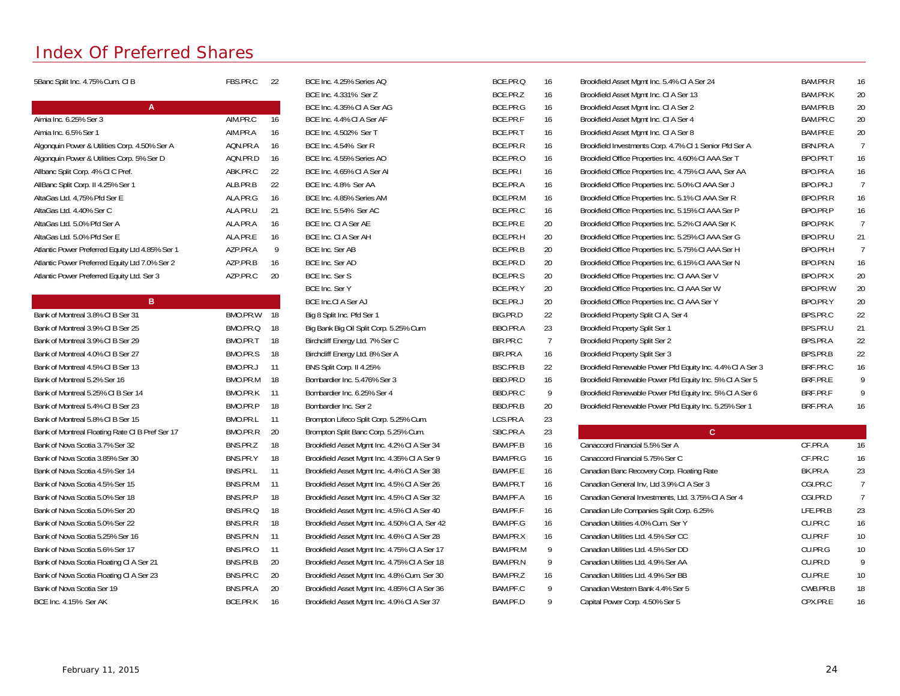# Index Of Preferred Shares

| Name | Symbol | Page |
|---|---|---|
| 5Banc Split Inc. 4.75% Cum. Cl B | FBS.PR.C | 22 |
| **A** | | |
| Aimia Inc. 6.25% Ser 3 | AIM.PR.C | 16 |
| Aimia Inc. 6.5% Ser 1 | AIM.PR.A | 16 |
| Algonquin Power & Utilities Corp. 4.50% Ser A | AQN.PR.A | 16 |
| Algonquin Power & Utilities Corp. 5% Ser D | AQN.PR.D | 16 |
| Allbanc Split Corp. 4% Cl C Pref. | ABK.PR.C | 22 |
| AllBanc Split Corp. II 4.25% Ser 1 | ALB.PR.B | 22 |
| AltaGas Ltd. 4,75% Pfd Ser E | ALA.PR.G | 16 |
| AltaGas Ltd. 4.40% Ser C | ALA.PR.U | 21 |
| AltaGas Ltd. 5.0% Pfd Ser A | ALA.PR.A | 16 |
| AltaGas Ltd. 5.0% Pfd Ser E | ALA.PR.E | 16 |
| Atlantic Power Preferred Equity Ltd 4.85% Ser 1 | AZP.PR.A | 9 |
| Atlantic Power Preferred Equity Ltd 7.0% Ser 2 | AZP.PR.B | 16 |
| Atlantic Power Preferred Equity Ltd. Ser 3 | AZP.PR.C | 20 |
| **B** | | |
| Bank of Montreal 3.8% Cl B Ser 31 | BMO.PR.W | 18 |
| Bank of Montreal 3.9% Cl B Ser 25 | BMO.PR.Q | 18 |
| Bank of Montreal 3.9% Cl B Ser 29 | BMO.PR.T | 18 |
| Bank of Montreal 4.0% Cl B Ser 27 | BMO.PR.S | 18 |
| Bank of Montreal 4.5% Cl B Ser 13 | BMO.PR.J | 11 |
| Bank of Montreal 5.2% Ser 16 | BMO.PR.M | 18 |
| Bank of Montreal 5.25% Cl B Ser 14 | BMO.PR.K | 11 |
| Bank of Montreal 5.4% Cl B Ser 23 | BMO.PR.P | 18 |
| Bank of Montreal 5.8% Cl B Ser 15 | BMO.PR.L | 11 |
| Bank of Montreal Floating Rate Cl B Pref Ser 17 | BMO.PR.R | 20 |
| Bank of Nova Scotia 3.7% Ser 32 | BNS.PR.Z | 18 |
| Bank of Nova Scotia 3.85% Ser 30 | BNS.PR.Y | 18 |
| Bank of Nova Scotia 4.5% Ser 14 | BNS.PR.L | 11 |
| Bank of Nova Scotia 4.5% Ser 15 | BNS.PR.M | 11 |
| Bank of Nova Scotia 5.0% Ser 18 | BNS.PR.P | 18 |
| Bank of Nova Scotia 5.0% Ser 20 | BNS.PR.Q | 18 |
| Bank of Nova Scotia 5.0% Ser 22 | BNS.PR.R | 18 |
| Bank of Nova Scotia 5.25% Ser 16 | BNS.PR.N | 11 |
| Bank of Nova Scotia 5.6% Ser 17 | BNS.PR.O | 11 |
| Bank of Nova Scotia Floating Cl A Ser 21 | BNS.PR.B | 20 |
| Bank of Nova Scotia Floating Cl A Ser 23 | BNS.PR.C | 20 |
| Bank of Nova Scotia Ser 19 | BNS.PR.A | 20 |
| BCE Inc. 4.15% Ser AK | BCE.PR.K | 16 |
| BCE Inc. 4.25% Series AQ | BCE.PR.Q | 16 |
| BCE Inc. 4.331% Ser Z | BCE.PR.Z | 16 |
| BCE Inc. 4.35% Cl A Ser AG | BCE.PR.G | 16 |
| BCE Inc. 4.4% Cl A Ser AF | BCE.PR.F | 16 |
| BCE Inc. 4.502% Ser T | BCE.PR.T | 16 |
| BCE Inc. 4.54% Ser R | BCE.PR.R | 16 |
| BCE Inc. 4.55% Series AO | BCE.PR.O | 16 |
| BCE Inc. 4.65% Cl A Ser AI | BCE.PR.I | 16 |
| BCE Inc. 4.8% Ser AA | BCE.PR.A | 16 |
| BCE Inc. 4.85% Series AM | BCE.PR.M | 16 |
| BCE Inc. 5.54% Ser AC | BCE.PR.C | 16 |
| BCE Inc. Cl A Ser AE | BCE.PR.E | 20 |
| BCE Inc. Cl A Ser AH | BCE.PR.H | 20 |
| BCE Inc. Ser AB | BCE.PR.B | 20 |
| BCE Inc. Ser AD | BCE.PR.D | 20 |
| BCE Inc. Ser S | BCE.PR.S | 20 |
| BCE Inc. Ser Y | BCE.PR.Y | 20 |
| BCE Inc.Cl A Ser AJ | BCE.PR.J | 20 |
| Big 8 Split Inc. Pfd Ser 1 | BIG.PR.D | 22 |
| Big Bank Big Oil Split Corp. 5.25% Cum | BBO.PR.A | 23 |
| Birchcliff Energy Ltd. 7% Ser C | BIR.PR.C | 7 |
| Birchcliff Energy Ltd. 8% Ser A | BIR.PR.A | 16 |
| BNS Split Corp. II 4.25% | BSC.PR.B | 22 |
| Bombardier Inc. 5.476% Ser 3 | BBD.PR.D | 16 |
| Bombardier Inc. 6.25% Ser 4 | BBD.PR.C | 9 |
| Bombardier Inc. Ser 2 | BBD.PR.B | 20 |
| Brompton Lifeco Split Corp. 5.25% Cum. | LCS.PR.A | 23 |
| Brompton Split Banc Corp. 5.25% Cum. | SBC.PR.A | 23 |
| Brookfield Asset Mgmt Inc. 4.2% Cl A Ser 34 | BAM.PF.B | 16 |
| Brookfield Asset Mgmt Inc. 4.35% Cl A Ser 9 | BAM.PR.G | 16 |
| Brookfield Asset Mgmt Inc. 4.4% Cl A Ser 38 | BAM.PF.E | 16 |
| Brookfield Asset Mgmt Inc. 4.5% Cl A Ser 26 | BAM.PR.T | 16 |
| Brookfield Asset Mgmt Inc. 4.5% Cl A Ser 32 | BAM.PF.A | 16 |
| Brookfield Asset Mgmt Inc. 4.5% Cl A Ser 40 | BAM.PF.F | 16 |
| Brookfield Asset Mgmt Inc. 4.50% Cl A, Ser 42 | BAM.PF.G | 16 |
| Brookfield Asset Mgmt Inc. 4.6% Cl A Ser 28 | BAM.PR.X | 16 |
| Brookfield Asset Mgmt Inc. 4.75% Cl A Ser 17 | BAM.PR.M | 9 |
| Brookfield Asset Mgmt Inc. 4.75% Cl A Ser 18 | BAM.PR.N | 9 |
| Brookfield Asset Mgmt Inc. 4.8% Cum. Ser 30 | BAM.PR.Z | 16 |
| Brookfield Asset Mgmt Inc. 4.85% Cl A Ser 36 | BAM.PF.C | 9 |
| Brookfield Asset Mgmt Inc. 4.9% Cl A Ser 37 | BAM.PF.D | 9 |
| Brookfield Asset Mgmt Inc. 5.4% Cl A Ser 24 | BAM.PR.R | 16 |
| Brookfield Asset Mgmt Inc. Cl A Ser 13 | BAM.PR.K | 20 |
| Brookfield Asset Mgmt Inc. Cl A Ser 2 | BAM.PR.B | 20 |
| Brookfield Asset Mgmt Inc. Cl A Ser 4 | BAM.PR.C | 20 |
| Brookfield Asset Mgmt Inc. Cl A Ser 8 | BAM.PR.E | 20 |
| Brookfield Investments Corp. 4.7% Cl 1 Senior Pfd Ser A | BRN.PR.A | 7 |
| Brookfield Office Properties Inc. 4.60% Cl AAA Ser T | BPO.PR.T | 16 |
| Brookfield Office Properties Inc. 4.75% Cl AAA, Ser AA | BPO.PR.A | 16 |
| Brookfield Office Properties Inc. 5.0% Cl AAA Ser J | BPO.PR.J | 7 |
| Brookfield Office Properties Inc. 5.1% Cl AAA Ser R | BPO.PR.R | 16 |
| Brookfield Office Properties Inc. 5.15% Cl AAA Ser P | BPO.PR.P | 16 |
| Brookfield Office Properties Inc. 5.2% Cl AAA Ser K | BPO.PR.K | 7 |
| Brookfield Office Properties Inc. 5.25% Cl AAA Ser G | BPO.PR.U | 21 |
| Brookfield Office Properties Inc. 5.75% Cl AAA Ser H | BPO.PR.H | 7 |
| Brookfield Office Properties Inc. 6.15% Cl AAA Ser N | BPO.PR.N | 16 |
| Brookfield Office Properties Inc. Cl AAA Ser V | BPO.PR.X | 20 |
| Brookfield Office Properties Inc. Cl AAA Ser W | BPO.PR.W | 20 |
| Brookfield Office Properties Inc. Cl AAA Ser Y | BPO.PR.Y | 20 |
| Brookfield Property Split Cl A, Ser 4 | BPS.PR.C | 22 |
| Brookfield Property Split Ser 1 | BPS.PR.U | 21 |
| Brookfield Property Split Ser 2 | BPS.PR.A | 22 |
| Brookfield Property Split Ser 3 | BPS.PR.B | 22 |
| Brookfield Renewable Power Pfd Equity Inc. 4.4% Cl A Ser 3 | BRF.PR.C | 16 |
| Brookfield Renewable Power Pfd Equity Inc. 5% Cl A Ser 5 | BRF.PR.E | 9 |
| Brookfield Renewable Power Pfd Equity Inc. 5% Cl A Ser 6 | BRF.PR.F | 9 |
| Brookfield Renewable Power Pfd Equity Inc. 5.25% Ser 1 | BRF.PR.A | 16 |
| **C** | | |
| Canaccord Financial 5.5% Ser A | CF.PR.A | 16 |
| Canaccord Financial 5.75% Ser C | CF.PR.C | 16 |
| Canadian Banc Recovery Corp. Floating Rate | BK.PR.A | 23 |
| Canadian General Inv, Ltd 3.9% Cl A Ser 3 | CGI.PR.C | 7 |
| Canadian General Investments, Ltd. 3.75% Cl A Ser 4 | CGI.PR.D | 7 |
| Canadian Life Companies Split Corp. 6.25% | LFE.PR.B | 23 |
| Canadian Utilities 4.0% Cum. Ser Y | CU.PR.C | 16 |
| Canadian Utilities Ltd. 4.5% Ser CC | CU.PR.F | 10 |
| Canadian Utilities Ltd. 4.5% Ser DD | CU.PR.G | 10 |
| Canadian Utilities Ltd. 4.9% Ser AA | CU.PR.D | 9 |
| Canadian Utilities Ltd. 4.9% Ser BB | CU.PR.E | 10 |
| Canadian Western Bank 4.4% Ser 5 | CWB.PR.B | 18 |
| Capital Power Corp. 4.50% Ser 5 | CPX.PR.E | 16 |

February 11, 2015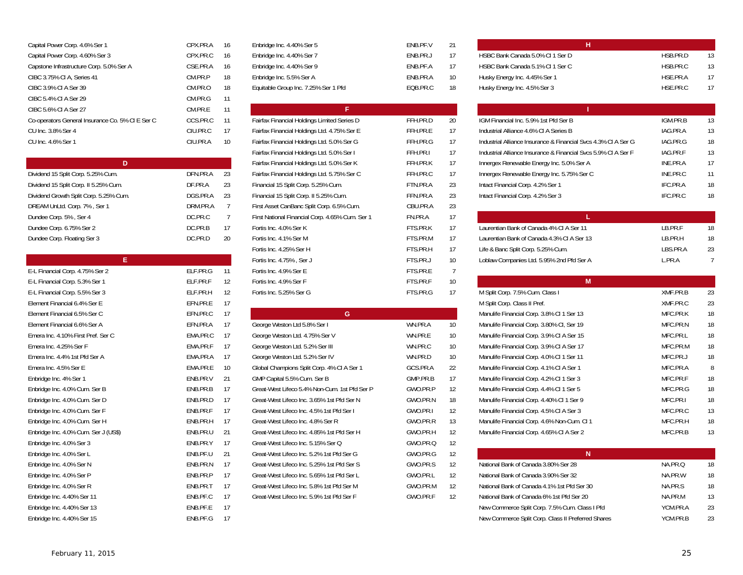| Name | Symbol | # |
|---|---|---|
| Capital Power Corp. 4.6% Ser 1 | CPX.PR.A | 16 |
| Capital Power Corp. 4.60% Ser 3 | CPX.PR.C | 16 |
| Capstone Infrastructure Corp. 5.0% Ser A | CSE.PR.A | 16 |
| CIBC 3.75% Cl A, Series 41 | CM.PR.P | 18 |
| CIBC 3.9% Cl A Ser 39 | CM.PR.O | 18 |
| CIBC 5.4% Cl A Ser 29 | CM.PR.G | 11 |
| CIBC 5.6% Cl A Ser 27 | CM.PR.E | 11 |
| Co-operators General Insurance Co. 5% Cl E Ser C | CCS.PR.C | 11 |
| CU Inc. 3.8% Ser 4 | CIU.PR.C | 17 |
| CU Inc. 4.6% Ser 1 | CIU.PR.A | 10 |
| **D** | | |
| Dividend 15 Split Corp. 5.25% Cum. | DFN.PR.A | 23 |
| Dividend 15 Split Corp. II 5.25% Cum. | DF.PR.A | 23 |
| Dividend Growth Split Corp. 5.25% Cum. | DGS.PR.A | 23 |
| DREAM UnLtd. Corp. 7% , Ser 1 | DRM.PR.A | 7 |
| Dundee Corp. 5% , Ser 4 | DC.PR.C | 7 |
| Dundee Corp. 6.75% Ser 2 | DC.PR.B | 17 |
| Dundee Corp. Floating Ser 3 | DC.PR.D | 20 |
| **E** | | |
| E-L Financial Corp. 4.75% Ser 2 | ELF.PR.G | 11 |
| E-L Financial Corp. 5.3% Ser 1 | ELF.PR.F | 12 |
| E-L Financial Corp. 5.5% Ser 3 | ELF.PR.H | 12 |
| Element Financial 6.4% Ser E | EFN.PR.E | 17 |
| Element Financial 6.5% Ser C | EFN.PR.C | 17 |
| Element Financial 6.6% Ser A | EFN.PR.A | 17 |
| Emera Inc. 4.10% First Pref. Ser C | EMA.PR.C | 17 |
| Emera Inc. 4.25% Ser F | EMA.PR.F | 17 |
| Emera Inc. 4.4% 1st Pfd Ser A | EMA.PR.A | 17 |
| Emera Inc. 4.5% Ser E | EMA.PR.E | 10 |
| Enbridge Inc. 4% Ser 1 | ENB.PR.V | 21 |
| Enbridge Inc. 4.0% Cum. Ser B | ENB.PR.B | 17 |
| Enbridge Inc. 4.0% Cum. Ser D | ENB.PR.D | 17 |
| Enbridge Inc. 4.0% Cum. Ser F | ENB.PR.F | 17 |
| Enbridge Inc. 4.0% Cum. Ser H | ENB.PR.H | 17 |
| Enbridge Inc. 4.0% Cum. Ser J (US$) | ENB.PR.U | 21 |
| Enbridge Inc. 4.0% Ser 3 | ENB.PR.Y | 17 |
| Enbridge Inc. 4.0% Ser L | ENB.PF.U | 21 |
| Enbridge Inc. 4.0% Ser N | ENB.PR.N | 17 |
| Enbridge Inc. 4.0% Ser P | ENB.PR.P | 17 |
| Enbridge Inc. 4.0% Ser R | ENB.PR.T | 17 |
| Enbridge Inc. 4.40% Ser 11 | ENB.PF.C | 17 |
| Enbridge Inc. 4.40% Ser 13 | ENB.PF.E | 17 |
| Enbridge Inc. 4.40% Ser 15 | ENB.PF.G | 17 |
| Enbridge Inc. 4.40% Ser 5 | ENB.PF.V | 21 |
| Enbridge Inc. 4.40% Ser 7 | ENB.PR.J | 17 |
| Enbridge Inc. 4.40% Ser 9 | ENB.PF.A | 17 |
| Enbridge Inc. 5.5% Ser A | ENB.PR.A | 10 |
| Equitable Group Inc. 7.25% Ser 1 Pfd | EQB.PR.C | 18 |
| **F** | | |
| Fairfax Financial Holdings Limited Series D | FFH.PR.D | 20 |
| Fairfax Financial Holdings Ltd. 4.75% Ser E | FFH.PR.E | 17 |
| Fairfax Financial Holdings Ltd. 5.0% Ser G | FFH.PR.G | 17 |
| Fairfax Financial Holdings Ltd. 5.0% Ser I | FFH.PR.I | 17 |
| Fairfax Financial Holdings Ltd. 5.0% Ser K | FFH.PR.K | 17 |
| Fairfax Financial Holdings Ltd. 5.75% Ser C | FFH.PR.C | 17 |
| Financial 15 Split Corp. 5.25% Cum. | FTN.PR.A | 23 |
| Financial 15 Split Corp. II 5.25% Cum. | FFN.PR.A | 23 |
| First Asset CanBanc Split Corp. 6.5% Cum. | CBU.PR.A | 23 |
| First National Financial Corp. 4.65% Cum. Ser 1 | FN.PR.A | 17 |
| Fortis Inc. 4.0% Ser K | FTS.PR.K | 17 |
| Fortis Inc. 4.1% Ser M | FTS.PR.M | 17 |
| Fortis Inc. 4.25% Ser H | FTS.PR.H | 17 |
| Fortis Inc. 4.75% , Ser J | FTS.PR.J | 10 |
| Fortis Inc. 4.9% Ser E | FTS.PR.E | 7 |
| Fortis Inc. 4.9% Ser F | FTS.PR.F | 10 |
| Fortis Inc. 5.25% Ser G | FTS.PR.G | 17 |
| **G** | | |
| George Weston Ltd 5.8% Ser I | WN.PR.A | 10 |
| George Weston Ltd. 4.75% Ser V | WN.PR.E | 10 |
| George Weston Ltd. 5.2% Ser III | WN.PR.C | 10 |
| George Weston Ltd. 5.2% Ser IV | WN.PR.D | 10 |
| Global Champions Split Corp. 4% Cl A Ser 1 | GCS.PR.A | 22 |
| GMP Capital 5.5% Cum. Ser B | GMP.PR.B | 17 |
| Great-West Lifeco 5.4% Non-Cum. 1st Pfd Ser P | GWO.PR.P | 12 |
| Great-West Lifeco Inc. 3.65% 1st Pfd Ser N | GWO.PR.N | 18 |
| Great-West Lifeco Inc. 4.5% 1st Pfd Ser I | GWO.PR.I | 12 |
| Great-West Lifeco Inc. 4.8% Ser R | GWO.PR.R | 13 |
| Great-West Lifeco Inc. 4.85% 1st Pfd Ser H | GWO.PR.H | 12 |
| Great-West Lifeco Inc. 5.15% Ser Q | GWO.PR.Q | 12 |
| Great-West Lifeco Inc. 5.2% 1st Pfd Ser G | GWO.PR.G | 12 |
| Great-West Lifeco Inc. 5.25% 1st Pfd Ser S | GWO.PR.S | 12 |
| Great-West Lifeco Inc. 5.65% 1st Pfd Ser L | GWO.PR.L | 12 |
| Great-West Lifeco Inc. 5.8% 1st Pfd Ser M | GWO.PR.M | 12 |
| Great-West Lifeco Inc. 5.9% 1st Pfd Ser F | GWO.PR.F | 12 |
| **H** | | |
| HSBC Bank Canada 5.0% Cl 1 Ser D | HSB.PR.D | 13 |
| HSBC Bank Canada 5.1% Cl 1 Ser C | HSB.PR.C | 13 |
| Husky Energy Inc. 4.45% Ser 1 | HSE.PR.A | 17 |
| Husky Energy Inc. 4.5% Ser 3 | HSE.PR.C | 17 |
| **I** | | |
| IGM Financial Inc. 5.9% 1st Pfd Ser B | IGM.PR.B | 13 |
| Industrial Alliance 4.6% Cl A Series B | IAG.PR.A | 13 |
| Industrial Alliance Insurance & Financial Svcs 4.3% Cl A Ser G | IAG.PR.G | 18 |
| Industrial Alliance Insurance & Financial Svcs 5.9% Cl A Ser F | IAG.PR.F | 13 |
| Innergex Renewable Energy Inc. 5.0% Ser A | INE.PR.A | 17 |
| Innergex Renewable Energy Inc. 5.75% Ser C | INE.PR.C | 11 |
| Intact Financial Corp. 4.2% Ser 1 | IFC.PR.A | 18 |
| Intact Financial Corp. 4.2% Ser 3 | IFC.PR.C | 18 |
| **L** | | |
| Laurentian Bank of Canada 4% Cl A Ser 11 | LB.PR.F | 18 |
| Laurentian Bank of Canada 4.3% Cl A Ser 13 | LB.PR.H | 18 |
| Life & Banc Split Corp. 5.25% Cum. | LBS.PR.A | 23 |
| Loblaw Companies Ltd. 5.95% 2nd Pfd Ser A | L.PR.A | 7 |
| **M** | | |
| M Split Corp. 7.5% Cum. Class I | XMF.PR.B | 23 |
| M Split Corp. Class II Pref. | XMF.PR.C | 23 |
| Manulife Financial Corp. 3.8% Cl 1 Ser 13 | MFC.PR.K | 18 |
| Manulife Financial Corp. 3.80% Cl, Ser 19 | MFC.PR.N | 18 |
| Manulife Financial Corp. 3.9% Cl A Ser 15 | MFC.PR.L | 18 |
| Manulife Financial Corp. 3.9% Cl A Ser 17 | MFC.PR.M | 18 |
| Manulife Financial Corp. 4.0% Cl 1 Ser 11 | MFC.PR.J | 18 |
| Manulife Financial Corp. 4.1% Cl A Ser 1 | MFC.PR.A | 8 |
| Manulife Financial Corp. 4.2% Cl 1 Ser 3 | MFC.PR.F | 18 |
| Manulife Financial Corp. 4.4% Cl 1 Ser 5 | MFC.PR.G | 18 |
| Manulife Financial Corp. 4.40% Cl 1 Ser 9 | MFC.PR.I | 18 |
| Manulife Financial Corp. 4.5% Cl A Ser 3 | MFC.PR.C | 13 |
| Manulife Financial Corp. 4.6% Non-Cum. Cl 1 | MFC.PR.H | 18 |
| Manulife Financial Corp. 4.65% Cl A Ser 2 | MFC.PR.B | 13 |
| **N** | | |
| National Bank of Canada 3.80% Ser 28 | NA.PR.Q | 18 |
| National Bank of Canada 3.90% Ser 32 | NA.PR.W | 18 |
| National Bank of Canada 4.1% 1st Pfd Ser 30 | NA.PR.S | 18 |
| National Bank of Canada 6% 1st Pfd Ser 20 | NA.PR.M | 13 |
| New Commerce Split Corp. 7.5% Cum. Class I Pfd | YCM.PR.A | 23 |
| New Commerce Split Corp. Class II Preferred Shares | YCM.PR.B | 23 |

February 11, 2015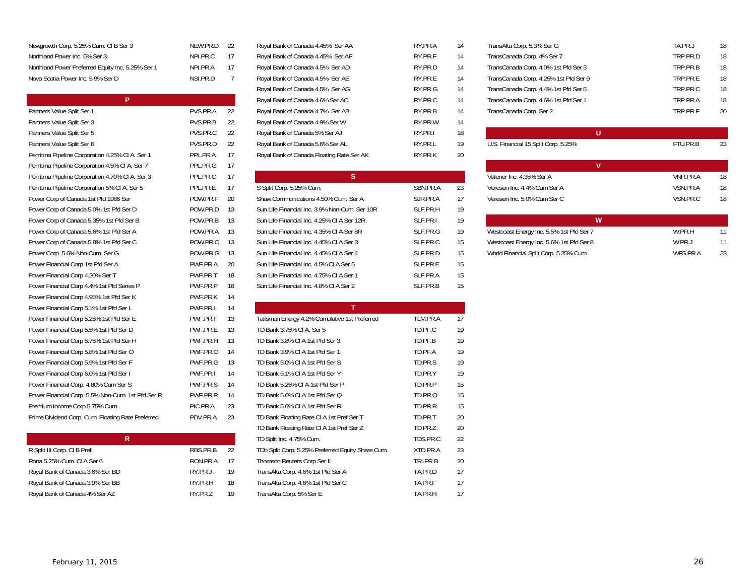| | | |
|---|---|---|
| Newgrowth Corp. 5.25% Cum. Cl B Ser 3 | NEW.PR.D | 22 |
| Northland Power Inc. 5% Ser 3 | NPI.PR.C | 17 |
| Northland Power Preferred Equity Inc. 5.25% Ser 1 | NPI.PR.A | 17 |
| Nova Scotia Power Inc. 5.9% Ser D | NSI.PR.D | 7 |

## P

| | | |
|---|---|---|
| Partners Value Split Ser 1 | PVS.PR.A | 22 |
| Partners Value Split Ser 3 | PVS.PR.B | 22 |
| Partners Value Split Ser 5 | PVS.PR.C | 22 |
| Partners Value Split Ser 6 | PVS.PR.D | 22 |
| Pembina Pipeline Corporation 4.25% Cl A, Ser 1 | PPL.PR.A | 17 |
| Pembina Pipeline Corporation 4.5% Cl A, Ser 7 | PPL.PR.G | 17 |
| Pembina Pipeline Corporation 4.70% Cl A, Ser 3 | PPL.PR.C | 17 |
| Pembina Pipeline Corporation 5% Cl A, Ser 5 | PPL.PR.E | 17 |
| Power Corp of Canada 1st Pfd 1986 Ser | POW.PR.F | 20 |
| Power Corp of Canada 5.0% 1st Pfd Ser D | POW.PR.D | 13 |
| Power Corp of Canada 5.35% 1st Pfd Ser B | POW.PR.B | 13 |
| Power Corp of Canada 5.6% 1st Pfd Ser A | POW.PR.A | 13 |
| Power Corp of Canada 5.8% 1st Pfd Ser C | POW.PR.C | 13 |
| Power Corp. 5.6% Non-Cum. Ser G | POW.PR.G | 13 |
| Power Financial Corp 1st Pfd Ser A | PWF.PR.A | 20 |
| Power Financial Corp 4.20% Ser T | PWF.PR.T | 18 |
| Power Financial Corp 4.4% 1st Pfd Series P | PWF.PR.P | 18 |
| Power Financial Corp 4.95% 1st Pfd Ser K | PWF.PR.K | 14 |
| Power Financial Corp 5.1% 1st Pfd Ser L | PWF.PR.L | 14 |
| Power Financial Corp 5.25% 1st Pfd Ser E | PWF.PR.F | 13 |
| Power Financial Corp 5.5% 1st Pfd Ser D | PWF.PR.E | 13 |
| Power Financial Corp 5.75% 1st Pfd Ser H | PWF.PR.H | 13 |
| Power Financial Corp 5.8% 1st Pfd Ser O | PWF.PR.O | 14 |
| Power Financial Corp 5.9% 1st Pfd Ser F | PWF.PR.G | 13 |
| Power Financial Corp 6.0% 1st Pfd Ser I | PWF.PR.I | 14 |
| Power Financial Corp. 4.80% Cum Ser S | PWF.PR.S | 14 |
| Power Financial Corp. 5.5% Non-Cum. 1st Pfd Ser R | PWF.PR.R | 14 |
| Premium Income Corp 5.75% Cum. | PIC.PR.A | 23 |
| Prime Dividend Corp. Cum. Floating Rate Preferred | PDV.PR.A | 23 |

## R

| | | |
|---|---|---|
| R Split III Corp. Cl B Pref. | RBS.PR.B | 22 |
| Rona 5.25% Cum. Cl A Ser 6 | RON.PR.A | 17 |
| Royal Bank of Canada 3.6% Ser BD | RY.PR.J | 19 |
| Royal Bank of Canada 3.9% Ser BB | RY.PR.H | 18 |
| Royal Bank of Canada 4% Ser AZ | RY.PR.Z | 19 |
| Royal Bank of Canada 4.45% Ser AA | RY.PR.A | 14 |
| Royal Bank of Canada 4.45% Ser AF | RY.PR.F | 14 |
| Royal Bank of Canada 4.5% Ser AD | RY.PR.D | 14 |
| Royal Bank of Canada 4.5% Ser AE | RY.PR.E | 14 |
| Royal Bank of Canada 4.5% Ser AG | RY.PR.G | 14 |
| Royal Bank of Canada 4.6% Ser AC | RY.PR.C | 14 |
| Royal Bank of Canada 4.7% Ser AB | RY.PR.B | 14 |
| Royal Bank of Canada 4.9% Ser W | RY.PR.W | 14 |
| Royal Bank of Canada 5% Ser AJ | RY.PR.I | 18 |
| Royal Bank of Canada 5.6% Ser AL | RY.PR.L | 19 |
| Royal Bank of Canada Floating Rate Ser AK | RY.PR.K | 20 |

## S

| | | |
|---|---|---|
| S Split Corp. 5.25% Cum. | SBN.PR.A | 23 |
| Shaw Communications 4.50% Cum. Ser A | SJR.PR.A | 17 |
| Sun Life Financial Inc. 3.9% Non-Cum. Ser 10R | SLF.PR.H | 19 |
| Sun Life Financial Inc. 4.25% Cl A Ser 12R | SLF.PR.I | 19 |
| Sun Life Financial Inc. 4.35% Cl A Ser 8R | SLF.PR.G | 19 |
| Sun Life Financial Inc. 4.45% Cl A Ser 3 | SLF.PR.C | 15 |
| Sun Life Financial Inc. 4.45% Cl A Ser 4 | SLF.PR.D | 15 |
| Sun Life Financial Inc. 4.5% Cl A Ser 5 | SLF.PR.E | 15 |
| Sun Life Financial Inc. 4.75% Cl A Ser 1 | SLF.PR.A | 15 |
| Sun Life Financial Inc. 4.8% Cl A Ser 2 | SLF.PR.B | 15 |

## T

| | | |
|---|---|---|
| Talisman Energy 4.2% Cumulative 1st Preferred | TLM.PR.A | 17 |
| TD Bank 3.75% Cl A, Ser 5 | TD.PF.C | 19 |
| TD Bank 3.8% Cl A 1st Pfd Ser 3 | TD.PF.B | 19 |
| TD Bank 3.9% Cl A 1st Pfd Ser 1 | TD.PF.A | 19 |
| TD Bank 5.0% Cl A 1st Pfd Ser S | TD.PR.S | 19 |
| TD Bank 5.1% Cl A 1st Pfd Ser Y | TD.PR.Y | 19 |
| TD Bank 5.25% Cl A 1st Pfd Ser P | TD.PR.P | 15 |
| TD Bank 5.6% Cl A 1st Pfd Ser Q | TD.PR.Q | 15 |
| TD Bank 5.6% Cl A 1st Pfd Ser R | TD.PR.R | 15 |
| TD Bank Floating Rate Cl A 1st Pref Ser T | TD.PR.T | 20 |
| TD Bank Floating Rate Cl A 1st Pref Ser Z | TD.PR.Z | 20 |
| TD Split Inc. 4.75% Cum. | TDS.PR.C | 22 |
| TDb Split Corp. 5.25% Preferred Equity Share Cum. | XTD.PR.A | 23 |
| Thomson Reuters Corp Ser II | TRI.PR.B | 20 |
| TransAlta Corp. 4.6% 1st Pfd Ser A | TA.PR.D | 17 |
| TransAlta Corp. 4.6% 1st Pfd Ser C | TA.PR.F | 17 |
| TransAlta Corp. 5% Ser E | TA.PR.H | 17 |
| TransAlta Corp. 5.3% Ser G | TA.PR.J | 18 |
| TransCanada Corp. 4% Ser 7 | TRP.PR.D | 18 |
| TransCanada Corp. 4.0% 1st Pfd Ser 3 | TRP.PR.B | 18 |
| TransCanada Corp. 4.25% 1st Pfd Ser 9 | TRP.PR.E | 18 |
| TransCanada Corp. 4.4% 1st Pfd Ser 5 | TRP.PR.C | 18 |
| TransCanada Corp. 4.6% 1st Pfd Ser 1 | TRP.PR.A | 18 |
| TransCanada Corp. Ser 2 | TRP.PR.F | 20 |

## U

| | | |
|---|---|---|
| U.S. Financial 15 Split Corp. 5.25% | FTU.PR.B | 23 |

## V

| | | |
|---|---|---|
| Valener Inc. 4.35% Ser A | VNR.PR.A | 18 |
| Veresen Inc. 4.4% Cum Ser A | VSN.PR.A | 18 |
| Veresen Inc. 5.0% Cum Ser C | VSN.PR.C | 18 |

## W

| | | |
|---|---|---|
| Westcoast Energy Inc. 5.5% 1st Pfd Ser 7 | W.PR.H | 11 |
| Westcoast Energy Inc. 5.6% 1st Pfd Ser 8 | W.PR.J | 11 |
| World Financial Split Corp. 5.25% Cum. | WFS.PR.A | 23 |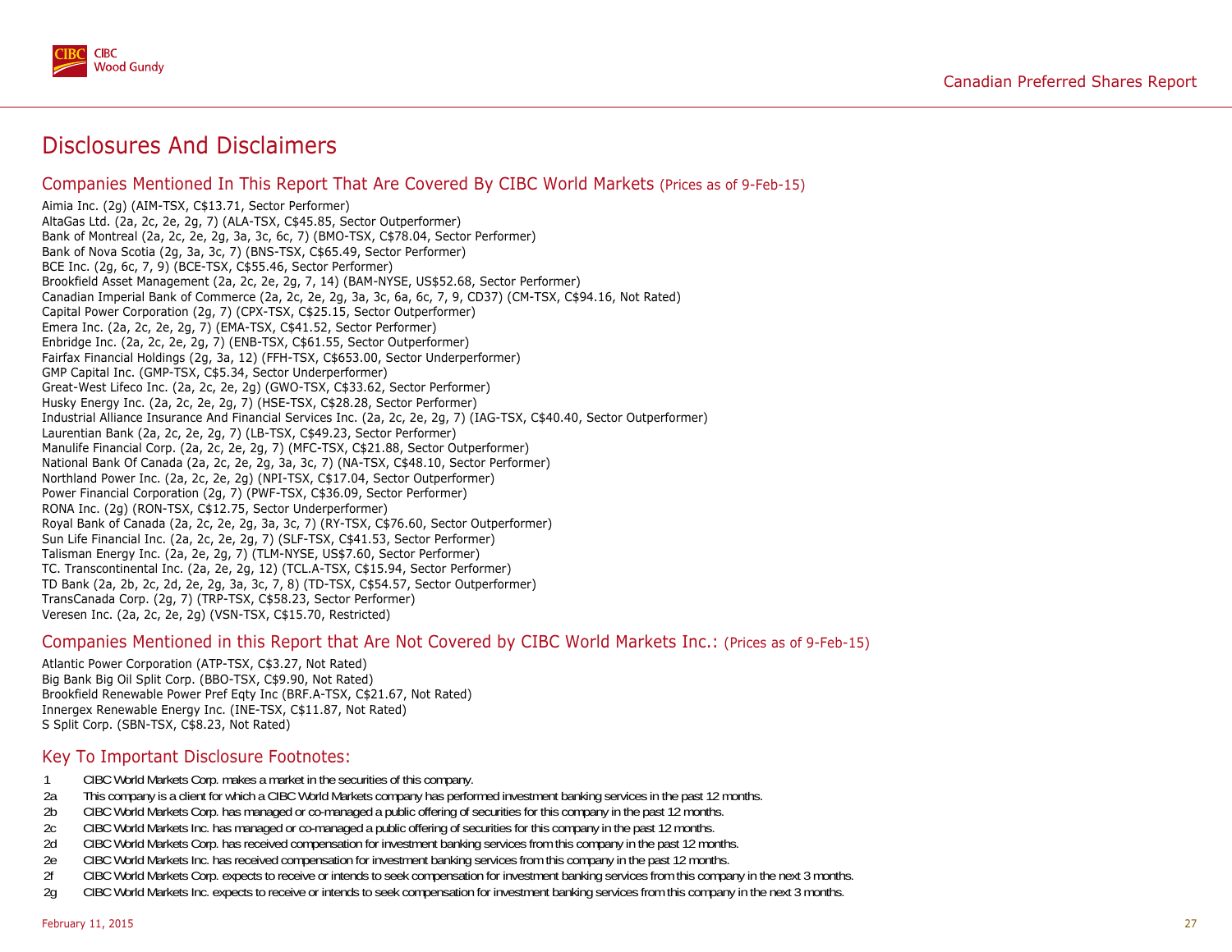# Disclosures And Disclaimers

## Companies Mentioned In This Report That Are Covered By CIBC World Markets (Prices as of 9-Feb-15)

Aimia Inc. (2g) (AIM-TSX, C$13.71, Sector Performer)
AltaGas Ltd. (2a, 2c, 2e, 2g, 7) (ALA-TSX, C$45.85, Sector Outperformer)
Bank of Montreal (2a, 2c, 2e, 2g, 3a, 3c, 6c, 7) (BMO-TSX, C$78.04, Sector Performer)
Bank of Nova Scotia (2g, 3a, 3c, 7) (BNS-TSX, C$65.49, Sector Performer)
BCE Inc. (2g, 6c, 7, 9) (BCE-TSX, C$55.46, Sector Performer)
Brookfield Asset Management (2a, 2c, 2e, 2g, 7, 14) (BAM-NYSE, US$52.68, Sector Performer)
Canadian Imperial Bank of Commerce (2a, 2c, 2e, 2g, 3a, 3c, 6a, 6c, 7, 9, CD37) (CM-TSX, C$94.16, Not Rated)
Capital Power Corporation (2g, 7) (CPX-TSX, C$25.15, Sector Outperformer)
Emera Inc. (2a, 2c, 2e, 2g, 7) (EMA-TSX, C$41.52, Sector Performer)
Enbridge Inc. (2a, 2c, 2e, 2g, 7) (ENB-TSX, C$61.55, Sector Outperformer)
Fairfax Financial Holdings (2g, 3a, 12) (FFH-TSX, C$653.00, Sector Underperformer)
GMP Capital Inc. (GMP-TSX, C$5.34, Sector Underperformer)
Great-West Lifeco Inc. (2a, 2c, 2e, 2g) (GWO-TSX, C$33.62, Sector Performer)
Husky Energy Inc. (2a, 2c, 2e, 2g, 7) (HSE-TSX, C$28.28, Sector Performer)
Industrial Alliance Insurance And Financial Services Inc. (2a, 2c, 2e, 2g, 7) (IAG-TSX, C$40.40, Sector Outperformer)
Laurentian Bank (2a, 2c, 2e, 2g, 7) (LB-TSX, C$49.23, Sector Performer)
Manulife Financial Corp. (2a, 2c, 2e, 2g, 7) (MFC-TSX, C$21.88, Sector Outperformer)
National Bank Of Canada (2a, 2c, 2e, 2g, 3a, 3c, 7) (NA-TSX, C$48.10, Sector Performer)
Northland Power Inc. (2a, 2c, 2e, 2g) (NPI-TSX, C$17.04, Sector Outperformer)
Power Financial Corporation (2g, 7) (PWF-TSX, C$36.09, Sector Performer)
RONA Inc. (2g) (RON-TSX, C$12.75, Sector Underperformer)
Royal Bank of Canada (2a, 2c, 2e, 2g, 3a, 3c, 7) (RY-TSX, C$76.60, Sector Outperformer)
Sun Life Financial Inc. (2a, 2c, 2e, 2g, 7) (SLF-TSX, C$41.53, Sector Performer)
Talisman Energy Inc. (2a, 2e, 2g, 7) (TLM-NYSE, US$7.60, Sector Performer)
TC. Transcontinental Inc. (2a, 2e, 2g, 12) (TCL.A-TSX, C$15.94, Sector Performer)
TD Bank (2a, 2b, 2c, 2d, 2e, 2g, 3a, 3c, 7, 8) (TD-TSX, C$54.57, Sector Outperformer)
TransCanada Corp. (2g, 7) (TRP-TSX, C$58.23, Sector Performer)
Veresen Inc. (2a, 2c, 2e, 2g) (VSN-TSX, C$15.70, Restricted)

## Companies Mentioned in this Report that Are Not Covered by CIBC World Markets Inc.: (Prices as of 9-Feb-15)

Atlantic Power Corporation (ATP-TSX, C$3.27, Not Rated)
Big Bank Big Oil Split Corp. (BBO-TSX, C$9.90, Not Rated)
Brookfield Renewable Power Pref Eqty Inc (BRF.A-TSX, C$21.67, Not Rated)
Innergex Renewable Energy Inc. (INE-TSX, C$11.87, Not Rated)
S Split Corp. (SBN-TSX, C$8.23, Not Rated)

## Key To Important Disclosure Footnotes:

| | |
|---|---|
| 1 | CIBC World Markets Corp. makes a market in the securities of this company. |
| 2a | This company is a client for which a CIBC World Markets company has performed investment banking services in the past 12 months. |
| 2b | CIBC World Markets Corp. has managed or co-managed a public offering of securities for this company in the past 12 months. |
| 2c | CIBC World Markets Inc. has managed or co-managed a public offering of securities for this company in the past 12 months. |
| 2d | CIBC World Markets Corp. has received compensation for investment banking services from this company in the past 12 months. |
| 2e | CIBC World Markets Inc. has received compensation for investment banking services from this company in the past 12 months. |
| 2f | CIBC World Markets Corp. expects to receive or intends to seek compensation for investment banking services from this company in the next 3 months. |
| 2g | CIBC World Markets Inc. expects to receive or intends to seek compensation for investment banking services from this company in the next 3 months. |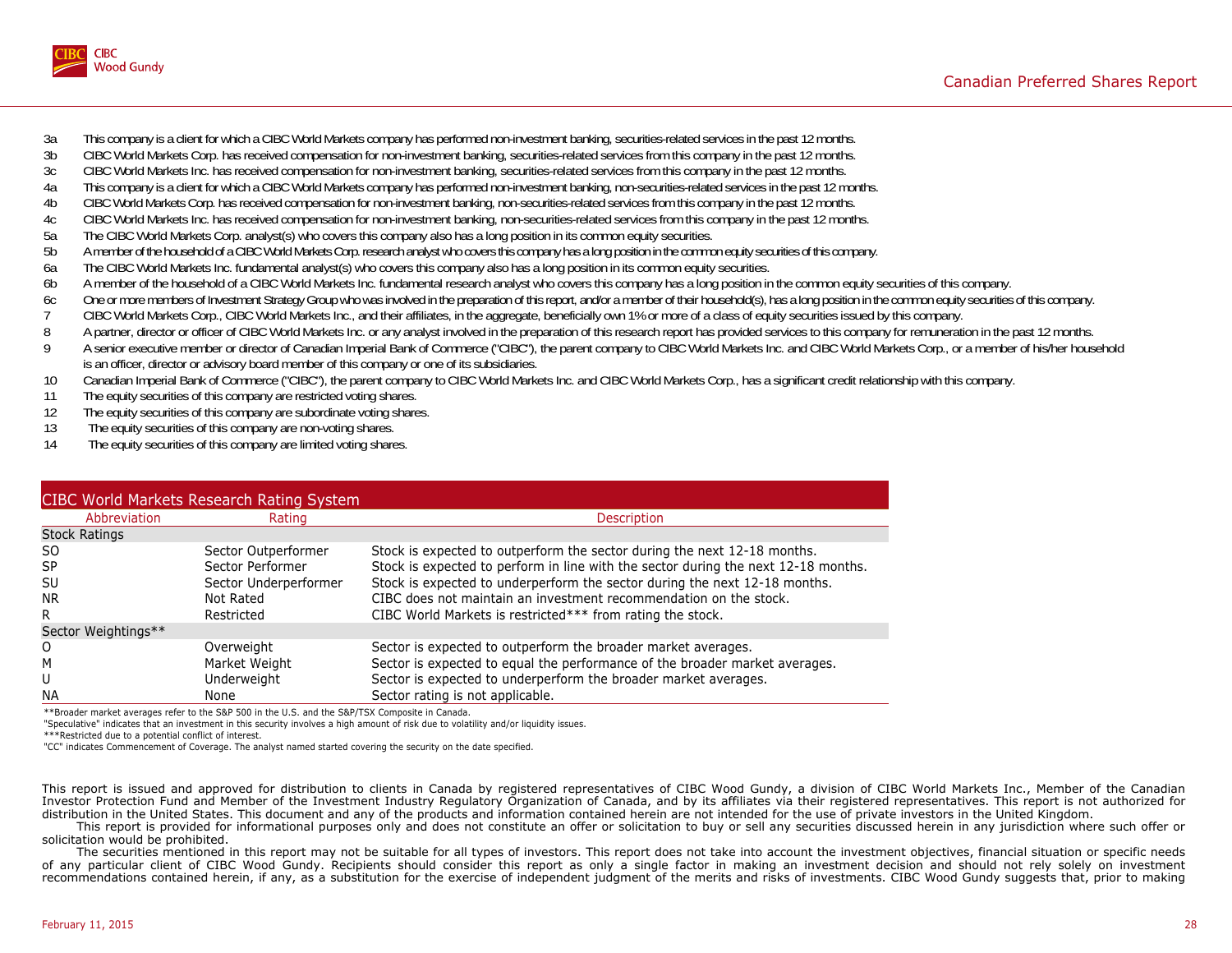3a This company is a client for which a CIBC World Markets company has performed non-investment banking, securities-related services in the past 12 months.
3b CIBC World Markets Corp. has received compensation for non-investment banking, securities-related services from this company in the past 12 months.
3c CIBC World Markets Inc. has received compensation for non-investment banking, securities-related services from this company in the past 12 months.
4a This company is a client for which a CIBC World Markets company has performed non-investment banking, non-securities-related services in the past 12 months.
4b CIBC World Markets Corp. has received compensation for non-investment banking, non-securities-related services from this company in the past 12 months.
4c CIBC World Markets Inc. has received compensation for non-investment banking, non-securities-related services from this company in the past 12 months.
5a The CIBC World Markets Corp. analyst(s) who covers this company also has a long position in its common equity securities.
5b A member of the household of a CIBC World Markets Corp. research analyst who covers this company has a long position in the common equity securities of this company.
6a The CIBC World Markets Inc. fundamental analyst(s) who covers this company also has a long position in its common equity securities.
6b A member of the household of a CIBC World Markets Inc. fundamental research analyst who covers this company has a long position in the common equity securities of this company.
6c One or more members of Investment Strategy Group who was involved in the preparation of this report, and/or a member of their household(s), has a long position in the common equity securities of this company.
7 CIBC World Markets Corp., CIBC World Markets Inc., and their affiliates, in the aggregate, beneficially own 1% or more of a class of equity securities issued by this company.
8 A partner, director or officer of CIBC World Markets Inc. or any analyst involved in the preparation of this research report has provided services to this company for remuneration in the past 12 months.
9 A senior executive member or director of Canadian Imperial Bank of Commerce ("CIBC"), the parent company to CIBC World Markets Inc. and CIBC World Markets Corp., or a member of his/her household is an officer, director or advisory board member of this company or one of its subsidiaries.
10 Canadian Imperial Bank of Commerce ("CIBC"), the parent company to CIBC World Markets Inc. and CIBC World Markets Corp., has a significant credit relationship with this company.
11 The equity securities of this company are restricted voting shares.
12 The equity securities of this company are subordinate voting shares.
13 The equity securities of this company are non-voting shares.
14 The equity securities of this company are limited voting shares.

## CIBC World Markets Research Rating System

| Abbreviation | Rating | Description |
|---|---|---|
| **Stock Ratings** | | |
| SO | Sector Outperformer | Stock is expected to outperform the sector during the next 12-18 months. |
| SP | Sector Performer | Stock is expected to perform in line with the sector during the next 12-18 months. |
| SU | Sector Underperformer | Stock is expected to underperform the sector during the next 12-18 months. |
| NR | Not Rated | CIBC does not maintain an investment recommendation on the stock. |
| R | Restricted | CIBC World Markets is restricted*** from rating the stock. |
| **Sector Weightings**** | | |
| O | Overweight | Sector is expected to outperform the broader market averages. |
| M | Market Weight | Sector is expected to equal the performance of the broader market averages. |
| U | Underweight | Sector is expected to underperform the broader market averages. |
| NA | None | Sector rating is not applicable. |

**Broader market averages refer to the S&P 500 in the U.S. and the S&P/TSX Composite in Canada.
"Speculative" indicates that an investment in this security involves a high amount of risk due to volatility and/or liquidity issues.
***Restricted due to a potential conflict of interest.
"CC" indicates Commencement of Coverage. The analyst named started covering the security on the date specified.

This report is issued and approved for distribution to clients in Canada by registered representatives of CIBC Wood Gundy, a division of CIBC World Markets Inc., Member of the Canadian Investor Protection Fund and Member of the Investment Industry Regulatory Organization of Canada, and by its affiliates via their registered representatives. This report is not authorized for distribution in the United States. This document and any of the products and information contained herein are not intended for the use of private investors in the United Kingdom.

This report is provided for informational purposes only and does not constitute an offer or solicitation to buy or sell any securities discussed herein in any jurisdiction where such offer or solicitation would be prohibited.

The securities mentioned in this report may not be suitable for all types of investors. This report does not take into account the investment objectives, financial situation or specific needs of any particular client of CIBC Wood Gundy. Recipients should consider this report as only a single factor in making an investment decision and should not rely solely on investment recommendations contained herein, if any, as a substitution for the exercise of independent judgment of the merits and risks of investments. CIBC Wood Gundy suggests that, prior to making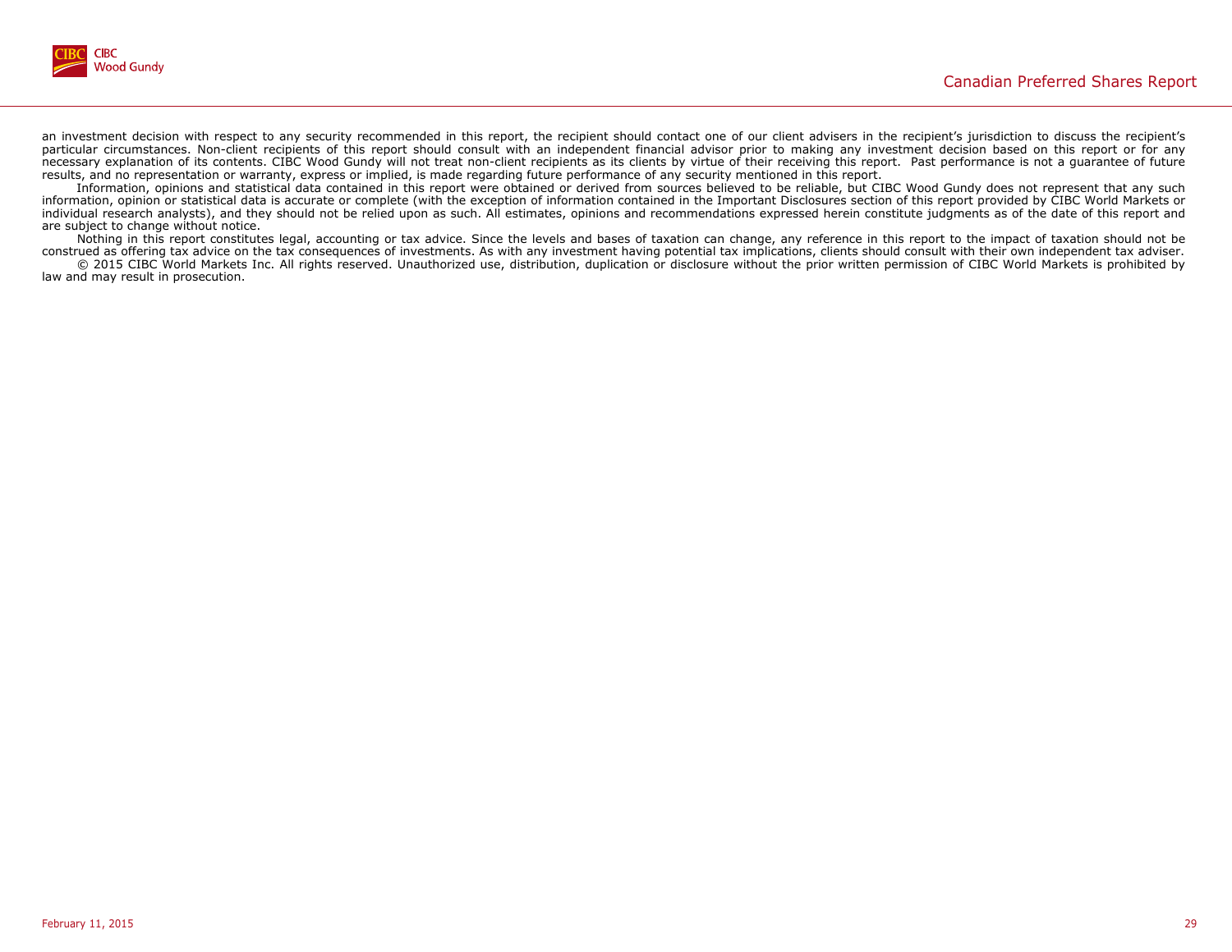an investment decision with respect to any security recommended in this report, the recipient should contact one of our client advisers in the recipient's jurisdiction to discuss the recipient's particular circumstances. Non-client recipients of this report should consult with an independent financial advisor prior to making any investment decision based on this report or for any necessary explanation of its contents. CIBC Wood Gundy will not treat non-client recipients as its clients by virtue of their receiving this report. Past performance is not a guarantee of future results, and no representation or warranty, express or implied, is made regarding future performance of any security mentioned in this report.

Information, opinions and statistical data contained in this report were obtained or derived from sources believed to be reliable, but CIBC Wood Gundy does not represent that any such information, opinion or statistical data is accurate or complete (with the exception of information contained in the Important Disclosures section of this report provided by CIBC World Markets or individual research analysts), and they should not be relied upon as such. All estimates, opinions and recommendations expressed herein constitute judgments as of the date of this report and are subject to change without notice.

Nothing in this report constitutes legal, accounting or tax advice. Since the levels and bases of taxation can change, any reference in this report to the impact of taxation should not be construed as offering tax advice on the tax consequences of investments. As with any investment having potential tax implications, clients should consult with their own independent tax adviser.

© 2015 CIBC World Markets Inc. All rights reserved. Unauthorized use, distribution, duplication or disclosure without the prior written permission of CIBC World Markets is prohibited by law and may result in prosecution.